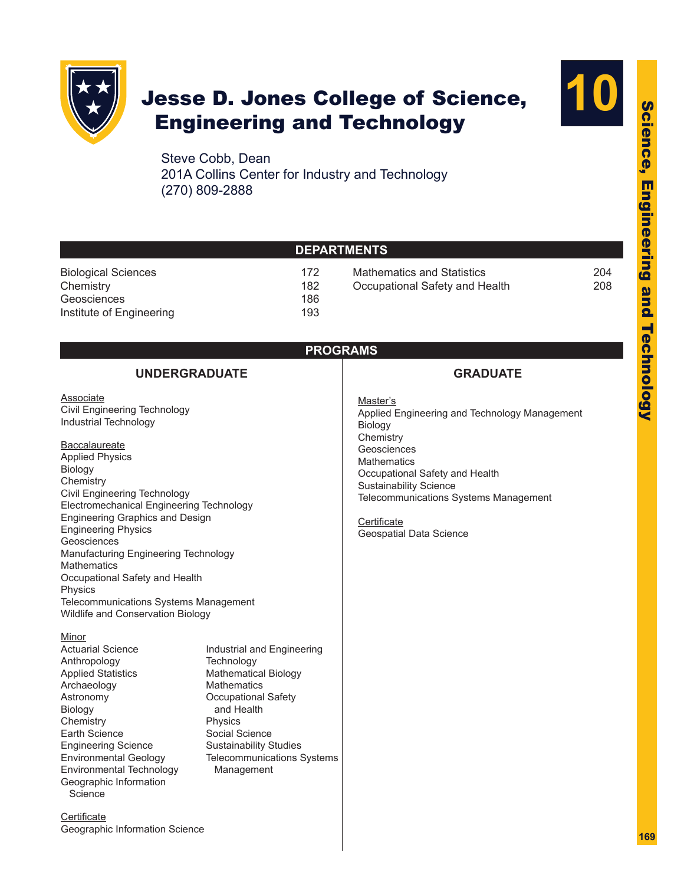# Jesse D. Jones College of Science, Engineering and Technology

Steve Cobb, Dean
201A Collins Center for Industry and Technology
(270) 809-2888

## DEPARTMENTS

| Department | Page |
|---|---|
| Biological Sciences | 172 |
| Chemistry | 182 |
| Geosciences | 186 |
| Institute of Engineering | 193 |
| Mathematics and Statistics | 204 |
| Occupational Safety and Health | 208 |

## PROGRAMS

### UNDERGRADUATE

Associate

- Civil Engineering Technology
- Industrial Technology

Baccalaureate

- Applied Physics
- Biology
- Chemistry
- Civil Engineering Technology
- Electromechanical Engineering Technology
- Engineering Graphics and Design
- Engineering Physics
- Geosciences
- Manufacturing Engineering Technology
- Mathematics
- Occupational Safety and Health
- Physics
- Telecommunications Systems Management
- Wildlife and Conservation Biology

Minor

- Actuarial Science
- Anthropology
- Applied Statistics
- Archaeology
- Astronomy
- Biology
- Chemistry
- Earth Science
- Engineering Science
- Environmental Geology
- Environmental Technology
- Geographic Information Science
- Industrial and Engineering Technology
- Mathematical Biology
- Mathematics
- Occupational Safety and Health
- Physics
- Social Science
- Sustainability Studies
- Telecommunications Systems Management

Certificate

- Geographic Information Science

### GRADUATE

Master's

- Applied Engineering and Technology Management
- Biology
- Chemistry
- Geosciences
- Mathematics
- Occupational Safety and Health
- Sustainability Science
- Telecommunications Systems Management

Certificate

- Geospatial Data Science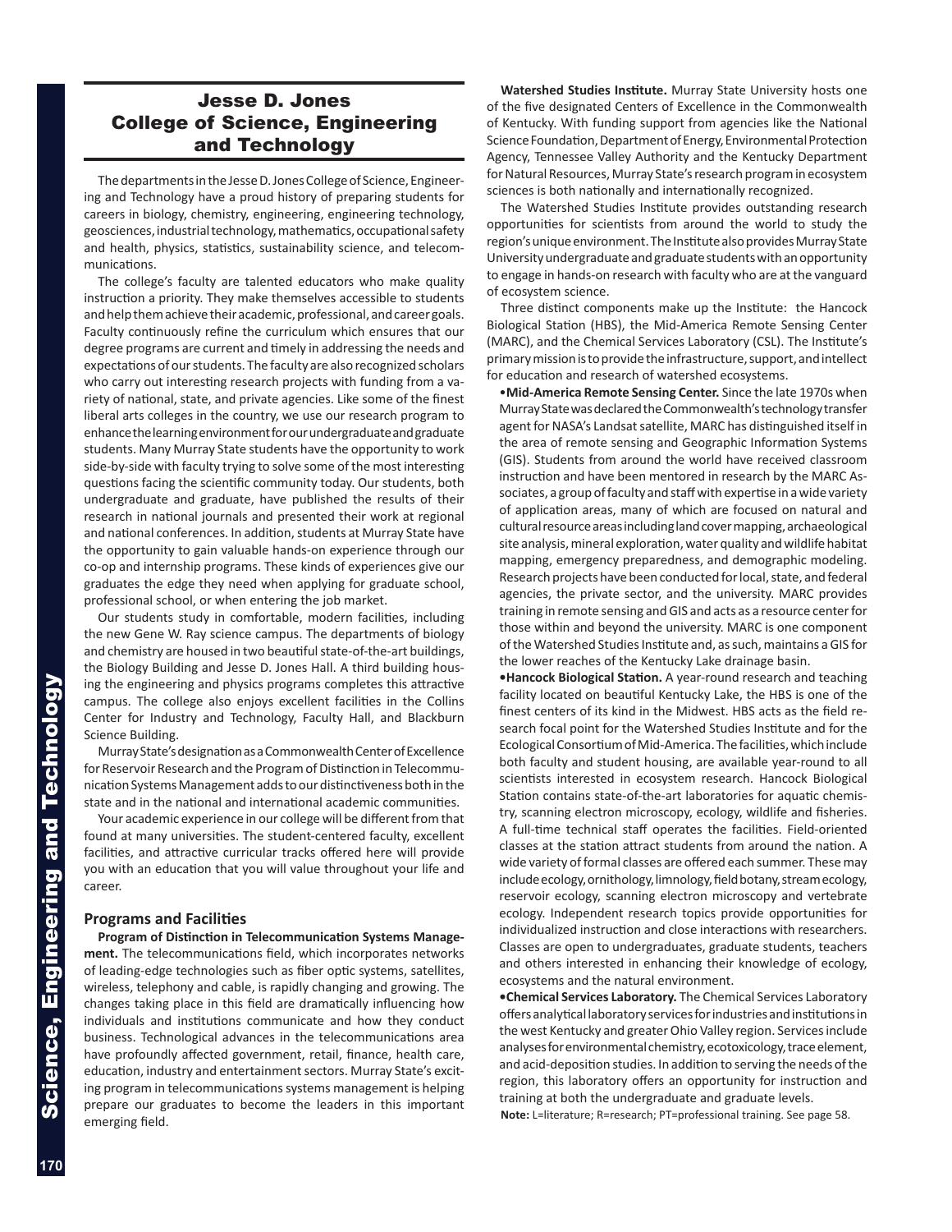# Jesse D. Jones College of Science, Engineering and Technology

The departments in the Jesse D. Jones College of Science, Engineering and Technology have a proud history of preparing students for careers in biology, chemistry, engineering, engineering technology, geosciences, industrial technology, mathematics, occupational safety and health, physics, statistics, sustainability science, and telecommunications.

The college's faculty are talented educators who make quality instruction a priority. They make themselves accessible to students and help them achieve their academic, professional, and career goals. Faculty continuously refine the curriculum which ensures that our degree programs are current and timely in addressing the needs and expectations of our students. The faculty are also recognized scholars who carry out interesting research projects with funding from a variety of national, state, and private agencies. Like some of the finest liberal arts colleges in the country, we use our research program to enhance the learning environment for our undergraduate and graduate students. Many Murray State students have the opportunity to work side-by-side with faculty trying to solve some of the most interesting questions facing the scientific community today. Our students, both undergraduate and graduate, have published the results of their research in national journals and presented their work at regional and national conferences. In addition, students at Murray State have the opportunity to gain valuable hands-on experience through our co-op and internship programs. These kinds of experiences give our graduates the edge they need when applying for graduate school, professional school, or when entering the job market.

Our students study in comfortable, modern facilities, including the new Gene W. Ray science campus. The departments of biology and chemistry are housed in two beautiful state-of-the-art buildings, the Biology Building and Jesse D. Jones Hall. A third building housing the engineering and physics programs completes this attractive campus. The college also enjoys excellent facilities in the Collins Center for Industry and Technology, Faculty Hall, and Blackburn Science Building.

Murray State's designation as a Commonwealth Center of Excellence for Reservoir Research and the Program of Distinction in Telecommunication Systems Management adds to our distinctiveness both in the state and in the national and international academic communities.

Your academic experience in our college will be different from that found at many universities. The student-centered faculty, excellent facilities, and attractive curricular tracks offered here will provide you with an education that you will value throughout your life and career.

## Programs and Facilities

**Program of Distinction in Telecommunication Systems Management.** The telecommunications field, which incorporates networks of leading-edge technologies such as fiber optic systems, satellites, wireless, telephony and cable, is rapidly changing and growing. The changes taking place in this field are dramatically influencing how individuals and institutions communicate and how they conduct business. Technological advances in the telecommunications area have profoundly affected government, retail, finance, health care, education, industry and entertainment sectors. Murray State's exciting program in telecommunications systems management is helping prepare our graduates to become the leaders in this important emerging field.

**Watershed Studies Institute.** Murray State University hosts one of the five designated Centers of Excellence in the Commonwealth of Kentucky. With funding support from agencies like the National Science Foundation, Department of Energy, Environmental Protection Agency, Tennessee Valley Authority and the Kentucky Department for Natural Resources, Murray State's research program in ecosystem sciences is both nationally and internationally recognized.

The Watershed Studies Institute provides outstanding research opportunities for scientists from around the world to study the region's unique environment. The Institute also provides Murray State University undergraduate and graduate students with an opportunity to engage in hands-on research with faculty who are at the vanguard of ecosystem science.

Three distinct components make up the Institute: the Hancock Biological Station (HBS), the Mid-America Remote Sensing Center (MARC), and the Chemical Services Laboratory (CSL). The Institute's primary mission is to provide the infrastructure, support, and intellect for education and research of watershed ecosystems.

- **Mid-America Remote Sensing Center.** Since the late 1970s when Murray State was declared the Commonwealth's technology transfer agent for NASA's Landsat satellite, MARC has distinguished itself in the area of remote sensing and Geographic Information Systems (GIS). Students from around the world have received classroom instruction and have been mentored in research by the MARC Associates, a group of faculty and staff with expertise in a wide variety of application areas, many of which are focused on natural and cultural resource areas including land cover mapping, archaeological site analysis, mineral exploration, water quality and wildlife habitat mapping, emergency preparedness, and demographic modeling. Research projects have been conducted for local, state, and federal agencies, the private sector, and the university. MARC provides training in remote sensing and GIS and acts as a resource center for those within and beyond the university. MARC is one component of the Watershed Studies Institute and, as such, maintains a GIS for the lower reaches of the Kentucky Lake drainage basin.
- **Hancock Biological Station.** A year-round research and teaching facility located on beautiful Kentucky Lake, the HBS is one of the finest centers of its kind in the Midwest. HBS acts as the field research focal point for the Watershed Studies Institute and for the Ecological Consortium of Mid-America. The facilities, which include both faculty and student housing, are available year-round to all scientists interested in ecosystem research. Hancock Biological Station contains state-of-the-art laboratories for aquatic chemistry, scanning electron microscopy, ecology, wildlife and fisheries. A full-time technical staff operates the facilities. Field-oriented classes at the station attract students from around the nation. A wide variety of formal classes are offered each summer. These may include ecology, ornithology, limnology, field botany, stream ecology, reservoir ecology, scanning electron microscopy and vertebrate ecology. Independent research topics provide opportunities for individualized instruction and close interactions with researchers. Classes are open to undergraduates, graduate students, teachers and others interested in enhancing their knowledge of ecology, ecosystems and the natural environment.
- **Chemical Services Laboratory.** The Chemical Services Laboratory offers analytical laboratory services for industries and institutions in the west Kentucky and greater Ohio Valley region. Services include analyses for environmental chemistry, ecotoxicology, trace element, and acid-deposition studies. In addition to serving the needs of the region, this laboratory offers an opportunity for instruction and training at both the undergraduate and graduate levels.

**Note:** L=literature; R=research; PT=professional training. See page 58.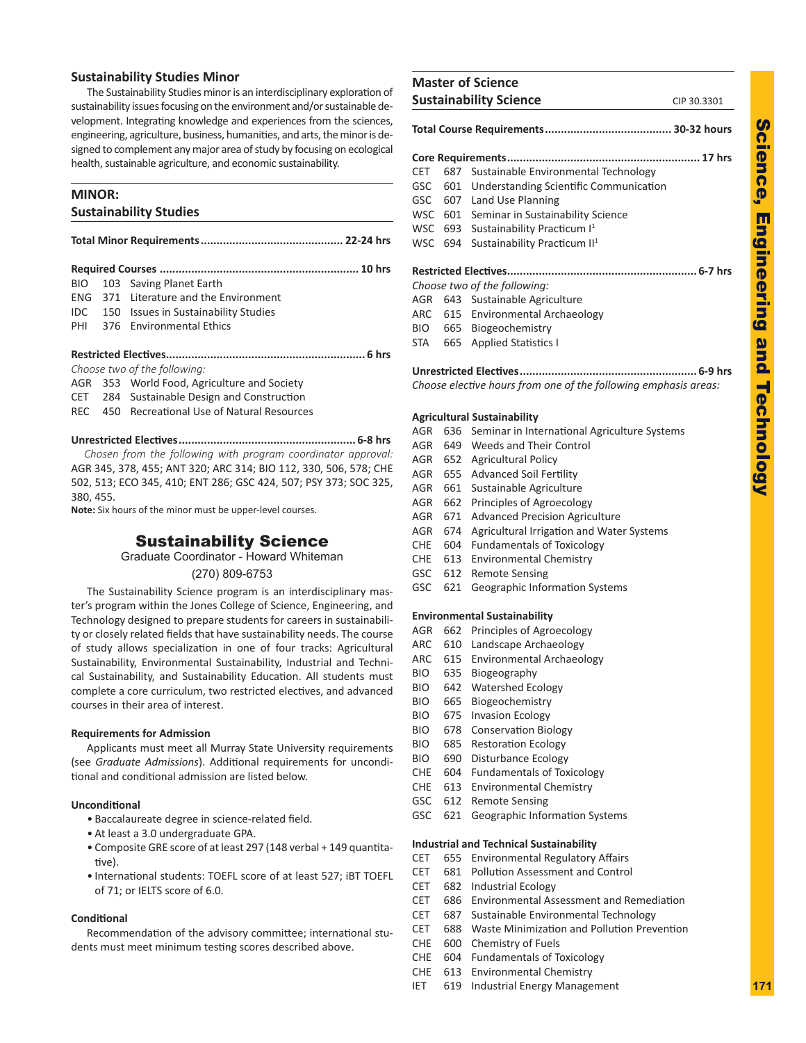## Sustainability Studies Minor

The Sustainability Studies minor is an interdisciplinary exploration of sustainability issues focusing on the environment and/or sustainable development. Integrating knowledge and experiences from the sciences, engineering, agriculture, business, humanities, and arts, the minor is designed to complement any major area of study by focusing on ecological health, sustainable agriculture, and economic sustainability.

### MINOR: Sustainability Studies

**Total Minor Requirements............................................ 22-24 hrs**

**Required Courses ............................................................. 10 hrs**

- BIO 103 Saving Planet Earth
- ENG 371 Literature and the Environment
- IDC 150 Issues in Sustainability Studies
- PHI 376 Environmental Ethics

**Restricted Electives............................................................. 6 hrs**

*Choose two of the following:*

- AGR 353 World Food, Agriculture and Society
- CET 284 Sustainable Design and Construction
- REC 450 Recreational Use of Natural Resources

**Unrestricted Electives...................................................... 6-8 hrs**

*Chosen from the following with program coordinator approval:* AGR 345, 378, 455; ANT 320; ARC 314; BIO 112, 330, 506, 578; CHE 502, 513; ECO 345, 410; ENT 286; GSC 424, 507; PSY 373; SOC 325, 380, 455.

**Note:** Six hours of the minor must be upper-level courses.

## Sustainability Science

Graduate Coordinator - Howard Whiteman

(270) 809-6753

The Sustainability Science program is an interdisciplinary master's program within the Jones College of Science, Engineering, and Technology designed to prepare students for careers in sustainability or closely related fields that have sustainability needs. The course of study allows specialization in one of four tracks: Agricultural Sustainability, Environmental Sustainability, Industrial and Technical Sustainability, and Sustainability Education. All students must complete a core curriculum, two restricted electives, and advanced courses in their area of interest.

**Requirements for Admission**

Applicants must meet all Murray State University requirements (see *Graduate Admissions*). Additional requirements for unconditional and conditional admission are listed below.

**Unconditional**

- Baccalaureate degree in science-related field.
- At least a 3.0 undergraduate GPA.
- Composite GRE score of at least 297 (148 verbal + 149 quantitative).
- International students: TOEFL score of at least 527; iBT TOEFL of 71; or IELTS score of 6.0.

**Conditional**

Recommendation of the advisory committee; international students must meet minimum testing scores described above.

### Master of Science Sustainability Science

CIP 30.3301

**Total Course Requirements........................................ 30-32 hours**

**Core Requirements............................................................ 17 hrs**

- CET 687 Sustainable Environmental Technology
- GSC 601 Understanding Scientific Communication
- GSC 607 Land Use Planning
- WSC 601 Seminar in Sustainability Science
- WSC 693 Sustainability Practicum I[1]
- WSC 694 Sustainability Practicum II[1]

**Restricted Electives.......................................................... 6-7 hrs**

*Choose two of the following:*

- AGR 643 Sustainable Agriculture
- ARC 615 Environmental Archaeology
- BIO 665 Biogeochemistry
- STA 665 Applied Statistics I

**Unrestricted Electives...................................................... 6-9 hrs**

*Choose elective hours from one of the following emphasis areas:*

**Agricultural Sustainability**

- AGR 636 Seminar in International Agriculture Systems
- AGR 649 Weeds and Their Control
- AGR 652 Agricultural Policy
- AGR 655 Advanced Soil Fertility
- AGR 661 Sustainable Agriculture
- AGR 662 Principles of Agroecology
- AGR 671 Advanced Precision Agriculture
- AGR 674 Agricultural Irrigation and Water Systems
- CHE 604 Fundamentals of Toxicology
- CHE 613 Environmental Chemistry
- GSC 612 Remote Sensing
- GSC 621 Geographic Information Systems

**Environmental Sustainability**

- AGR 662 Principles of Agroecology
- ARC 610 Landscape Archaeology
- ARC 615 Environmental Archaeology
- BIO 635 Biogeography
- BIO 642 Watershed Ecology
- BIO 665 Biogeochemistry
- BIO 675 Invasion Ecology
- BIO 678 Conservation Biology
- BIO 685 Restoration Ecology
- BIO 690 Disturbance Ecology
- CHE 604 Fundamentals of Toxicology
- CHE 613 Environmental Chemistry
- GSC 612 Remote Sensing
- GSC 621 Geographic Information Systems

**Industrial and Technical Sustainability**

- CET 655 Environmental Regulatory Affairs
- CET 681 Pollution Assessment and Control
- CET 682 Industrial Ecology
- CET 686 Environmental Assessment and Remediation
- CET 687 Sustainable Environmental Technology
- CET 688 Waste Minimization and Pollution Prevention
- CHE 600 Chemistry of Fuels
- CHE 604 Fundamentals of Toxicology
- CHE 613 Environmental Chemistry
- IET 619 Industrial Energy Management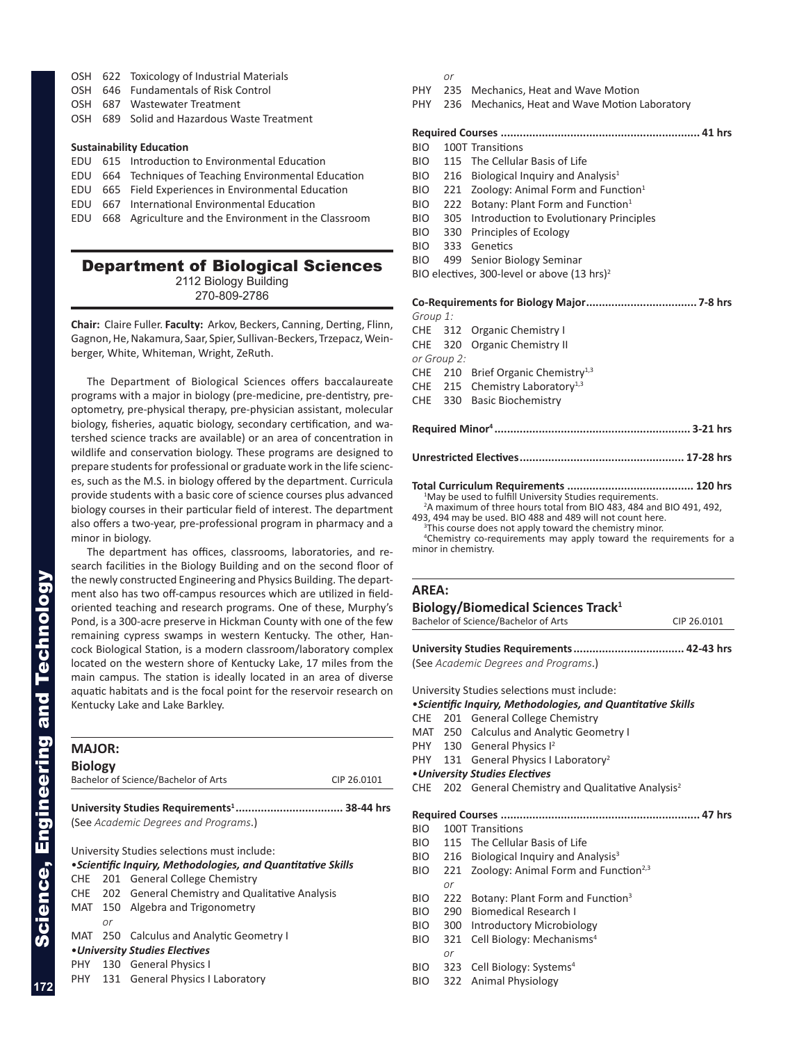OSH 622 Toxicology of Industrial Materials
OSH 646 Fundamentals of Risk Control
OSH 687 Wastewater Treatment
OSH 689 Solid and Hazardous Waste Treatment

**Sustainability Education**

EDU 615 Introduction to Environmental Education
EDU 664 Techniques of Teaching Environmental Education
EDU 665 Field Experiences in Environmental Education
EDU 667 International Environmental Education
EDU 668 Agriculture and the Environment in the Classroom

# Department of Biological Sciences

2112 Biology Building
270-809-2786

**Chair:** Claire Fuller. **Faculty:** Arkov, Beckers, Canning, Derting, Flinn, Gagnon, He, Nakamura, Saar, Spier, Sullivan-Beckers, Trzepacz, Weinberger, White, Whiteman, Wright, ZeRuth.

The Department of Biological Sciences offers baccalaureate programs with a major in biology (pre-medicine, pre-dentistry, pre-optometry, pre-physical therapy, pre-physician assistant, molecular biology, fisheries, aquatic biology, secondary certification, and watershed science tracks are available) or an area of concentration in wildlife and conservation biology. These programs are designed to prepare students for professional or graduate work in the life sciences, such as the M.S. in biology offered by the department. Curricula provide students with a basic core of science courses plus advanced biology courses in their particular field of interest. The department also offers a two-year, pre-professional program in pharmacy and a minor in biology.

The department has offices, classrooms, laboratories, and research facilities in the Biology Building and on the second floor of the newly constructed Engineering and Physics Building. The department also has two off-campus resources which are utilized in field-oriented teaching and research programs. One of these, Murphy's Pond, is a 300-acre preserve in Hickman County with one of the few remaining cypress swamps in western Kentucky. The other, Hancock Biological Station, is a modern classroom/laboratory complex located on the western shore of Kentucky Lake, 17 miles from the main campus. The station is ideally located in an area of diverse aquatic habitats and is the focal point for the reservoir research on Kentucky Lake and Lake Barkley.

## MAJOR:

### Biology

Bachelor of Science/Bachelor of Arts — CIP 26.0101

**University Studies Requirements[1] ................................. 38-44 hrs**
(See *Academic Degrees and Programs*.)

University Studies selections must include:

•***Scientific Inquiry, Methodologies, and Quantitative Skills***

CHE 201 General College Chemistry
CHE 202 General Chemistry and Qualitative Analysis
MAT 150 Algebra and Trigonometry
*or*
MAT 250 Calculus and Analytic Geometry I

•***University Studies Electives***

PHY 130 General Physics I
PHY 131 General Physics I Laboratory
*or*
PHY 235 Mechanics, Heat and Wave Motion
PHY 236 Mechanics, Heat and Wave Motion Laboratory

**Required Courses .............................................................. 41 hrs**

BIO 100T Transitions
BIO 115 The Cellular Basis of Life
BIO 216 Biological Inquiry and Analysis[1]
BIO 221 Zoology: Animal Form and Function[1]
BIO 222 Botany: Plant Form and Function[1]
BIO 305 Introduction to Evolutionary Principles
BIO 330 Principles of Ecology
BIO 333 Genetics
BIO 499 Senior Biology Seminar
BIO electives, 300-level or above (13 hrs)[2]

**Co-Requirements for Biology Major.................................. 7-8 hrs**

*Group 1:*
CHE 312 Organic Chemistry I
CHE 320 Organic Chemistry II
*or Group 2:*
CHE 210 Brief Organic Chemistry[1,3]
CHE 215 Chemistry Laboratory[1,3]
CHE 330 Basic Biochemistry

**Required Minor[4] ............................................................ 3-21 hrs**

**Unrestricted Electives.................................................. 17-28 hrs**

**Total Curriculum Requirements ....................................... 120 hrs**

[1]May be used to fulfill University Studies requirements.
[2]A maximum of three hours total from BIO 483, 484 and BIO 491, 492, 493, 494 may be used. BIO 488 and 489 will not count here.
[3]This course does not apply toward the chemistry minor.
[4]Chemistry co-requirements may apply toward the requirements for a minor in chemistry.

## AREA:

### Biology/Biomedical Sciences Track[1]

Bachelor of Science/Bachelor of Arts — CIP 26.0101

**University Studies Requirements.................................. 42-43 hrs**
(See *Academic Degrees and Programs*.)

University Studies selections must include:

•***Scientific Inquiry, Methodologies, and Quantitative Skills***

CHE 201 General College Chemistry
MAT 250 Calculus and Analytic Geometry I
PHY 130 General Physics I[2]
PHY 131 General Physics I Laboratory[2]

•***University Studies Electives***

CHE 202 General Chemistry and Qualitative Analysis[2]

**Required Courses .............................................................. 47 hrs**

BIO 100T Transitions
BIO 115 The Cellular Basis of Life
BIO 216 Biological Inquiry and Analysis[3]
BIO 221 Zoology: Animal Form and Function[2,3]
*or*
BIO 222 Botany: Plant Form and Function[3]
BIO 290 Biomedical Research I
BIO 300 Introductory Microbiology
BIO 321 Cell Biology: Mechanisms[4]
*or*
BIO 323 Cell Biology: Systems[4]
BIO 322 Animal Physiology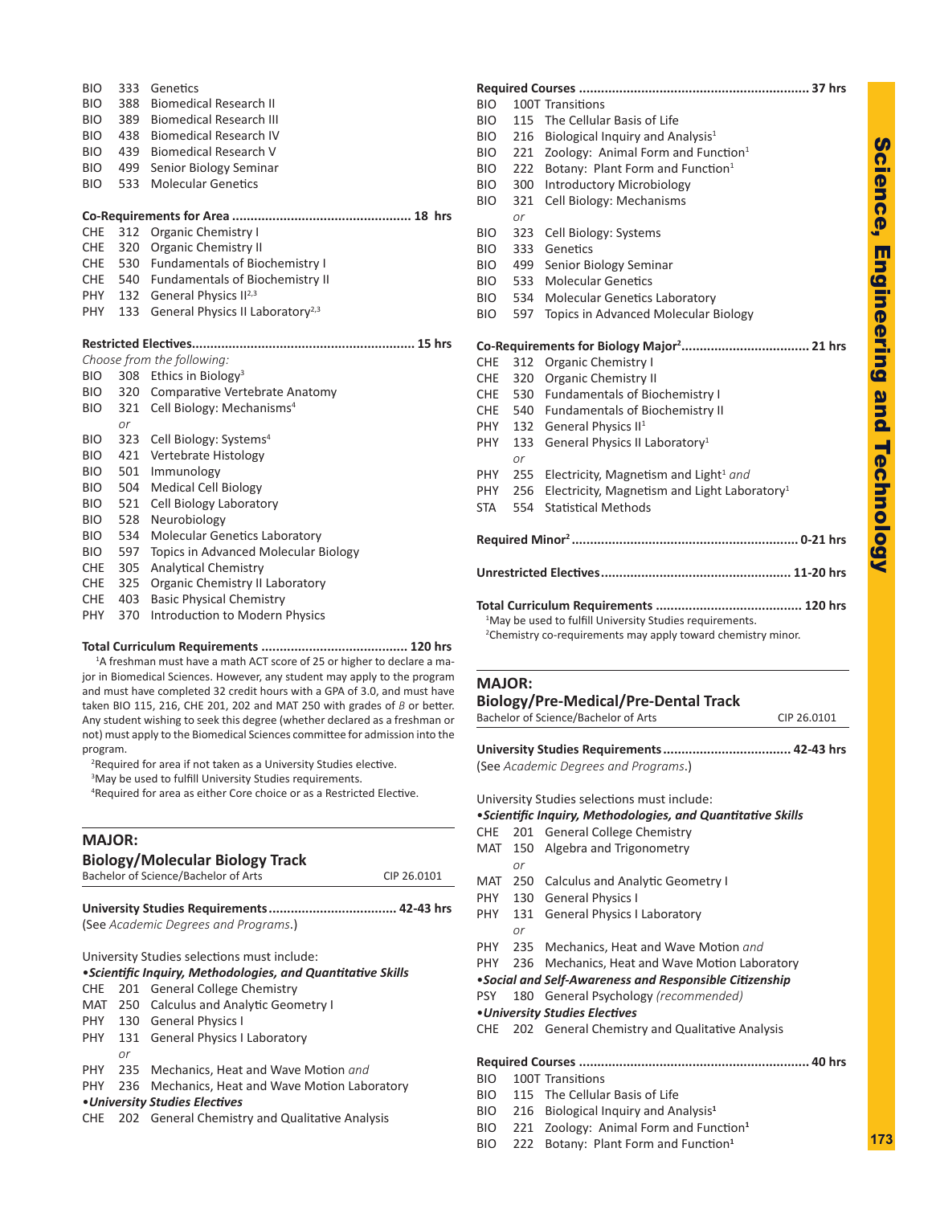BIO 333 Genetics
BIO 388 Biomedical Research II
BIO 389 Biomedical Research III
BIO 438 Biomedical Research IV
BIO 439 Biomedical Research V
BIO 499 Senior Biology Seminar
BIO 533 Molecular Genetics

**Co-Requirements for Area ................................................ 18 hrs**

CHE 312 Organic Chemistry I
CHE 320 Organic Chemistry II
CHE 530 Fundamentals of Biochemistry I
CHE 540 Fundamentals of Biochemistry II
PHY 132 General Physics II[2,3]
PHY 133 General Physics II Laboratory[2,3]

**Restricted Electives........................................................... 15 hrs**

*Choose from the following:*

BIO 308 Ethics in Biology[3]
BIO 320 Comparative Vertebrate Anatomy
BIO 321 Cell Biology: Mechanisms[4]
*or*
BIO 323 Cell Biology: Systems[4]
BIO 421 Vertebrate Histology
BIO 501 Immunology
BIO 504 Medical Cell Biology
BIO 521 Cell Biology Laboratory
BIO 528 Neurobiology
BIO 534 Molecular Genetics Laboratory
BIO 597 Topics in Advanced Molecular Biology
CHE 305 Analytical Chemistry
CHE 325 Organic Chemistry II Laboratory
CHE 403 Basic Physical Chemistry
PHY 370 Introduction to Modern Physics

**Total Curriculum Requirements ....................................... 120 hrs**

[1]A freshman must have a math ACT score of 25 or higher to declare a major in Biomedical Sciences. However, any student may apply to the program and must have completed 32 credit hours with a GPA of 3.0, and must have taken BIO 115, 216, CHE 201, 202 and MAT 250 with grades of *B* or better. Any student wishing to seek this degree (whether declared as a freshman or not) must apply to the Biomedical Sciences committee for admission into the program.

[2]Required for area if not taken as a University Studies elective.

[3]May be used to fulfill University Studies requirements.

[4]Required for area as either Core choice or as a Restricted Elective.

## MAJOR:
## Biology/Molecular Biology Track

Bachelor of Science/Bachelor of Arts — CIP 26.0101

**University Studies Requirements.................................. 42-43 hrs**

(See *Academic Degrees and Programs*.)

University Studies selections must include:

•***Scientific Inquiry, Methodologies, and Quantitative Skills***

CHE 201 General College Chemistry
MAT 250 Calculus and Analytic Geometry I
PHY 130 General Physics I
PHY 131 General Physics I Laboratory
*or*
PHY 235 Mechanics, Heat and Wave Motion *and*
PHY 236 Mechanics, Heat and Wave Motion Laboratory

•***University Studies Electives***

CHE 202 General Chemistry and Qualitative Analysis

**Required Courses .............................................................. 37 hrs**

BIO 100T Transitions
BIO 115 The Cellular Basis of Life
BIO 216 Biological Inquiry and Analysis[1]
BIO 221 Zoology: Animal Form and Function[1]
BIO 222 Botany: Plant Form and Function[1]
BIO 300 Introductory Microbiology
BIO 321 Cell Biology: Mechanisms
*or*
BIO 323 Cell Biology: Systems
BIO 333 Genetics
BIO 499 Senior Biology Seminar
BIO 533 Molecular Genetics
BIO 534 Molecular Genetics Laboratory
BIO 597 Topics in Advanced Molecular Biology

**Co-Requirements for Biology Major[2].................................. 21 hrs**

CHE 312 Organic Chemistry I
CHE 320 Organic Chemistry II
CHE 530 Fundamentals of Biochemistry I
CHE 540 Fundamentals of Biochemistry II
PHY 132 General Physics II[1]
PHY 133 General Physics II Laboratory[1]
*or*
PHY 255 Electricity, Magnetism and Light[1] *and*
PHY 256 Electricity, Magnetism and Light Laboratory[1]
STA 554 Statistical Methods

**Required Minor[2] ............................................................. 0-21 hrs**

**Unrestricted Electives................................................... 11-20 hrs**

**Total Curriculum Requirements ....................................... 120 hrs**

[1]May be used to fulfill University Studies requirements.

[2]Chemistry co-requirements may apply toward chemistry minor.

## MAJOR:
## Biology/Pre-Medical/Pre-Dental Track

Bachelor of Science/Bachelor of Arts — CIP 26.0101

**University Studies Requirements.................................. 42-43 hrs**

(See *Academic Degrees and Programs*.)

University Studies selections must include:

•***Scientific Inquiry, Methodologies, and Quantitative Skills***

CHE 201 General College Chemistry
MAT 150 Algebra and Trigonometry
*or*
MAT 250 Calculus and Analytic Geometry I
PHY 130 General Physics I
PHY 131 General Physics I Laboratory
*or*
PHY 235 Mechanics, Heat and Wave Motion *and*
PHY 236 Mechanics, Heat and Wave Motion Laboratory

•***Social and Self-Awareness and Responsible Citizenship***

PSY 180 General Psychology *(recommended)*

•***University Studies Electives***

CHE 202 General Chemistry and Qualitative Analysis

**Required Courses .............................................................. 40 hrs**

BIO 100T Transitions
BIO 115 The Cellular Basis of Life
BIO 216 Biological Inquiry and Analysis[1]
BIO 221 Zoology: Animal Form and Function[1]
BIO 222 Botany: Plant Form and Function[1]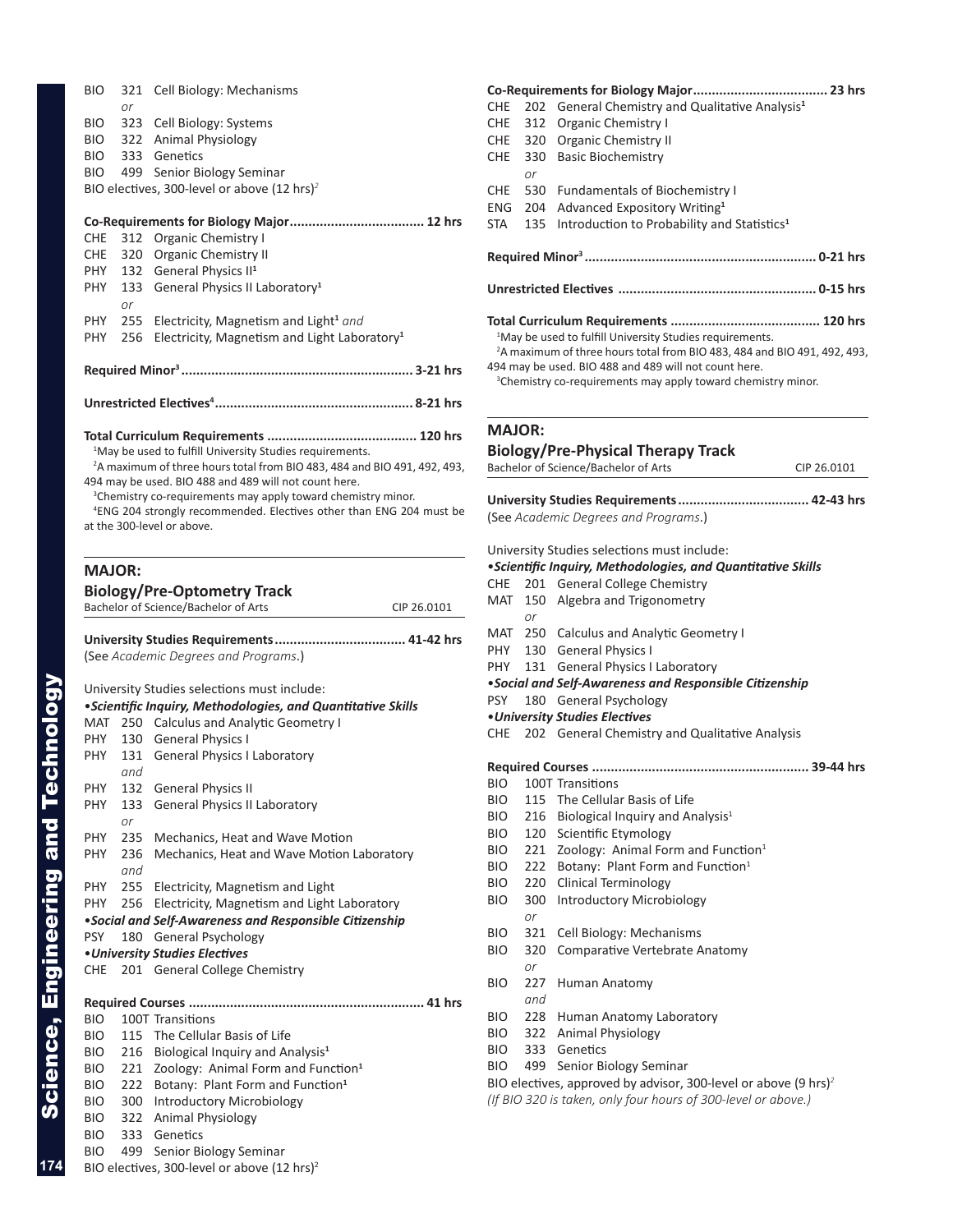BIO 321 Cell Biology: Mechanisms
*or*
BIO 323 Cell Biology: Systems
BIO 322 Animal Physiology
BIO 333 Genetics
BIO 499 Senior Biology Seminar
BIO electives, 300-level or above (12 hrs)[2]

**Co-Requirements for Biology Major.................................... 12 hrs**

CHE 312 Organic Chemistry I
CHE 320 Organic Chemistry II
PHY 132 General Physics II[1]
PHY 133 General Physics II Laboratory[1]
*or*
PHY 255 Electricity, Magnetism and Light[1] *and*
PHY 256 Electricity, Magnetism and Light Laboratory[1]

**Required Minor[3].............................................................. 3-21 hrs**

**Unrestricted Electives[4].................................................... 8-21 hrs**

**Total Curriculum Requirements ........................................ 120 hrs**

[1]May be used to fulfill University Studies requirements.
[2]A maximum of three hours total from BIO 483, 484 and BIO 491, 492, 493, 494 may be used. BIO 488 and 489 will not count here.
[3]Chemistry co-requirements may apply toward chemistry minor.
[4]ENG 204 strongly recommended. Electives other than ENG 204 must be at the 300-level or above.

## MAJOR:
### Biology/Pre-Optometry Track
Bachelor of Science/Bachelor of Arts — CIP 26.0101

**University Studies Requirements.................................. 41-42 hrs**
(See *Academic Degrees and Programs*.)

University Studies selections must include:
•***Scientific Inquiry, Methodologies, and Quantitative Skills***
MAT 250 Calculus and Analytic Geometry I
PHY 130 General Physics I
PHY 131 General Physics I Laboratory
*and*
PHY 132 General Physics II
PHY 133 General Physics II Laboratory
*or*
PHY 235 Mechanics, Heat and Wave Motion
PHY 236 Mechanics, Heat and Wave Motion Laboratory
*and*
PHY 255 Electricity, Magnetism and Light
PHY 256 Electricity, Magnetism and Light Laboratory
•***Social and Self-Awareness and Responsible Citizenship***
PSY 180 General Psychology
•***University Studies Electives***
CHE 201 General College Chemistry

**Required Courses ............................................................. 41 hrs**

BIO 100T Transitions
BIO 115 The Cellular Basis of Life
BIO 216 Biological Inquiry and Analysis[1]
BIO 221 Zoology: Animal Form and Function[1]
BIO 222 Botany: Plant Form and Function[1]
BIO 300 Introductory Microbiology
BIO 322 Animal Physiology
BIO 333 Genetics
BIO 499 Senior Biology Seminar
BIO electives, 300-level or above (12 hrs)[2]

**Co-Requirements for Biology Major.................................... 23 hrs**

CHE 202 General Chemistry and Qualitative Analysis[1]
CHE 312 Organic Chemistry I
CHE 320 Organic Chemistry II
CHE 330 Basic Biochemistry
*or*
CHE 530 Fundamentals of Biochemistry I
ENG 204 Advanced Expository Writing[1]
STA 135 Introduction to Probability and Statistics[1]

**Required Minor[3].............................................................. 0-21 hrs**

**Unrestricted Electives .................................................... 0-15 hrs**

**Total Curriculum Requirements ........................................ 120 hrs**

[1]May be used to fulfill University Studies requirements.
[2]A maximum of three hours total from BIO 483, 484 and BIO 491, 492, 493, 494 may be used. BIO 488 and 489 will not count here.
[3]Chemistry co-requirements may apply toward chemistry minor.

## MAJOR:
### Biology/Pre-Physical Therapy Track
Bachelor of Science/Bachelor of Arts — CIP 26.0101

**University Studies Requirements.................................. 42-43 hrs**
(See *Academic Degrees and Programs*.)

University Studies selections must include:
•***Scientific Inquiry, Methodologies, and Quantitative Skills***
CHE 201 General College Chemistry
MAT 150 Algebra and Trigonometry
*or*
MAT 250 Calculus and Analytic Geometry I
PHY 130 General Physics I
PHY 131 General Physics I Laboratory
•***Social and Self-Awareness and Responsible Citizenship***
PSY 180 General Psychology
•***University Studies Electives***
CHE 202 General Chemistry and Qualitative Analysis

**Required Courses .......................................................... 39-44 hrs**

BIO 100T Transitions
BIO 115 The Cellular Basis of Life
BIO 216 Biological Inquiry and Analysis[1]
BIO 120 Scientific Etymology
BIO 221 Zoology: Animal Form and Function[1]
BIO 222 Botany: Plant Form and Function[1]
BIO 220 Clinical Terminology
BIO 300 Introductory Microbiology
*or*
BIO 321 Cell Biology: Mechanisms
BIO 320 Comparative Vertebrate Anatomy
*or*
BIO 227 Human Anatomy
*and*
BIO 228 Human Anatomy Laboratory
BIO 322 Animal Physiology
BIO 333 Genetics
BIO 499 Senior Biology Seminar
BIO electives, approved by advisor, 300-level or above (9 hrs)[2]
*(If BIO 320 is taken, only four hours of 300-level or above.)*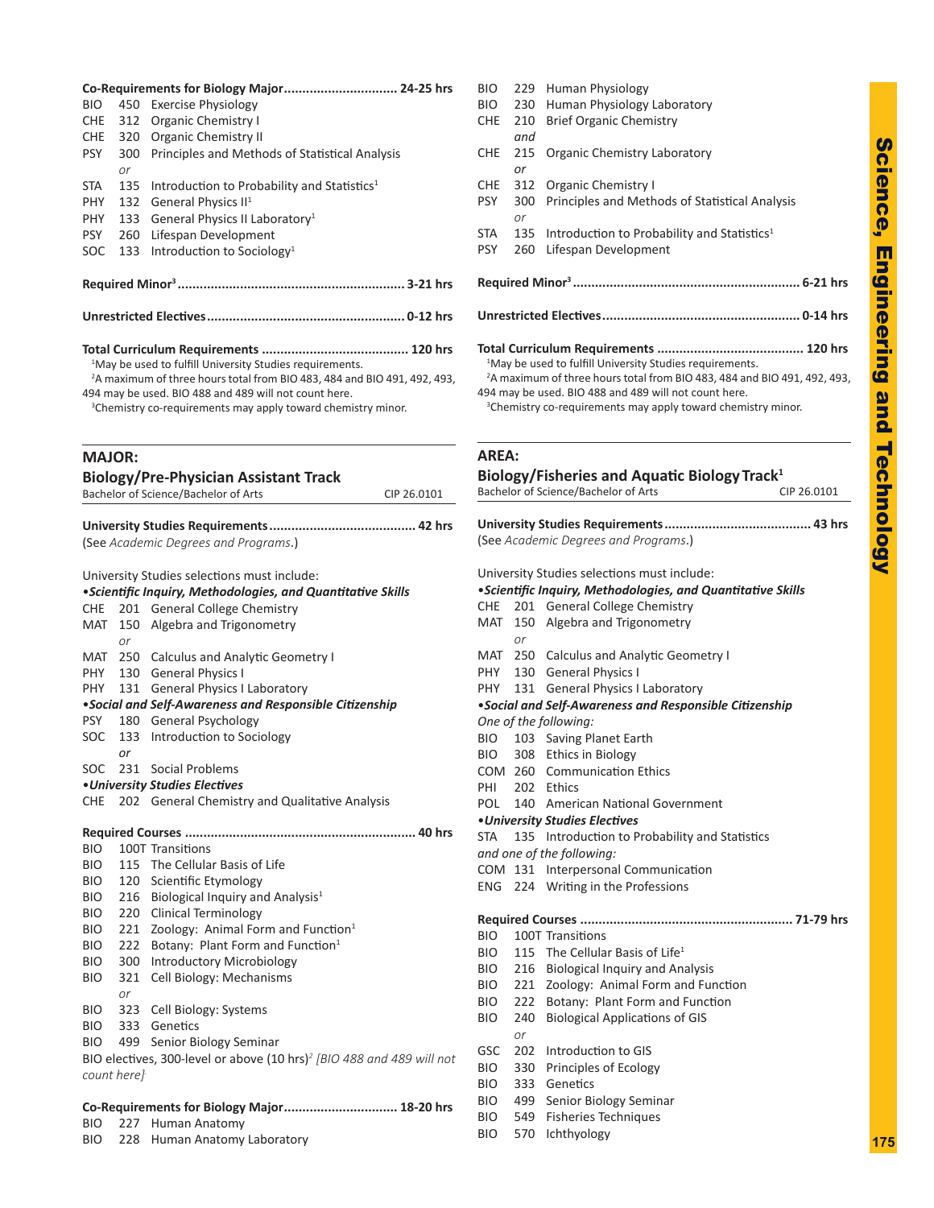**Co-Requirements for Biology Major.............................. 24-25 hrs**

BIO 450 Exercise Physiology
CHE 312 Organic Chemistry I
CHE 320 Organic Chemistry II
PSY 300 Principles and Methods of Statistical Analysis
*or*
STA 135 Introduction to Probability and Statistics[1]
PHY 132 General Physics II[1]
PHY 133 General Physics II Laboratory[1]
PSY 260 Lifespan Development
SOC 133 Introduction to Sociology[1]

**Required Minor[3]............................................................ 3-21 hrs**

**Unrestricted Electives.................................................... 0-12 hrs**

**Total Curriculum Requirements ....................................... 120 hrs**

[1]May be used to fulfill University Studies requirements.
[2]A maximum of three hours total from BIO 483, 484 and BIO 491, 492, 493, 494 may be used. BIO 488 and 489 will not count here.
[3]Chemistry co-requirements may apply toward chemistry minor.

## MAJOR:
## Biology/Pre-Physician Assistant Track

Bachelor of Science/Bachelor of Arts CIP 26.0101

**University Studies Requirements....................................... 42 hrs**
(See *Academic Degrees and Programs*.)

University Studies selections must include:

•***Scientific Inquiry, Methodologies, and Quantitative Skills***
CHE 201 General College Chemistry
MAT 150 Algebra and Trigonometry
*or*
MAT 250 Calculus and Analytic Geometry I
PHY 130 General Physics I
PHY 131 General Physics I Laboratory

•***Social and Self-Awareness and Responsible Citizenship***
PSY 180 General Psychology
SOC 133 Introduction to Sociology
*or*
SOC 231 Social Problems

•***University Studies Electives***
CHE 202 General Chemistry and Qualitative Analysis

**Required Courses .............................................................. 40 hrs**

BIO 100T Transitions
BIO 115 The Cellular Basis of Life
BIO 120 Scientific Etymology
BIO 216 Biological Inquiry and Analysis[1]
BIO 220 Clinical Terminology
BIO 221 Zoology: Animal Form and Function[1]
BIO 222 Botany: Plant Form and Function[1]
BIO 300 Introductory Microbiology
BIO 321 Cell Biology: Mechanisms
*or*
BIO 323 Cell Biology: Systems
BIO 333 Genetics
BIO 499 Senior Biology Seminar
BIO electives, 300-level or above (10 hrs)[2] *[BIO 488 and 489 will not count here]*

**Co-Requirements for Biology Major.............................. 18-20 hrs**

BIO 227 Human Anatomy
BIO 228 Human Anatomy Laboratory
BIO 229 Human Physiology
BIO 230 Human Physiology Laboratory
CHE 210 Brief Organic Chemistry
*and*
CHE 215 Organic Chemistry Laboratory
*or*
CHE 312 Organic Chemistry I
PSY 300 Principles and Methods of Statistical Analysis
*or*
STA 135 Introduction to Probability and Statistics[1]
PSY 260 Lifespan Development

**Required Minor[3]............................................................ 6-21 hrs**

**Unrestricted Electives.................................................... 0-14 hrs**

**Total Curriculum Requirements ....................................... 120 hrs**

[1]May be used to fulfill University Studies requirements.
[2]A maximum of three hours total from BIO 483, 484 and BIO 491, 492, 493, 494 may be used. BIO 488 and 489 will not count here.
[3]Chemistry co-requirements may apply toward chemistry minor.

## AREA:
## Biology/Fisheries and Aquatic Biology Track[1]

Bachelor of Science/Bachelor of Arts CIP 26.0101

**University Studies Requirements....................................... 43 hrs**
(See *Academic Degrees and Programs*.)

University Studies selections must include:

•***Scientific Inquiry, Methodologies, and Quantitative Skills***
CHE 201 General College Chemistry
MAT 150 Algebra and Trigonometry
*or*
MAT 250 Calculus and Analytic Geometry I
PHY 130 General Physics I
PHY 131 General Physics I Laboratory

•***Social and Self-Awareness and Responsible Citizenship***
*One of the following:*
BIO 103 Saving Planet Earth
BIO 308 Ethics in Biology
COM 260 Communication Ethics
PHI 202 Ethics
POL 140 American National Government

•***University Studies Electives***
STA 135 Introduction to Probability and Statistics
*and one of the following:*
COM 131 Interpersonal Communication
ENG 224 Writing in the Professions

**Required Courses ......................................................... 71-79 hrs**

BIO 100T Transitions
BIO 115 The Cellular Basis of Life[1]
BIO 216 Biological Inquiry and Analysis
BIO 221 Zoology: Animal Form and Function
BIO 222 Botany: Plant Form and Function
BIO 240 Biological Applications of GIS
*or*
GSC 202 Introduction to GIS
BIO 330 Principles of Ecology
BIO 333 Genetics
BIO 499 Senior Biology Seminar
BIO 549 Fisheries Techniques
BIO 570 Ichthyology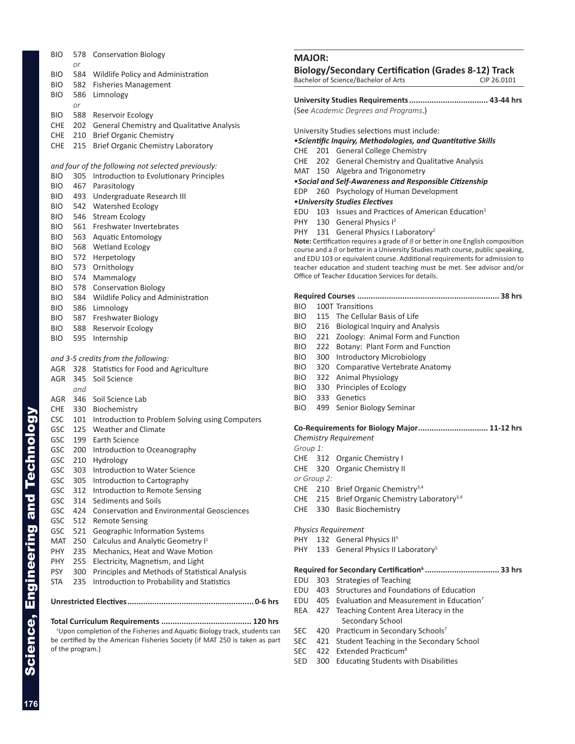BIO 578 Conservation Biology
*or*
BIO 584 Wildlife Policy and Administration
BIO 582 Fisheries Management
BIO 586 Limnology
*or*
BIO 588 Reservoir Ecology
CHE 202 General Chemistry and Qualitative Analysis
CHE 210 Brief Organic Chemistry
CHE 215 Brief Organic Chemistry Laboratory

*and four of the following not selected previously:*
BIO 305 Introduction to Evolutionary Principles
BIO 467 Parasitology
BIO 493 Undergraduate Research III
BIO 542 Watershed Ecology
BIO 546 Stream Ecology
BIO 561 Freshwater Invertebrates
BIO 563 Aquatic Entomology
BIO 568 Wetland Ecology
BIO 572 Herpetology
BIO 573 Ornithology
BIO 574 Mammalogy
BIO 578 Conservation Biology
BIO 584 Wildlife Policy and Administration
BIO 586 Limnology
BIO 587 Freshwater Biology
BIO 588 Reservoir Ecology
BIO 595 Internship

*and 3-5 credits from the following:*
AGR 328 Statistics for Food and Agriculture
AGR 345 Soil Science
*and*
AGR 346 Soil Science Lab
CHE 330 Biochemistry
CSC 101 Introduction to Problem Solving using Computers
GSC 125 Weather and Climate
GSC 199 Earth Science
GSC 200 Introduction to Oceanography
GSC 210 Hydrology
GSC 303 Introduction to Water Science
GSC 305 Introduction to Cartography
GSC 312 Introduction to Remote Sensing
GSC 314 Sediments and Soils
GSC 424 Conservation and Environmental Geosciences
GSC 512 Remote Sensing
GSC 521 Geographic Information Systems
MAT 250 Calculus and Analytic Geometry I[1]
PHY 235 Mechanics, Heat and Wave Motion
PHY 255 Electricity, Magnetism, and Light
PSY 300 Principles and Methods of Statistical Analysis
STA 235 Introduction to Probability and Statistics

**Unrestricted Electives....................................................... 0-6 hrs**

**Total Curriculum Requirements ....................................... 120 hrs**

[1]Upon completion of the Fisheries and Aquatic Biology track, students can be certified by the American Fisheries Society (if MAT 250 is taken as part of the program.)

## MAJOR:
## Biology/Secondary Certification (Grades 8-12) Track

Bachelor of Science/Bachelor of Arts CIP 26.0101

**University Studies Requirements.................................. 43-44 hrs**
(See *Academic Degrees and Programs*.)

University Studies selections must include:

•***Scientific Inquiry, Methodologies, and Quantitative Skills***
CHE 201 General College Chemistry
CHE 202 General Chemistry and Qualitative Analysis
MAT 150 Algebra and Trigonometry

•***Social and Self-Awareness and Responsible Citizenship***
EDP 260 Psychology of Human Development

•***University Studies Electives***
EDU 103 Issues and Practices of American Education[1]
PHY 130 General Physics I[2]
PHY 131 General Physics I Laboratory[2]

**Note:** Certification requires a grade of *B* or better in one English composition course and a *B* or better in a University Studies math course, public speaking, and EDU 103 or equivalent course. Additional requirements for admission to teacher education and student teaching must be met. See advisor and/or Office of Teacher Education Services for details.

**Required Courses ............................................................. 38 hrs**
BIO 100T Transitions
BIO 115 The Cellular Basis of Life
BIO 216 Biological Inquiry and Analysis
BIO 221 Zoology: Animal Form and Function
BIO 222 Botany: Plant Form and Function
BIO 300 Introductory Microbiology
BIO 320 Comparative Vertebrate Anatomy
BIO 322 Animal Physiology
BIO 330 Principles of Ecology
BIO 333 Genetics
BIO 499 Senior Biology Seminar

**Co-Requirements for Biology Major.............................. 11-12 hrs**

*Chemistry Requirement*

*Group 1:*
CHE 312 Organic Chemistry I
CHE 320 Organic Chemistry II

*or Group 2:*
CHE 210 Brief Organic Chemistry[3,4]
CHE 215 Brief Organic Chemistry Laboratory[3,4]
CHE 330 Basic Biochemistry

*Physics Requirement*
PHY 132 General Physics II[5]
PHY 133 General Physics II Laboratory[5]

**Required for Secondary Certification[6] ................................ 33 hrs**
EDU 303 Strategies of Teaching
EDU 403 Structures and Foundations of Education
EDU 405 Evaluation and Measurement in Education[7]
REA 427 Teaching Content Area Literacy in the Secondary School
SEC 420 Practicum in Secondary Schools[7]
SEC 421 Student Teaching in the Secondary School
SEC 422 Extended Practicum[8]
SED 300 Educating Students with Disabilities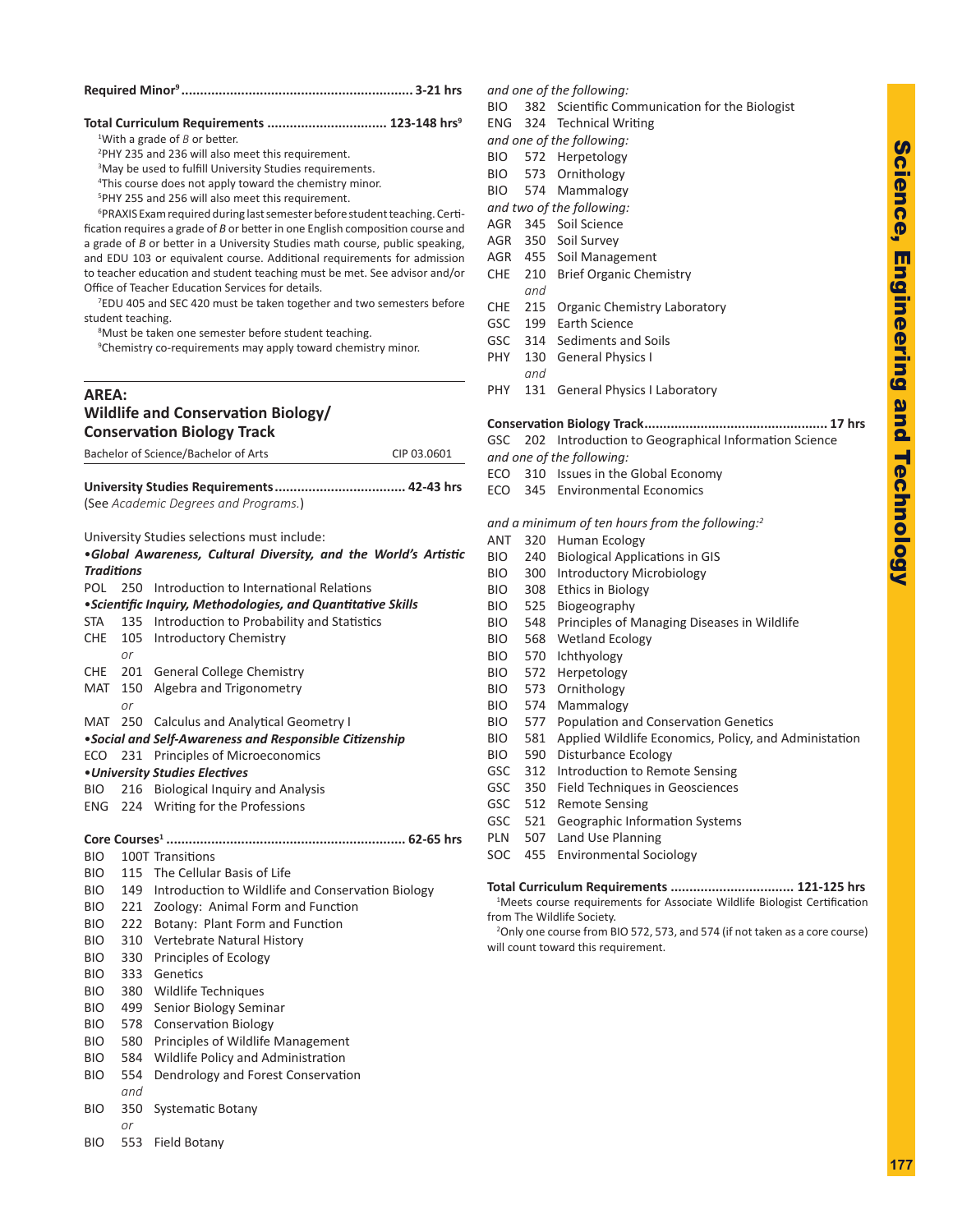**Required Minor[9] ............................................................. 3-21 hrs**

**Total Curriculum Requirements ................................ 123-148 hrs[9]**

[1]With a grade of *B* or better.

[2]PHY 235 and 236 will also meet this requirement.

[3]May be used to fulfill University Studies requirements.

[4]This course does not apply toward the chemistry minor.

[5]PHY 255 and 256 will also meet this requirement.

[6]PRAXIS Exam required during last semester before student teaching. Certification requires a grade of *B* or better in one English composition course and a grade of *B* or better in a University Studies math course, public speaking, and EDU 103 or equivalent course. Additional requirements for admission to teacher education and student teaching must be met. See advisor and/or Office of Teacher Education Services for details.

[7]EDU 405 and SEC 420 must be taken together and two semesters before student teaching.

[8]Must be taken one semester before student teaching.

[9]Chemistry co-requirements may apply toward chemistry minor.

## AREA: Wildlife and Conservation Biology/ Conservation Biology Track

Bachelor of Science/Bachelor of Arts — CIP 03.0601

**University Studies Requirements .................................. 42-43 hrs**
(See *Academic Degrees and Programs.*)

University Studies selections must include:

•***Global Awareness, Cultural Diversity, and the World's Artistic Traditions***

POL 250 Introduction to International Relations

•***Scientific Inquiry, Methodologies, and Quantitative Skills***

STA 135 Introduction to Probability and Statistics
CHE 105 Introductory Chemistry
*or*
CHE 201 General College Chemistry
MAT 150 Algebra and Trigonometry
*or*
MAT 250 Calculus and Analytical Geometry I

•***Social and Self-Awareness and Responsible Citizenship***

ECO 231 Principles of Microeconomics

•***University Studies Electives***

BIO 216 Biological Inquiry and Analysis
ENG 224 Writing for the Professions

**Core Courses[1] ............................................................. 62-65 hrs**

BIO 100T Transitions
BIO 115 The Cellular Basis of Life
BIO 149 Introduction to Wildlife and Conservation Biology
BIO 221 Zoology: Animal Form and Function
BIO 222 Botany: Plant Form and Function
BIO 310 Vertebrate Natural History
BIO 330 Principles of Ecology
BIO 333 Genetics
BIO 380 Wildlife Techniques
BIO 499 Senior Biology Seminar
BIO 578 Conservation Biology
BIO 580 Principles of Wildlife Management
BIO 584 Wildlife Policy and Administration
BIO 554 Dendrology and Forest Conservation
*and*
BIO 350 Systematic Botany
*or*
BIO 553 Field Botany

*and one of the following:*

BIO 382 Scientific Communication for the Biologist
ENG 324 Technical Writing

*and one of the following:*

BIO 572 Herpetology
BIO 573 Ornithology
BIO 574 Mammalogy

*and two of the following:*

AGR 345 Soil Science
AGR 350 Soil Survey
AGR 455 Soil Management
CHE 210 Brief Organic Chemistry
*and*
CHE 215 Organic Chemistry Laboratory
GSC 199 Earth Science
GSC 314 Sediments and Soils
PHY 130 General Physics I
*and*
PHY 131 General Physics I Laboratory

**Conservation Biology Track................................................ 17 hrs**

GSC 202 Introduction to Geographical Information Science

*and one of the following:*

ECO 310 Issues in the Global Economy
ECO 345 Environmental Economics

*and a minimum of ten hours from the following:[2]*

ANT 320 Human Ecology
BIO 240 Biological Applications in GIS
BIO 300 Introductory Microbiology
BIO 308 Ethics in Biology
BIO 525 Biogeography
BIO 548 Principles of Managing Diseases in Wildlife
BIO 568 Wetland Ecology
BIO 570 Ichthyology
BIO 572 Herpetology
BIO 573 Ornithology
BIO 574 Mammalogy
BIO 577 Population and Conservation Genetics
BIO 581 Applied Wildlife Economics, Policy, and Administration
BIO 590 Disturbance Ecology
GSC 312 Introduction to Remote Sensing
GSC 350 Field Techniques in Geosciences
GSC 512 Remote Sensing
GSC 521 Geographic Information Systems
PLN 507 Land Use Planning
SOC 455 Environmental Sociology

**Total Curriculum Requirements ................................ 121-125 hrs**

[1]Meets course requirements for Associate Wildlife Biologist Certification from The Wildlife Society.

[2]Only one course from BIO 572, 573, and 574 (if not taken as a core course) will count toward this requirement.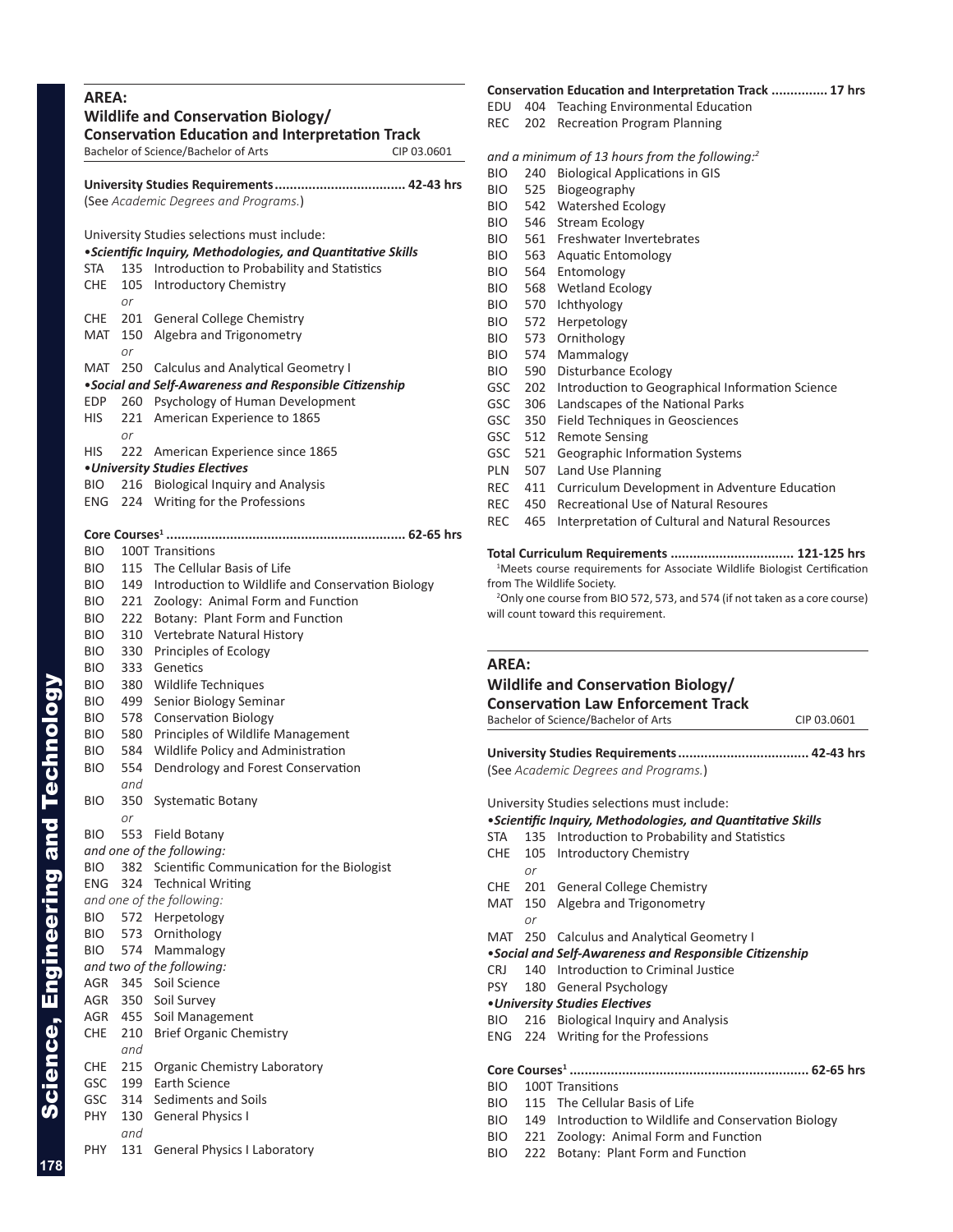## AREA:
### Wildlife and Conservation Biology/ Conservation Education and Interpretation Track

Bachelor of Science/Bachelor of Arts CIP 03.0601

**University Studies Requirements.................................. 42-43 hrs**
(See *Academic Degrees and Programs.*)

University Studies selections must include:

•***Scientific Inquiry, Methodologies, and Quantitative Skills***

STA 135 Introduction to Probability and Statistics
CHE 105 Introductory Chemistry
*or*
CHE 201 General College Chemistry
MAT 150 Algebra and Trigonometry
*or*
MAT 250 Calculus and Analytical Geometry I

•***Social and Self-Awareness and Responsible Citizenship***

EDP 260 Psychology of Human Development
HIS 221 American Experience to 1865
*or*
HIS 222 American Experience since 1865

•***University Studies Electives***

BIO 216 Biological Inquiry and Analysis
ENG 224 Writing for the Professions

**Core Courses[1] .............................................................. 62-65 hrs**

BIO 100T Transitions
BIO 115 The Cellular Basis of Life
BIO 149 Introduction to Wildlife and Conservation Biology
BIO 221 Zoology: Animal Form and Function
BIO 222 Botany: Plant Form and Function
BIO 310 Vertebrate Natural History
BIO 330 Principles of Ecology
BIO 333 Genetics
BIO 380 Wildlife Techniques
BIO 499 Senior Biology Seminar
BIO 578 Conservation Biology
BIO 580 Principles of Wildlife Management
BIO 584 Wildlife Policy and Administration
BIO 554 Dendrology and Forest Conservation
*and*
BIO 350 Systematic Botany
*or*
BIO 553 Field Botany

*and one of the following:*
BIO 382 Scientific Communication for the Biologist
ENG 324 Technical Writing

*and one of the following:*
BIO 572 Herpetology
BIO 573 Ornithology
BIO 574 Mammalogy

*and two of the following:*
AGR 345 Soil Science
AGR 350 Soil Survey
AGR 455 Soil Management
CHE 210 Brief Organic Chemistry
*and*
CHE 215 Organic Chemistry Laboratory
GSC 199 Earth Science
GSC 314 Sediments and Soils
PHY 130 General Physics I
*and*
PHY 131 General Physics I Laboratory

**Conservation Education and Interpretation Track ............... 17 hrs**

EDU 404 Teaching Environmental Education
REC 202 Recreation Program Planning

*and a minimum of 13 hours from the following:[2]*
BIO 240 Biological Applications in GIS
BIO 525 Biogeography
BIO 542 Watershed Ecology
BIO 546 Stream Ecology
BIO 561 Freshwater Invertebrates
BIO 563 Aquatic Entomology
BIO 564 Entomology
BIO 568 Wetland Ecology
BIO 570 Ichthyology
BIO 572 Herpetology
BIO 573 Ornithology
BIO 574 Mammalogy
BIO 590 Disturbance Ecology
GSC 202 Introduction to Geographical Information Science
GSC 306 Landscapes of the National Parks
GSC 350 Field Techniques in Geosciences
GSC 512 Remote Sensing
GSC 521 Geographic Information Systems
PLN 507 Land Use Planning
REC 411 Curriculum Development in Adventure Education
REC 450 Recreational Use of Natural Resoures
REC 465 Interpretation of Cultural and Natural Resources

**Total Curriculum Requirements ................................ 121-125 hrs**

[1]Meets course requirements for Associate Wildlife Biologist Certification from The Wildlife Society.

[2]Only one course from BIO 572, 573, and 574 (if not taken as a core course) will count toward this requirement.

## AREA:
### Wildlife and Conservation Biology/ Conservation Law Enforcement Track

Bachelor of Science/Bachelor of Arts CIP 03.0601

**University Studies Requirements.................................. 42-43 hrs**
(See *Academic Degrees and Programs.*)

University Studies selections must include:

•***Scientific Inquiry, Methodologies, and Quantitative Skills***

STA 135 Introduction to Probability and Statistics
CHE 105 Introductory Chemistry
*or*
CHE 201 General College Chemistry
MAT 150 Algebra and Trigonometry
*or*
MAT 250 Calculus and Analytical Geometry I

•***Social and Self-Awareness and Responsible Citizenship***

CRJ 140 Introduction to Criminal Justice
PSY 180 General Psychology

•***University Studies Electives***

BIO 216 Biological Inquiry and Analysis
ENG 224 Writing for the Professions

**Core Courses[1] .............................................................. 62-65 hrs**

BIO 100T Transitions
BIO 115 The Cellular Basis of Life
BIO 149 Introduction to Wildlife and Conservation Biology
BIO 221 Zoology: Animal Form and Function
BIO 222 Botany: Plant Form and Function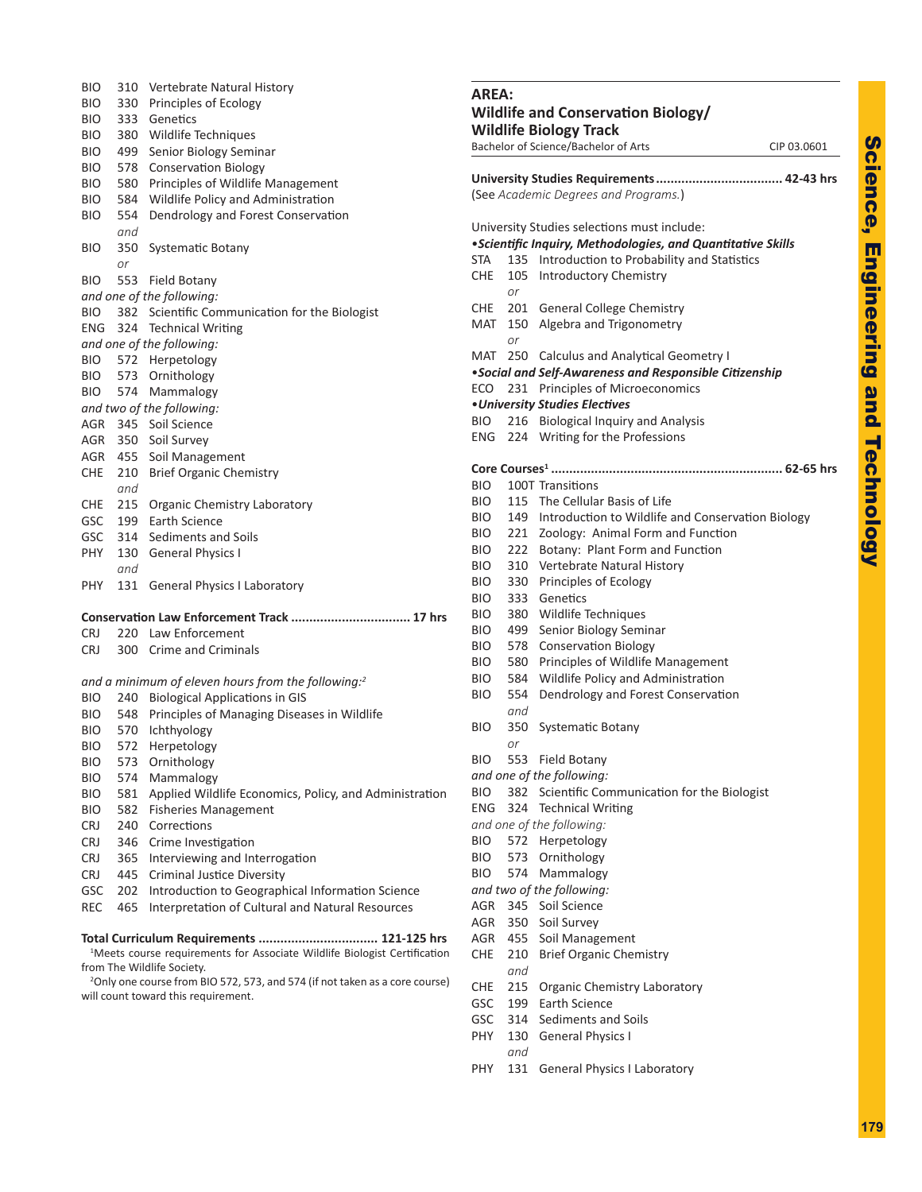BIO 310 Vertebrate Natural History
BIO 330 Principles of Ecology
BIO 333 Genetics
BIO 380 Wildlife Techniques
BIO 499 Senior Biology Seminar
BIO 578 Conservation Biology
BIO 580 Principles of Wildlife Management
BIO 584 Wildlife Policy and Administration
BIO 554 Dendrology and Forest Conservation
*and*
BIO 350 Systematic Botany
*or*
BIO 553 Field Botany

*and one of the following:*
BIO 382 Scientific Communication for the Biologist
ENG 324 Technical Writing

*and one of the following:*
BIO 572 Herpetology
BIO 573 Ornithology
BIO 574 Mammalogy

*and two of the following:*
AGR 345 Soil Science
AGR 350 Soil Survey
AGR 455 Soil Management
CHE 210 Brief Organic Chemistry
*and*
CHE 215 Organic Chemistry Laboratory
GSC 199 Earth Science
GSC 314 Sediments and Soils
PHY 130 General Physics I
*and*
PHY 131 General Physics I Laboratory

**Conservation Law Enforcement Track ................................ 17 hrs**

CRJ 220 Law Enforcement
CRJ 300 Crime and Criminals

*and a minimum of eleven hours from the following:*[2]
BIO 240 Biological Applications in GIS
BIO 548 Principles of Managing Diseases in Wildlife
BIO 570 Ichthyology
BIO 572 Herpetology
BIO 573 Ornithology
BIO 574 Mammalogy
BIO 581 Applied Wildlife Economics, Policy, and Administration
BIO 582 Fisheries Management
CRJ 240 Corrections
CRJ 346 Crime Investigation
CRJ 365 Interviewing and Interrogation
CRJ 445 Criminal Justice Diversity
GSC 202 Introduction to Geographical Information Science
REC 465 Interpretation of Cultural and Natural Resources

**Total Curriculum Requirements ................................ 121-125 hrs**

[1]Meets course requirements for Associate Wildlife Biologist Certification from The Wildlife Society.

[2]Only one course from BIO 572, 573, and 574 (if not taken as a core course) will count toward this requirement.

## AREA: Wildlife and Conservation Biology/ Wildlife Biology Track

Bachelor of Science/Bachelor of Arts — CIP 03.0601

**University Studies Requirements .................................. 42-43 hrs**

(See *Academic Degrees and Programs.*)

University Studies selections must include:

***•Scientific Inquiry, Methodologies, and Quantitative Skills***
STA 135 Introduction to Probability and Statistics
CHE 105 Introductory Chemistry
*or*
CHE 201 General College Chemistry
MAT 150 Algebra and Trigonometry
*or*
MAT 250 Calculus and Analytical Geometry I

***•Social and Self-Awareness and Responsible Citizenship***
ECO 231 Principles of Microeconomics

***•University Studies Electives***
BIO 216 Biological Inquiry and Analysis
ENG 224 Writing for the Professions

**Core Courses[1] ............................................................. 62-65 hrs**

BIO 100T Transitions
BIO 115 The Cellular Basis of Life
BIO 149 Introduction to Wildlife and Conservation Biology
BIO 221 Zoology: Animal Form and Function
BIO 222 Botany: Plant Form and Function
BIO 310 Vertebrate Natural History
BIO 330 Principles of Ecology
BIO 333 Genetics
BIO 380 Wildlife Techniques
BIO 499 Senior Biology Seminar
BIO 578 Conservation Biology
BIO 580 Principles of Wildlife Management
BIO 584 Wildlife Policy and Administration
BIO 554 Dendrology and Forest Conservation
*and*
BIO 350 Systematic Botany
*or*
BIO 553 Field Botany

*and one of the following:*
BIO 382 Scientific Communication for the Biologist
ENG 324 Technical Writing

*and one of the following:*
BIO 572 Herpetology
BIO 573 Ornithology
BIO 574 Mammalogy

*and two of the following:*
AGR 345 Soil Science
AGR 350 Soil Survey
AGR 455 Soil Management
CHE 210 Brief Organic Chemistry
*and*
CHE 215 Organic Chemistry Laboratory
GSC 199 Earth Science
GSC 314 Sediments and Soils
PHY 130 General Physics I
*and*
PHY 131 General Physics I Laboratory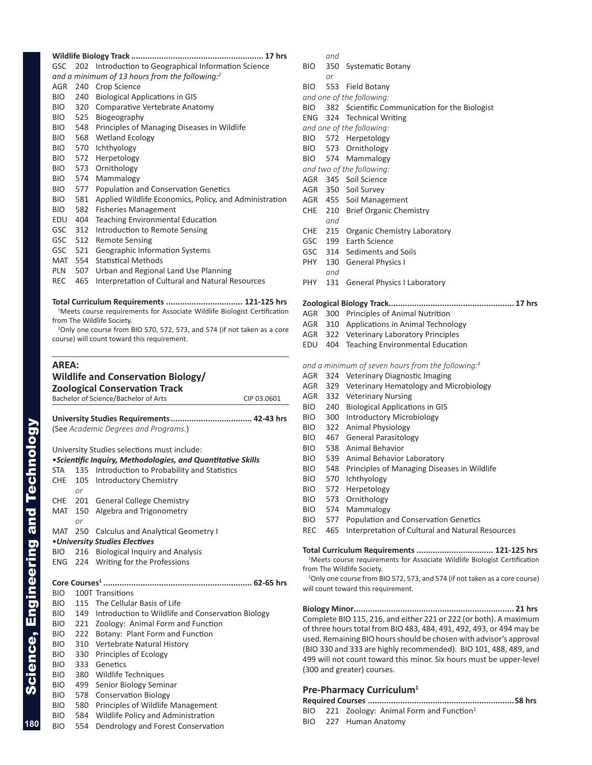**Wildlife Biology Track ........................................................ 17 hrs**

GSC 202 Introduction to Geographical Information Science

*and a minimum of 13 hours from the following:*[2]

AGR 240 Crop Science
BIO 240 Biological Applications in GIS
BIO 320 Comparative Vertebrate Anatomy
BIO 525 Biogeography
BIO 548 Principles of Managing Diseases in Wildlife
BIO 568 Wetland Ecology
BIO 570 Ichthyology
BIO 572 Herpetology
BIO 573 Ornithology
BIO 574 Mammalogy
BIO 577 Population and Conservation Genetics
BIO 581 Applied Wildlife Economics, Policy, and Administration
BIO 582 Fisheries Management
EDU 404 Teaching Environmental Education
GSC 312 Introduction to Remote Sensing
GSC 512 Remote Sensing
GSC 521 Geographic Information Systems
MAT 554 Statistical Methods
PLN 507 Urban and Regional Land Use Planning
REC 465 Interpretation of Cultural and Natural Resources

**Total Curriculum Requirements ................................ 121-125 hrs**

[1]Meets course requirements for Associate Wildlife Biologist Certification from The Wildlife Society.

[2]Only one course from BIO 570, 572, 573, and 574 (if not taken as a core course) will count toward this requirement.

---

## AREA:
## Wildlife and Conservation Biology/ Zoological Conservation Track

Bachelor of Science/Bachelor of Arts — CIP 03.0601

**University Studies Requirements.................................. 42-43 hrs**

(See *Academic Degrees and Programs.*)

University Studies selections must include:

• ***Scientific Inquiry, Methodologies, and Quantitative Skills***

STA 135 Introduction to Probability and Statistics
CHE 105 Introductory Chemistry
*or*
CHE 201 General College Chemistry
MAT 150 Algebra and Trigonometry
*or*
MAT 250 Calculus and Analytical Geometry I

• ***University Studies Electives***

BIO 216 Biological Inquiry and Analysis
ENG 224 Writing for the Professions

**Core Courses[1] ............................................................... 62-65 hrs**

BIO 100T Transitions
BIO 115 The Cellular Basis of Life
BIO 149 Introduction to Wildlife and Conservation Biology
BIO 221 Zoology: Animal Form and Function
BIO 222 Botany: Plant Form and Function
BIO 310 Vertebrate Natural History
BIO 330 Principles of Ecology
BIO 333 Genetics
BIO 380 Wildlife Techniques
BIO 499 Senior Biology Seminar
BIO 578 Conservation Biology
BIO 580 Principles of Wildlife Management
BIO 584 Wildlife Policy and Administration
BIO 554 Dendrology and Forest Conservation
*and*
BIO 350 Systematic Botany
*or*
BIO 553 Field Botany

*and one of the following:*

BIO 382 Scientific Communication for the Biologist
ENG 324 Technical Writing

*and one of the following:*

BIO 572 Herpetology
BIO 573 Ornithology
BIO 574 Mammalogy

*and two of the following:*

AGR 345 Soil Science
AGR 350 Soil Survey
AGR 455 Soil Management
CHE 210 Brief Organic Chemistry
*and*
CHE 215 Organic Chemistry Laboratory
GSC 199 Earth Science
GSC 314 Sediments and Soils
PHY 130 General Physics I
*and*
PHY 131 General Physics I Laboratory

**Zoological Biology Track...................................................... 17 hrs**

AGR 300 Principles of Animal Nutrition
AGR 310 Applications in Animal Technology
AGR 322 Veterinary Laboratory Principles
EDU 404 Teaching Environmental Education

*and a minimum of seven hours from the following:*[2]

AGR 324 Veterinary Diagnostic Imaging
AGR 329 Veterinary Hematology and Microbiology
AGR 332 Veterinary Nursing
BIO 240 Biological Applications in GIS
BIO 300 Introductory Microbiology
BIO 322 Animal Physiology
BIO 467 General Parasitology
BIO 538 Animal Behavior
BIO 539 Animal Behavior Laboratory
BIO 548 Principles of Managing Diseases in Wildlife
BIO 570 Ichthyology
BIO 572 Herpetology
BIO 573 Ornithology
BIO 574 Mammalogy
BIO 577 Population and Conservation Genetics
REC 465 Interpretation of Cultural and Natural Resources

**Total Curriculum Requirements ................................ 121-125 hrs**

[1]Meets course requirements for Associate Wildlife Biologist Certification from The Wildlife Society.

[2]Only one course from BIO 572, 573, and 574 (if not taken as a core course) will count toward this requirement.

**Biology Minor.................................................................... 21 hrs**

Complete BIO 115, 216, and either 221 or 222 (or both). A maximum of three hours total from BIO 483, 484, 491, 492, 493, or 494 may be used. Remaining BIO hours should be chosen with advisor's approval (BIO 330 and 333 are highly recommended). BIO 101, 488, 489, and 499 will not count toward this minor. Six hours must be upper-level (300 and greater) courses.

## Pre-Pharmacy Curriculum[1]

**Required Courses ..............................................................58 hrs**

BIO 221 Zoology: Animal Form and Function[2]
BIO 227 Human Anatomy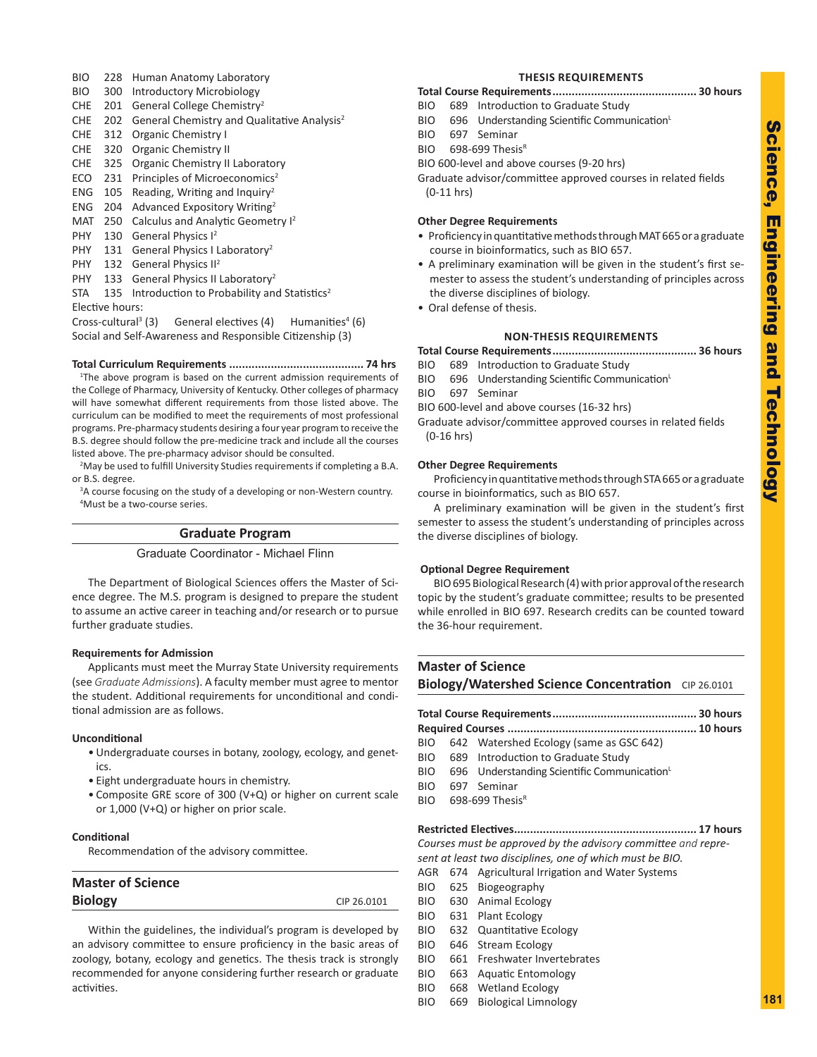BIO 228 Human Anatomy Laboratory
BIO 300 Introductory Microbiology
CHE 201 General College Chemistry[2]
CHE 202 General Chemistry and Qualitative Analysis[2]
CHE 312 Organic Chemistry I
CHE 320 Organic Chemistry II
CHE 325 Organic Chemistry II Laboratory
ECO 231 Principles of Microeconomics[2]
ENG 105 Reading, Writing and Inquiry[2]
ENG 204 Advanced Expository Writing[2]
MAT 250 Calculus and Analytic Geometry I[2]
PHY 130 General Physics I[2]
PHY 131 General Physics I Laboratory[2]
PHY 132 General Physics II[2]
PHY 133 General Physics II Laboratory[2]
STA 135 Introduction to Probability and Statistics[2]

Elective hours:

Cross-cultural[3] (3) General electives (4) Humanities[4] (6)

Social and Self-Awareness and Responsible Citizenship (3)

**Total Curriculum Requirements ......................................... 74 hrs**

[1]The above program is based on the current admission requirements of the College of Pharmacy, University of Kentucky. Other colleges of pharmacy will have somewhat different requirements from those listed above. The curriculum can be modified to meet the requirements of most professional programs. Pre-pharmacy students desiring a four year program to receive the B.S. degree should follow the pre-medicine track and include all the courses listed above. The pre-pharmacy advisor should be consulted.

[2]May be used to fulfill University Studies requirements if completing a B.A. or B.S. degree.

[3]A course focusing on the study of a developing or non-Western country.

[4]Must be a two-course series.

## Graduate Program

Graduate Coordinator - Michael Flinn

The Department of Biological Sciences offers the Master of Science degree. The M.S. program is designed to prepare the student to assume an active career in teaching and/or research or to pursue further graduate studies.

**Requirements for Admission**

Applicants must meet the Murray State University requirements (see *Graduate Admissions*). A faculty member must agree to mentor the student. Additional requirements for unconditional and conditional admission are as follows.

**Unconditional**

- Undergraduate courses in botany, zoology, ecology, and genetics.
- Eight undergraduate hours in chemistry.
- Composite GRE score of 300 (V+Q) or higher on current scale or 1,000 (V+Q) or higher on prior scale.

**Conditional**

Recommendation of the advisory committee.

## Master of Science Biology

CIP 26.0101

Within the guidelines, the individual's program is developed by an advisory committee to ensure proficiency in the basic areas of zoology, botany, ecology and genetics. The thesis track is strongly recommended for anyone considering further research or graduate activities.

### THESIS REQUIREMENTS

**Total Course Requirements ............................................ 30 hours**

BIO 689 Introduction to Graduate Study
BIO 696 Understanding Scientific Communication[L]
BIO 697 Seminar
BIO 698-699 Thesis[R]
BIO 600-level and above courses (9-20 hrs)
Graduate advisor/committee approved courses in related fields (0-11 hrs)

**Other Degree Requirements**

- Proficiency in quantitative methods through MAT 665 or a graduate course in bioinformatics, such as BIO 657.
- A preliminary examination will be given in the student's first semester to assess the student's understanding of principles across the diverse disciplines of biology.
- Oral defense of thesis.

### NON-THESIS REQUIREMENTS

**Total Course Requirements ............................................ 36 hours**

BIO 689 Introduction to Graduate Study
BIO 696 Understanding Scientific Communication[L]
BIO 697 Seminar
BIO 600-level and above courses (16-32 hrs)
Graduate advisor/committee approved courses in related fields (0-16 hrs)

**Other Degree Requirements**

Proficiency in quantitative methods through STA 665 or a graduate course in bioinformatics, such as BIO 657.

A preliminary examination will be given in the student's first semester to assess the student's understanding of principles across the diverse disciplines of biology.

**Optional Degree Requirement**

BIO 695 Biological Research (4) with prior approval of the research topic by the student's graduate committee; results to be presented while enrolled in BIO 697. Research credits can be counted toward the 36-hour requirement.

## Master of Science Biology/Watershed Science Concentration

CIP 26.0101

**Total Course Requirements ............................................ 30 hours**

**Required Courses .......................................................... 10 hours**

BIO 642 Watershed Ecology (same as GSC 642)
BIO 689 Introduction to Graduate Study
BIO 696 Understanding Scientific Communication[L]
BIO 697 Seminar
BIO 698-699 Thesis[R]

**Restricted Electives ........................................................ 17 hours**

*Courses must be approved by the advisory committee and represent at least two disciplines, one of which must be BIO.*

AGR 674 Agricultural Irrigation and Water Systems
BIO 625 Biogeography
BIO 630 Animal Ecology
BIO 631 Plant Ecology
BIO 632 Quantitative Ecology
BIO 646 Stream Ecology
BIO 661 Freshwater Invertebrates
BIO 663 Aquatic Entomology
BIO 668 Wetland Ecology
BIO 669 Biological Limnology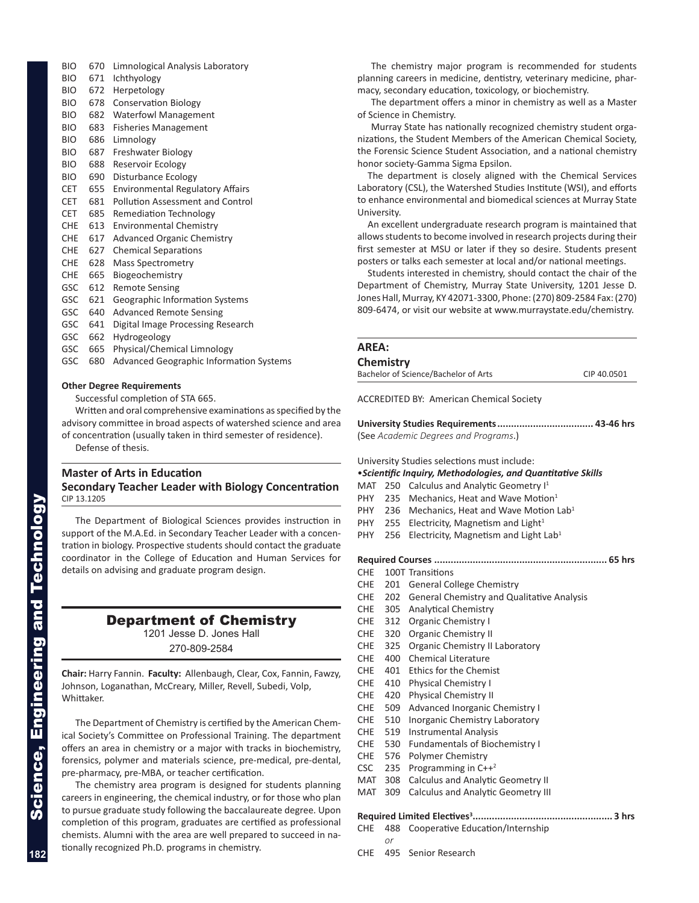BIO 670 Limnological Analysis Laboratory
BIO 671 Ichthyology
BIO 672 Herpetology
BIO 678 Conservation Biology
BIO 682 Waterfowl Management
BIO 683 Fisheries Management
BIO 686 Limnology
BIO 687 Freshwater Biology
BIO 688 Reservoir Ecology
BIO 690 Disturbance Ecology
CET 655 Environmental Regulatory Affairs
CET 681 Pollution Assessment and Control
CET 685 Remediation Technology
CHE 613 Environmental Chemistry
CHE 617 Advanced Organic Chemistry
CHE 627 Chemical Separations
CHE 628 Mass Spectrometry
CHE 665 Biogeochemistry
GSC 612 Remote Sensing
GSC 621 Geographic Information Systems
GSC 640 Advanced Remote Sensing
GSC 641 Digital Image Processing Research
GSC 662 Hydrogeology
GSC 665 Physical/Chemical Limnology
GSC 680 Advanced Geographic Information Systems

**Other Degree Requirements**

Successful completion of STA 665.

Written and oral comprehensive examinations as specified by the advisory committee in broad aspects of watershed science and area of concentration (usually taken in third semester of residence).

Defense of thesis.

### Master of Arts in Education
### Secondary Teacher Leader with Biology Concentration

CIP 13.1205

The Department of Biological Sciences provides instruction in support of the M.A.Ed. in Secondary Teacher Leader with a concentration in biology. Prospective students should contact the graduate coordinator in the College of Education and Human Services for details on advising and graduate program design.

## Department of Chemistry

1201 Jesse D. Jones Hall
270-809-2584

**Chair:** Harry Fannin. **Faculty:** Allenbaugh, Clear, Cox, Fannin, Fawzy, Johnson, Loganathan, McCreary, Miller, Revell, Subedi, Volp, Whittaker.

The Department of Chemistry is certified by the American Chemical Society's Committee on Professional Training. The department offers an area in chemistry or a major with tracks in biochemistry, forensics, polymer and materials science, pre-medical, pre-dental, pre-pharmacy, pre-MBA, or teacher certification.

The chemistry area program is designed for students planning careers in engineering, the chemical industry, or for those who plan to pursue graduate study following the baccalaureate degree. Upon completion of this program, graduates are certified as professional chemists. Alumni with the area are well prepared to succeed in nationally recognized Ph.D. programs in chemistry.

The chemistry major program is recommended for students planning careers in medicine, dentistry, veterinary medicine, pharmacy, secondary education, toxicology, or biochemistry.

The department offers a minor in chemistry as well as a Master of Science in Chemistry.

Murray State has nationally recognized chemistry student organizations, the Student Members of the American Chemical Society, the Forensic Science Student Association, and a national chemistry honor society-Gamma Sigma Epsilon.

The department is closely aligned with the Chemical Services Laboratory (CSL), the Watershed Studies Institute (WSI), and efforts to enhance environmental and biomedical sciences at Murray State University.

An excellent undergraduate research program is maintained that allows students to become involved in research projects during their first semester at MSU or later if they so desire. Students present posters or talks each semester at local and/or national meetings.

Students interested in chemistry, should contact the chair of the Department of Chemistry, Murray State University, 1201 Jesse D. Jones Hall, Murray, KY 42071-3300, Phone: (270) 809-2584 Fax: (270) 809-6474, or visit our website at www.murraystate.edu/chemistry.

### AREA:
### Chemistry

Bachelor of Science/Bachelor of Arts CIP 40.0501

ACCREDITED BY: American Chemical Society

**University Studies Requirements .................................. 43-46 hrs**
(See *Academic Degrees and Programs*.)

University Studies selections must include:

•***Scientific Inquiry, Methodologies, and Quantitative Skills***

MAT 250 Calculus and Analytic Geometry I[1]
PHY 235 Mechanics, Heat and Wave Motion[1]
PHY 236 Mechanics, Heat and Wave Motion Lab[1]
PHY 255 Electricity, Magnetism and Light[1]
PHY 256 Electricity, Magnetism and Light Lab[1]

**Required Courses ............................................................. 65 hrs**

CHE 100T Transitions
CHE 201 General College Chemistry
CHE 202 General Chemistry and Qualitative Analysis
CHE 305 Analytical Chemistry
CHE 312 Organic Chemistry I
CHE 320 Organic Chemistry II
CHE 325 Organic Chemistry II Laboratory
CHE 400 Chemical Literature
CHE 401 Ethics for the Chemist
CHE 410 Physical Chemistry I
CHE 420 Physical Chemistry II
CHE 509 Advanced Inorganic Chemistry I
CHE 510 Inorganic Chemistry Laboratory
CHE 519 Instrumental Analysis
CHE 530 Fundamentals of Biochemistry I
CHE 576 Polymer Chemistry
CSC 235 Programming in C++[2]
MAT 308 Calculus and Analytic Geometry II
MAT 309 Calculus and Analytic Geometry III

**Required Limited Electives[3] ................................................. 3 hrs**

CHE 488 Cooperative Education/Internship
*or*
CHE 495 Senior Research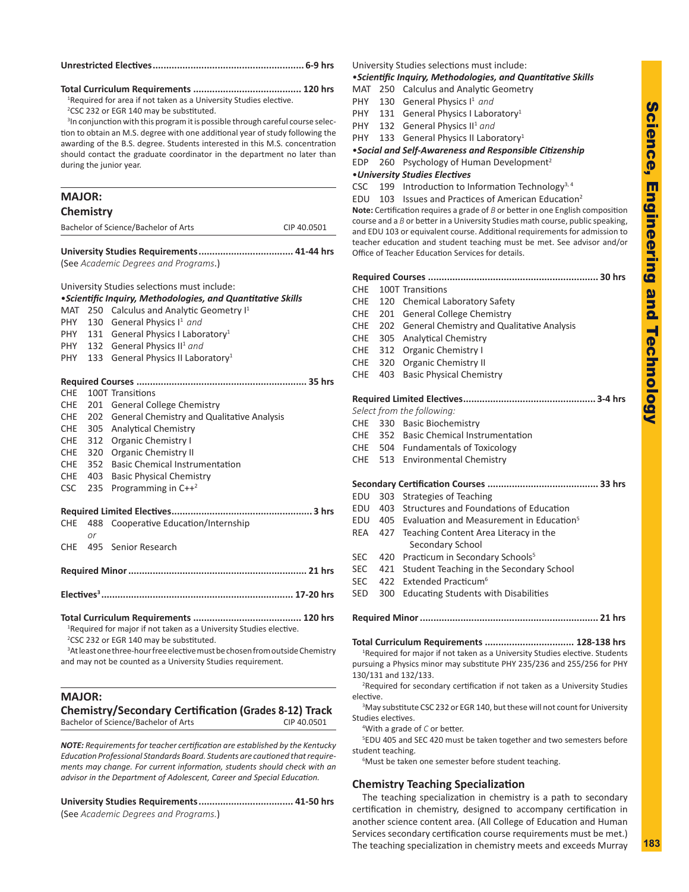**Unrestricted Electives........................................................ 6-9 hrs**

**Total Curriculum Requirements ........................................ 120 hrs**

[1]Required for area if not taken as a University Studies elective.

[2]CSC 232 or EGR 140 may be substituted.

[3]In conjunction with this program it is possible through careful course selection to obtain an M.S. degree with one additional year of study following the awarding of the B.S. degree. Students interested in this M.S. concentration should contact the graduate coordinator in the department no later than during the junior year.

## MAJOR: Chemistry

Bachelor of Science/Bachelor of Arts — CIP 40.0501

**University Studies Requirements................................... 41-44 hrs**
(See *Academic Degrees and Programs*.)

University Studies selections must include:

•***Scientific Inquiry, Methodologies, and Quantitative Skills***

- MAT 250 Calculus and Analytic Geometry I[1]
- PHY 130 General Physics I[1] *and*
- PHY 131 General Physics I Laboratory[1]
- PHY 132 General Physics II[1] *and*
- PHY 133 General Physics II Laboratory[1]

**Required Courses ............................................................... 35 hrs**

- CHE 100T Transitions
- CHE 201 General College Chemistry
- CHE 202 General Chemistry and Qualitative Analysis
- CHE 305 Analytical Chemistry
- CHE 312 Organic Chemistry I
- CHE 320 Organic Chemistry II
- CHE 352 Basic Chemical Instrumentation
- CHE 403 Basic Physical Chemistry
- CSC 235 Programming in C++[2]

**Required Limited Electives.................................................... 3 hrs**

- CHE 488 Cooperative Education/Internship
  *or*
- CHE 495 Senior Research

**Required Minor .................................................................. 21 hrs**

**Electives[3] ...................................................................... 17-20 hrs**

**Total Curriculum Requirements ........................................ 120 hrs**

[1]Required for major if not taken as a University Studies elective.

[2]CSC 232 or EGR 140 may be substituted.

[3]At least one three-hour free elective must be chosen from outside Chemistry and may not be counted as a University Studies requirement.

## MAJOR: Chemistry/Secondary Certification (Grades 8-12) Track

Bachelor of Science/Bachelor of Arts — CIP 40.0501

***NOTE:*** *Requirements for teacher certification are established by the Kentucky Education Professional Standards Board. Students are cautioned that requirements may change. For current information, students should check with an advisor in the Department of Adolescent, Career and Special Education.*

**University Studies Requirements................................... 41-50 hrs**
(See *Academic Degrees and Programs.*)

University Studies selections must include:

•***Scientific Inquiry, Methodologies, and Quantitative Skills***

- MAT 250 Calculus and Analytic Geometry
- PHY 130 General Physics I[1] *and*
- PHY 131 General Physics I Laboratory[1]
- PHY 132 General Physics II[1] *and*
- PHY 133 General Physics II Laboratory[1]

•***Social and Self-Awareness and Responsible Citizenship***

- EDP 260 Psychology of Human Development[2]

•***University Studies Electives***

- CSC 199 Introduction to Information Technology[3, 4]
- EDU 103 Issues and Practices of American Education[2]

**Note:** Certification requires a grade of *B* or better in one English composition course and a *B* or better in a University Studies math course, public speaking, and EDU 103 or equivalent course. Additional requirements for admission to teacher education and student teaching must be met. See advisor and/or Office of Teacher Education Services for details.

**Required Courses ............................................................... 30 hrs**

- CHE 100T Transitions
- CHE 120 Chemical Laboratory Safety
- CHE 201 General College Chemistry
- CHE 202 General Chemistry and Qualitative Analysis
- CHE 305 Analytical Chemistry
- CHE 312 Organic Chemistry I
- CHE 320 Organic Chemistry II
- CHE 403 Basic Physical Chemistry

**Required Limited Electives................................................. 3-4 hrs**

*Select from the following:*

- CHE 330 Basic Biochemistry
- CHE 352 Basic Chemical Instrumentation
- CHE 504 Fundamentals of Toxicology
- CHE 513 Environmental Chemistry

**Secondary Certification Courses ......................................... 33 hrs**

- EDU 303 Strategies of Teaching
- EDU 403 Structures and Foundations of Education
- EDU 405 Evaluation and Measurement in Education[5]
- REA 427 Teaching Content Area Literacy in the Secondary School
- SEC 420 Practicum in Secondary Schools[5]
- SEC 421 Student Teaching in the Secondary School
- SEC 422 Extended Practicum[6]
- SED 300 Educating Students with Disabilities

**Required Minor .................................................................. 21 hrs**

**Total Curriculum Requirements ................................. 128-138 hrs**

[1]Required for major if not taken as a University Studies elective. Students pursuing a Physics minor may substitute PHY 235/236 and 255/256 for PHY 130/131 and 132/133.

[2]Required for secondary certification if not taken as a University Studies elective.

[3]May substitute CSC 232 or EGR 140, but these will not count for University Studies electives.

[4]With a grade of *C* or better.

[5]EDU 405 and SEC 420 must be taken together and two semesters before student teaching.

[6]Must be taken one semester before student teaching.

### Chemistry Teaching Specialization

The teaching specialization in chemistry is a path to secondary certification in chemistry, designed to accompany certification in another science content area. (All College of Education and Human Services secondary certification course requirements must be met.) The teaching specialization in chemistry meets and exceeds Murray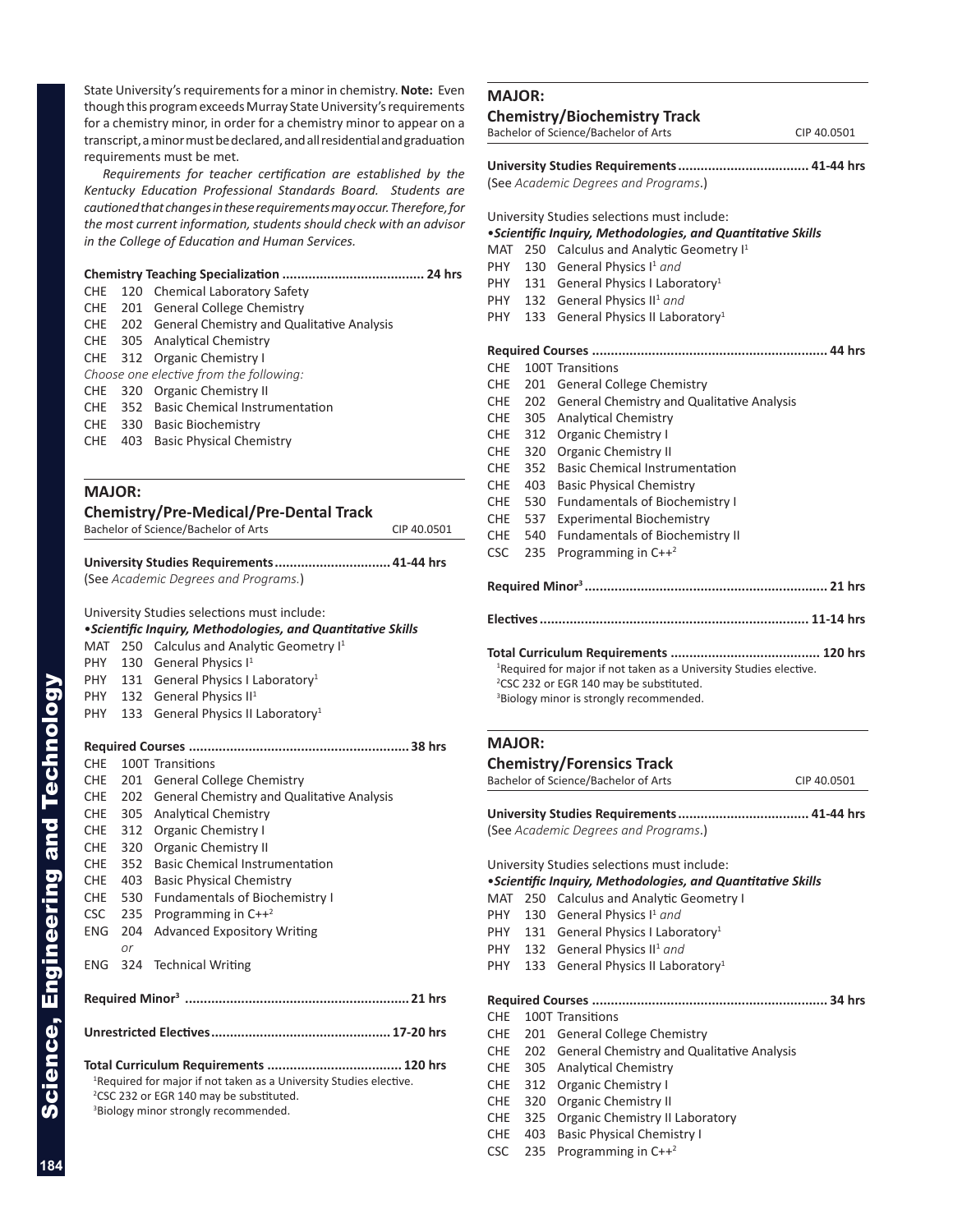State University's requirements for a minor in chemistry. **Note:** Even though this program exceeds Murray State University's requirements for a chemistry minor, in order for a chemistry minor to appear on a transcript, a minor must be declared, and all residential and graduation requirements must be met.

*Requirements for teacher certification are established by the Kentucky Education Professional Standards Board. Students are cautioned that changes in these requirements may occur. Therefore, for the most current information, students should check with an advisor in the College of Education and Human Services.*

**Chemistry Teaching Specialization ..................................... 24 hrs**

CHE 120 Chemical Laboratory Safety
CHE 201 General College Chemistry
CHE 202 General Chemistry and Qualitative Analysis
CHE 305 Analytical Chemistry
CHE 312 Organic Chemistry I

*Choose one elective from the following:*

CHE 320 Organic Chemistry II
CHE 352 Basic Chemical Instrumentation
CHE 330 Basic Biochemistry
CHE 403 Basic Physical Chemistry

## MAJOR:
## Chemistry/Pre-Medical/Pre-Dental Track

Bachelor of Science/Bachelor of Arts — CIP 40.0501

**University Studies Requirements .............................. 41-44 hrs**
(See *Academic Degrees and Programs.*)

University Studies selections must include:

•***Scientific Inquiry, Methodologies, and Quantitative Skills***

MAT 250 Calculus and Analytic Geometry I[1]
PHY 130 General Physics I[1]
PHY 131 General Physics I Laboratory[1]
PHY 132 General Physics II[1]
PHY 133 General Physics II Laboratory[1]

**Required Courses .......................................................... 38 hrs**

CHE 100T Transitions
CHE 201 General College Chemistry
CHE 202 General Chemistry and Qualitative Analysis
CHE 305 Analytical Chemistry
CHE 312 Organic Chemistry I
CHE 320 Organic Chemistry II
CHE 352 Basic Chemical Instrumentation
CHE 403 Basic Physical Chemistry
CHE 530 Fundamentals of Biochemistry I
CSC 235 Programming in C++[2]
ENG 204 Advanced Expository Writing
*or*
ENG 324 Technical Writing

**Required Minor[3] ........................................................... 21 hrs**

**Unrestricted Electives ............................................... 17-20 hrs**

**Total Curriculum Requirements .................................... 120 hrs**

[1]Required for major if not taken as a University Studies elective.
[2]CSC 232 or EGR 140 may be substituted.
[3]Biology minor strongly recommended.

## MAJOR:
## Chemistry/Biochemistry Track

Bachelor of Science/Bachelor of Arts — CIP 40.0501

**University Studies Requirements .................................. 41-44 hrs**
(See *Academic Degrees and Programs*.)

University Studies selections must include:

•***Scientific Inquiry, Methodologies, and Quantitative Skills***

MAT 250 Calculus and Analytic Geometry I[1]
PHY 130 General Physics I[1] *and*
PHY 131 General Physics I Laboratory[1]
PHY 132 General Physics II[1] *and*
PHY 133 General Physics II Laboratory[1]

**Required Courses .............................................................. 44 hrs**

CHE 100T Transitions
CHE 201 General College Chemistry
CHE 202 General Chemistry and Qualitative Analysis
CHE 305 Analytical Chemistry
CHE 312 Organic Chemistry I
CHE 320 Organic Chemistry II
CHE 352 Basic Chemical Instrumentation
CHE 403 Basic Physical Chemistry
CHE 530 Fundamentals of Biochemistry I
CHE 537 Experimental Biochemistry
CHE 540 Fundamentals of Biochemistry II
CSC 235 Programming in C++[2]

**Required Minor[3] ................................................................ 21 hrs**

**Electives ....................................................................... 11-14 hrs**

**Total Curriculum Requirements ........................................ 120 hrs**

[1]Required for major if not taken as a University Studies elective.
[2]CSC 232 or EGR 140 may be substituted.
[3]Biology minor is strongly recommended.

## MAJOR:
## Chemistry/Forensics Track

Bachelor of Science/Bachelor of Arts — CIP 40.0501

**University Studies Requirements .................................. 41-44 hrs**
(See *Academic Degrees and Programs*.)

University Studies selections must include:

•***Scientific Inquiry, Methodologies, and Quantitative Skills***

MAT 250 Calculus and Analytic Geometry I
PHY 130 General Physics I[1] *and*
PHY 131 General Physics I Laboratory[1]
PHY 132 General Physics II[1] *and*
PHY 133 General Physics II Laboratory[1]

**Required Courses .............................................................. 34 hrs**

CHE 100T Transitions
CHE 201 General College Chemistry
CHE 202 General Chemistry and Qualitative Analysis
CHE 305 Analytical Chemistry
CHE 312 Organic Chemistry I
CHE 320 Organic Chemistry II
CHE 325 Organic Chemistry II Laboratory
CHE 403 Basic Physical Chemistry I
CSC 235 Programming in C++[2]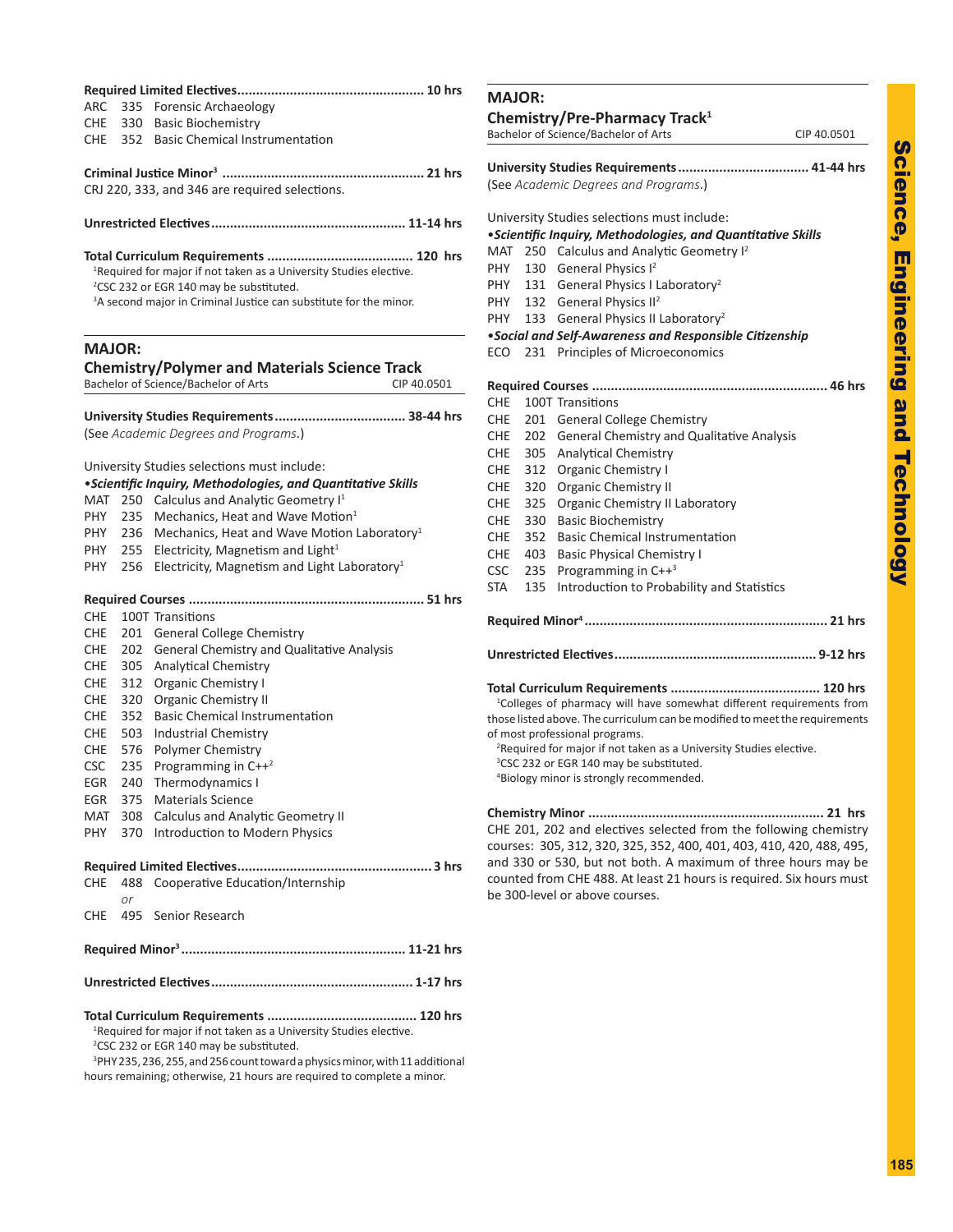**Required Limited Electives................................................. 10 hrs**

ARC 335 Forensic Archaeology
CHE 330 Basic Biochemistry
CHE 352 Basic Chemical Instrumentation

**Criminal Justice Minor[3] ..................................................... 21 hrs**

CRJ 220, 333, and 346 are required selections.

**Unrestricted Electives................................................... 11-14 hrs**

**Total Curriculum Requirements ...................................... 120 hrs**

[1]Required for major if not taken as a University Studies elective.
[2]CSC 232 or EGR 140 may be substituted.
[3]A second major in Criminal Justice can substitute for the minor.

## MAJOR:

## Chemistry/Polymer and Materials Science Track

Bachelor of Science/Bachelor of Arts — CIP 40.0501

**University Studies Requirements.................................. 38-44 hrs**

(See *Academic Degrees and Programs*.)

University Studies selections must include:

•***Scientific Inquiry, Methodologies, and Quantitative Skills***

MAT 250 Calculus and Analytic Geometry I[1]
PHY 235 Mechanics, Heat and Wave Motion[1]
PHY 236 Mechanics, Heat and Wave Motion Laboratory[1]
PHY 255 Electricity, Magnetism and Light[1]
PHY 256 Electricity, Magnetism and Light Laboratory[1]

**Required Courses ............................................................. 51 hrs**

CHE 100T Transitions
CHE 201 General College Chemistry
CHE 202 General Chemistry and Qualitative Analysis
CHE 305 Analytical Chemistry
CHE 312 Organic Chemistry I
CHE 320 Organic Chemistry II
CHE 352 Basic Chemical Instrumentation
CHE 503 Industrial Chemistry
CHE 576 Polymer Chemistry
CSC 235 Programming in C++[2]
EGR 240 Thermodynamics I
EGR 375 Materials Science
MAT 308 Calculus and Analytic Geometry II
PHY 370 Introduction to Modern Physics

**Required Limited Electives................................................... 3 hrs**

CHE 488 Cooperative Education/Internship
*or*
CHE 495 Senior Research

**Required Minor[3]........................................................... 11-21 hrs**

**Unrestricted Electives..................................................... 1-17 hrs**

**Total Curriculum Requirements ....................................... 120 hrs**

[1]Required for major if not taken as a University Studies elective.
[2]CSC 232 or EGR 140 may be substituted.
[3]PHY 235, 236, 255, and 256 count toward a physics minor, with 11 additional hours remaining; otherwise, 21 hours are required to complete a minor.

## MAJOR:

## Chemistry/Pre-Pharmacy Track[1]

Bachelor of Science/Bachelor of Arts — CIP 40.0501

**University Studies Requirements.................................. 41-44 hrs**

(See *Academic Degrees and Programs*.)

University Studies selections must include:

•***Scientific Inquiry, Methodologies, and Quantitative Skills***

MAT 250 Calculus and Analytic Geometry I[2]
PHY 130 General Physics I[2]
PHY 131 General Physics I Laboratory[2]
PHY 132 General Physics II[2]
PHY 133 General Physics II Laboratory[2]

•***Social and Self-Awareness and Responsible Citizenship***

ECO 231 Principles of Microeconomics

**Required Courses ............................................................. 46 hrs**

CHE 100T Transitions
CHE 201 General College Chemistry
CHE 202 General Chemistry and Qualitative Analysis
CHE 305 Analytical Chemistry
CHE 312 Organic Chemistry I
CHE 320 Organic Chemistry II
CHE 325 Organic Chemistry II Laboratory
CHE 330 Basic Biochemistry
CHE 352 Basic Chemical Instrumentation
CHE 403 Basic Physical Chemistry I
CSC 235 Programming in C++[3]
STA 135 Introduction to Probability and Statistics

**Required Minor[4]............................................................... 21 hrs**

**Unrestricted Electives..................................................... 9-12 hrs**

**Total Curriculum Requirements ....................................... 120 hrs**

[1]Colleges of pharmacy will have somewhat different requirements from those listed above. The curriculum can be modified to meet the requirements of most professional programs.
[2]Required for major if not taken as a University Studies elective.
[3]CSC 232 or EGR 140 may be substituted.
[4]Biology minor is strongly recommended.

**Chemistry Minor .............................................................. 21 hrs**

CHE 201, 202 and electives selected from the following chemistry courses: 305, 312, 320, 325, 352, 400, 401, 403, 410, 420, 488, 495, and 330 or 530, but not both. A maximum of three hours may be counted from CHE 488. At least 21 hours is required. Six hours must be 300-level or above courses.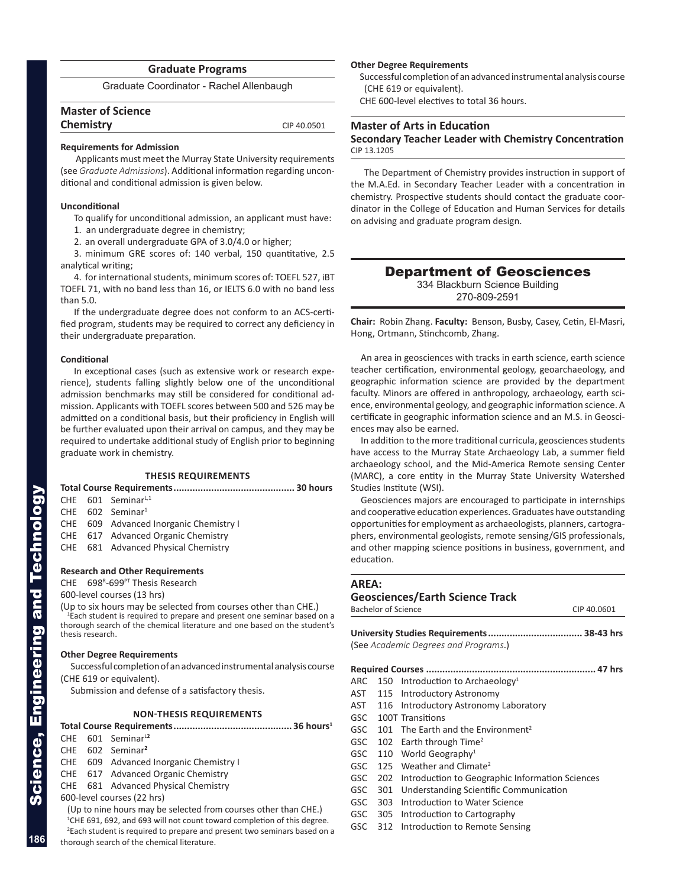## Graduate Programs

Graduate Coordinator - Rachel Allenbaugh

### Master of Science
### Chemistry

CIP 40.0501

**Requirements for Admission**

Applicants must meet the Murray State University requirements (see *Graduate Admissions*). Additional information regarding unconditional and conditional admission is given below.

**Unconditional**

To qualify for unconditional admission, an applicant must have:

1. an undergraduate degree in chemistry;
2. an overall undergraduate GPA of 3.0/4.0 or higher;
3. minimum GRE scores of: 140 verbal, 150 quantitative, 2.5 analytical writing;
4. for international students, minimum scores of: TOEFL 527, iBT TOEFL 71, with no band less than 16, or IELTS 6.0 with no band less than 5.0.

If the undergraduate degree does not conform to an ACS-certified program, students may be required to correct any deficiency in their undergraduate preparation.

**Conditional**

In exceptional cases (such as extensive work or research experience), students falling slightly below one of the unconditional admission benchmarks may still be considered for conditional admission. Applicants with TOEFL scores between 500 and 526 may be admitted on a conditional basis, but their proficiency in English will be further evaluated upon their arrival on campus, and they may be required to undertake additional study of English prior to beginning graduate work in chemistry.

**THESIS REQUIREMENTS**

**Total Course Requirements............................................ 30 hours**

CHE 601 Seminar[L,1]
CHE 602 Seminar[1]
CHE 609 Advanced Inorganic Chemistry I
CHE 617 Advanced Organic Chemistry
CHE 681 Advanced Physical Chemistry

**Research and Other Requirements**

CHE 698[R]-699[PT] Thesis Research
600-level courses (13 hrs)
(Up to six hours may be selected from courses other than CHE.)

[1]Each student is required to prepare and present one seminar based on a thorough search of the chemical literature and one based on the student's thesis research.

**Other Degree Requirements**

Successful completion of an advanced instrumental analysis course (CHE 619 or equivalent).

Submission and defense of a satisfactory thesis.

**NON-THESIS REQUIREMENTS**

**Total Course Requirements........................................... 36 hours[1]**

CHE 601 Seminar[L2]
CHE 602 Seminar[2]
CHE 609 Advanced Inorganic Chemistry I
CHE 617 Advanced Organic Chemistry
CHE 681 Advanced Physical Chemistry
600-level courses (22 hrs)
(Up to nine hours may be selected from courses other than CHE.)

[1]CHE 691, 692, and 693 will not count toward completion of this degree.
[2]Each student is required to prepare and present two seminars based on a thorough search of the chemical literature.

**Other Degree Requirements**

Successful completion of an advanced instrumental analysis course (CHE 619 or equivalent).

CHE 600-level electives to total 36 hours.

### Master of Arts in Education
### Secondary Teacher Leader with Chemistry Concentration

CIP 13.1205

The Department of Chemistry provides instruction in support of the M.A.Ed. in Secondary Teacher Leader with a concentration in chemistry. Prospective students should contact the graduate coordinator in the College of Education and Human Services for details on advising and graduate program design.

## Department of Geosciences

334 Blackburn Science Building
270-809-2591

**Chair:** Robin Zhang. **Faculty:** Benson, Busby, Casey, Cetin, El-Masri, Hong, Ortmann, Stinchcomb, Zhang.

An area in geosciences with tracks in earth science, earth science teacher certification, environmental geology, geoarchaeology, and geographic information science are provided by the department faculty. Minors are offered in anthropology, archaeology, earth science, environmental geology, and geographic information science. A certificate in geographic information science and an M.S. in Geosciences may also be earned.

In addition to the more traditional curricula, geosciences students have access to the Murray State Archaeology Lab, a summer field archaeology school, and the Mid-America Remote sensing Center (MARC), a core entity in the Murray State University Watershed Studies Institute (WSI).

Geosciences majors are encouraged to participate in internships and cooperative education experiences. Graduates have outstanding opportunities for employment as archaeologists, planners, cartographers, environmental geologists, remote sensing/GIS professionals, and other mapping science positions in business, government, and education.

### AREA:
### Geosciences/Earth Science Track

Bachelor of Science — CIP 40.0601

**University Studies Requirements.................................. 38-43 hrs**
(See *Academic Degrees and Programs*.)

**Required Courses ............................................................. 47 hrs**

ARC 150 Introduction to Archaeology[1]
AST 115 Introductory Astronomy
AST 116 Introductory Astronomy Laboratory
GSC 100T Transitions
GSC 101 The Earth and the Environment[2]
GSC 102 Earth through Time[2]
GSC 110 World Geography[1]
GSC 125 Weather and Climate[2]
GSC 202 Introduction to Geographic Information Sciences
GSC 301 Understanding Scientific Communication
GSC 303 Introduction to Water Science
GSC 305 Introduction to Cartography
GSC 312 Introduction to Remote Sensing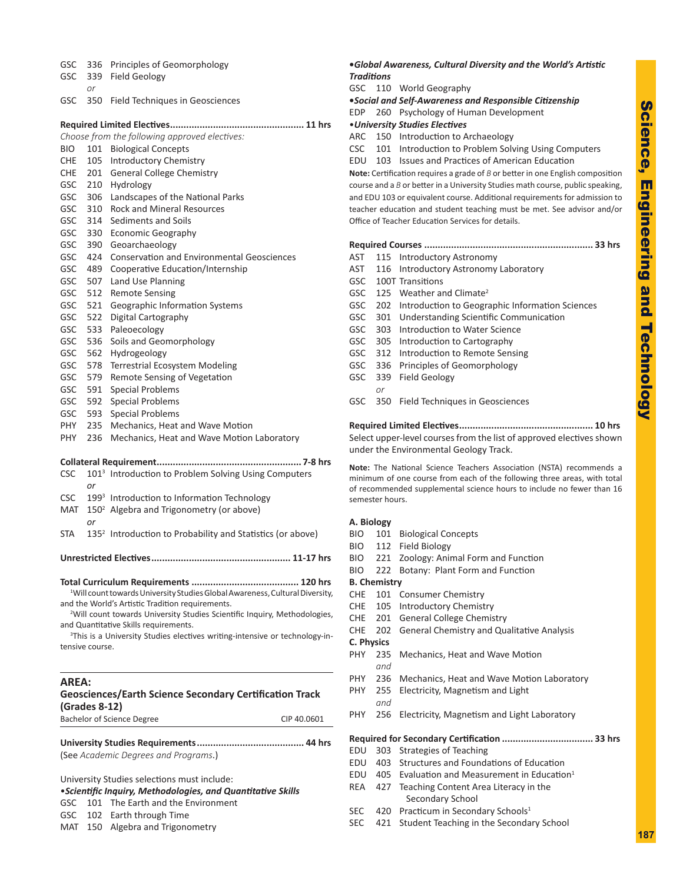GSC 336 Principles of Geomorphology
GSC 339 Field Geology
*or*
GSC 350 Field Techniques in Geosciences

**Required Limited Electives................................................. 11 hrs**

*Choose from the following approved electives:*

BIO 101 Biological Concepts
CHE 105 Introductory Chemistry
CHE 201 General College Chemistry
GSC 210 Hydrology
GSC 306 Landscapes of the National Parks
GSC 310 Rock and Mineral Resources
GSC 314 Sediments and Soils
GSC 330 Economic Geography
GSC 390 Geoarchaeology
GSC 424 Conservation and Environmental Geosciences
GSC 489 Cooperative Education/Internship
GSC 507 Land Use Planning
GSC 512 Remote Sensing
GSC 521 Geographic Information Systems
GSC 522 Digital Cartography
GSC 533 Paleoecology
GSC 536 Soils and Geomorphology
GSC 562 Hydrogeology
GSC 578 Terrestrial Ecosystem Modeling
GSC 579 Remote Sensing of Vegetation
GSC 591 Special Problems
GSC 592 Special Problems
GSC 593 Special Problems
PHY 235 Mechanics, Heat and Wave Motion
PHY 236 Mechanics, Heat and Wave Motion Laboratory

**Collateral Requirement..................................................... 7-8 hrs**

CSC 101[3] Introduction to Problem Solving Using Computers
*or*
CSC 199[3] Introduction to Information Technology
MAT 150[2] Algebra and Trigonometry (or above)
*or*
STA 135[2] Introduction to Probability and Statistics (or above)

**Unrestricted Electives.................................................... 11-17 hrs**

**Total Curriculum Requirements ........................................ 120 hrs**

[1]Will count towards University Studies Global Awareness, Cultural Diversity, and the World's Artistic Tradition requirements.
[2]Will count towards University Studies Scientific Inquiry, Methodologies, and Quantitative Skills requirements.
[3]This is a University Studies electives writing-intensive or technology-intensive course.

## AREA: Geosciences/Earth Science Secondary Certification Track (Grades 8-12)

Bachelor of Science Degree — CIP 40.0601

**University Studies Requirements....................................... 44 hrs**

(See *Academic Degrees and Programs*.)

University Studies selections must include:

**•*Scientific Inquiry, Methodologies, and Quantitative Skills***
GSC 101 The Earth and the Environment
GSC 102 Earth through Time
MAT 150 Algebra and Trigonometry

**•*Global Awareness, Cultural Diversity and the World's Artistic Traditions***
GSC 110 World Geography

**•*Social and Self-Awareness and Responsible Citizenship***
EDP 260 Psychology of Human Development

**•*University Studies Electives***
ARC 150 Introduction to Archaeology
CSC 101 Introduction to Problem Solving Using Computers
EDU 103 Issues and Practices of American Education

**Note:** Certification requires a grade of *B* or better in one English composition course and a *B* or better in a University Studies math course, public speaking, and EDU 103 or equivalent course. Additional requirements for admission to teacher education and student teaching must be met. See advisor and/or Office of Teacher Education Services for details.

**Required Courses .............................................................. 33 hrs**

AST 115 Introductory Astronomy
AST 116 Introductory Astronomy Laboratory
GSC 100T Transitions
GSC 125 Weather and Climate[2]
GSC 202 Introduction to Geographic Information Sciences
GSC 301 Understanding Scientific Communication
GSC 303 Introduction to Water Science
GSC 305 Introduction to Cartography
GSC 312 Introduction to Remote Sensing
GSC 336 Principles of Geomorphology
GSC 339 Field Geology
*or*
GSC 350 Field Techniques in Geosciences

**Required Limited Electives................................................. 10 hrs**

Select upper-level courses from the list of approved electives shown under the Environmental Geology Track.

**Note:** The National Science Teachers Association (NSTA) recommends a minimum of one course from each of the following three areas, with total of recommended supplemental science hours to include no fewer than 16 semester hours.

**A. Biology**
BIO 101 Biological Concepts
BIO 112 Field Biology
BIO 221 Zoology: Animal Form and Function
BIO 222 Botany: Plant Form and Function

**B. Chemistry**
CHE 101 Consumer Chemistry
CHE 105 Introductory Chemistry
CHE 201 General College Chemistry
CHE 202 General Chemistry and Qualitative Analysis

**C. Physics**
PHY 235 Mechanics, Heat and Wave Motion
*and*
PHY 236 Mechanics, Heat and Wave Motion Laboratory
PHY 255 Electricity, Magnetism and Light
*and*
PHY 256 Electricity, Magnetism and Light Laboratory

**Required for Secondary Certification ................................. 33 hrs**

EDU 303 Strategies of Teaching
EDU 403 Structures and Foundations of Education
EDU 405 Evaluation and Measurement in Education[1]
REA 427 Teaching Content Area Literacy in the Secondary School
SEC 420 Practicum in Secondary Schools[1]
SEC 421 Student Teaching in the Secondary School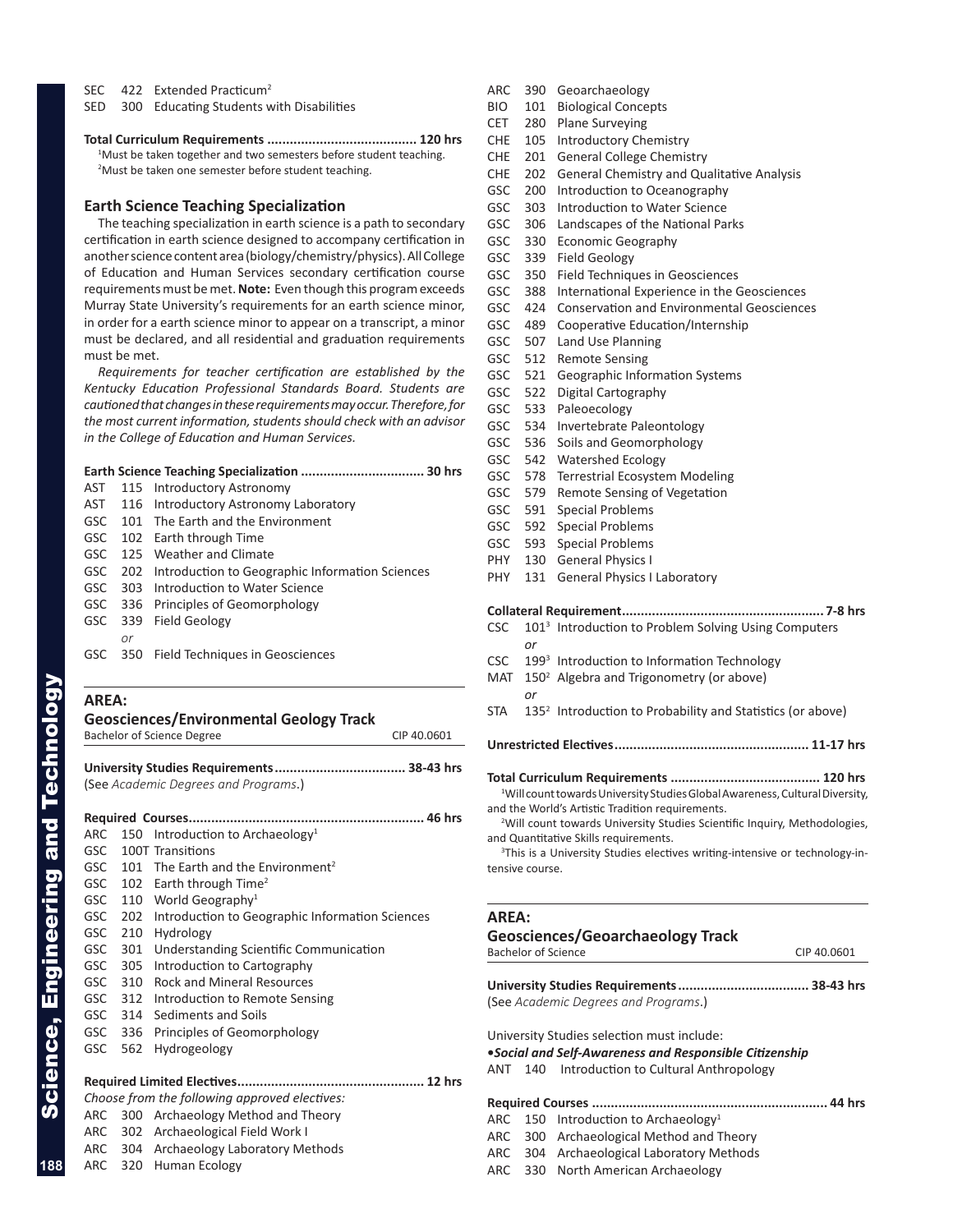SEC 422 Extended Practicum[2]
SED 300 Educating Students with Disabilities

**Total Curriculum Requirements ........................................ 120 hrs**

[1]Must be taken together and two semesters before student teaching.
[2]Must be taken one semester before student teaching.

### Earth Science Teaching Specialization

The teaching specialization in earth science is a path to secondary certification in earth science designed to accompany certification in another science content area (biology/chemistry/physics). All College of Education and Human Services secondary certification course requirements must be met. **Note:** Even though this program exceeds Murray State University's requirements for an earth science minor, in order for a earth science minor to appear on a transcript, a minor must be declared, and all residential and graduation requirements must be met.

*Requirements for teacher certification are established by the Kentucky Education Professional Standards Board. Students are cautioned that changes in these requirements may occur. Therefore, for the most current information, students should check with an advisor in the College of Education and Human Services.*

**Earth Science Teaching Specialization ................................ 30 hrs**

AST 115 Introductory Astronomy
AST 116 Introductory Astronomy Laboratory
GSC 101 The Earth and the Environment
GSC 102 Earth through Time
GSC 125 Weather and Climate
GSC 202 Introduction to Geographic Information Sciences
GSC 303 Introduction to Water Science
GSC 336 Principles of Geomorphology
GSC 339 Field Geology
*or*
GSC 350 Field Techniques in Geosciences

## AREA: Geosciences/Environmental Geology Track

Bachelor of Science Degree — CIP 40.0601

**University Studies Requirements.................................. 38-43 hrs**
(See *Academic Degrees and Programs*.)

**Required Courses............................................................. 46 hrs**

ARC 150 Introduction to Archaeology[1]
GSC 100T Transitions
GSC 101 The Earth and the Environment[2]
GSC 102 Earth through Time[2]
GSC 110 World Geography[1]
GSC 202 Introduction to Geographic Information Sciences
GSC 210 Hydrology
GSC 301 Understanding Scientific Communication
GSC 305 Introduction to Cartography
GSC 310 Rock and Mineral Resources
GSC 312 Introduction to Remote Sensing
GSC 314 Sediments and Soils
GSC 336 Principles of Geomorphology
GSC 562 Hydrogeology

**Required Limited Electives................................................ 12 hrs**

*Choose from the following approved electives:*

ARC 300 Archaeology Method and Theory
ARC 302 Archaeological Field Work I
ARC 304 Archaeology Laboratory Methods
ARC 320 Human Ecology
ARC 390 Geoarchaeology
BIO 101 Biological Concepts
CET 280 Plane Surveying
CHE 105 Introductory Chemistry
CHE 201 General College Chemistry
CHE 202 General Chemistry and Qualitative Analysis
GSC 200 Introduction to Oceanography
GSC 303 Introduction to Water Science
GSC 306 Landscapes of the National Parks
GSC 330 Economic Geography
GSC 339 Field Geology
GSC 350 Field Techniques in Geosciences
GSC 388 International Experience in the Geosciences
GSC 424 Conservation and Environmental Geosciences
GSC 489 Cooperative Education/Internship
GSC 507 Land Use Planning
GSC 512 Remote Sensing
GSC 521 Geographic Information Systems
GSC 522 Digital Cartography
GSC 533 Paleoecology
GSC 534 Invertebrate Paleontology
GSC 536 Soils and Geomorphology
GSC 542 Watershed Ecology
GSC 578 Terrestrial Ecosystem Modeling
GSC 579 Remote Sensing of Vegetation
GSC 591 Special Problems
GSC 592 Special Problems
GSC 593 Special Problems
PHY 130 General Physics I
PHY 131 General Physics I Laboratory

**Collateral Requirement..................................................... 7-8 hrs**

CSC 101[3] Introduction to Problem Solving Using Computers
*or*
CSC 199[3] Introduction to Information Technology
MAT 150[2] Algebra and Trigonometry (or above)
*or*
STA 135[2] Introduction to Probability and Statistics (or above)

**Unrestricted Electives................................................... 11-17 hrs**

**Total Curriculum Requirements ........................................ 120 hrs**

[1]Will count towards University Studies Global Awareness, Cultural Diversity, and the World's Artistic Tradition requirements.
[2]Will count towards University Studies Scientific Inquiry, Methodologies, and Quantitative Skills requirements.
[3]This is a University Studies electives writing-intensive or technology-intensive course.

## AREA: Geosciences/Geoarchaeology Track

Bachelor of Science — CIP 40.0601

**University Studies Requirements.................................. 38-43 hrs**
(See *Academic Degrees and Programs*.)

University Studies selection must include:

***•Social and Self-Awareness and Responsible Citizenship***
ANT 140 Introduction to Cultural Anthropology

**Required Courses ............................................................. 44 hrs**

ARC 150 Introduction to Archaeology[1]
ARC 300 Archaeological Method and Theory
ARC 304 Archaeological Laboratory Methods
ARC 330 North American Archaeology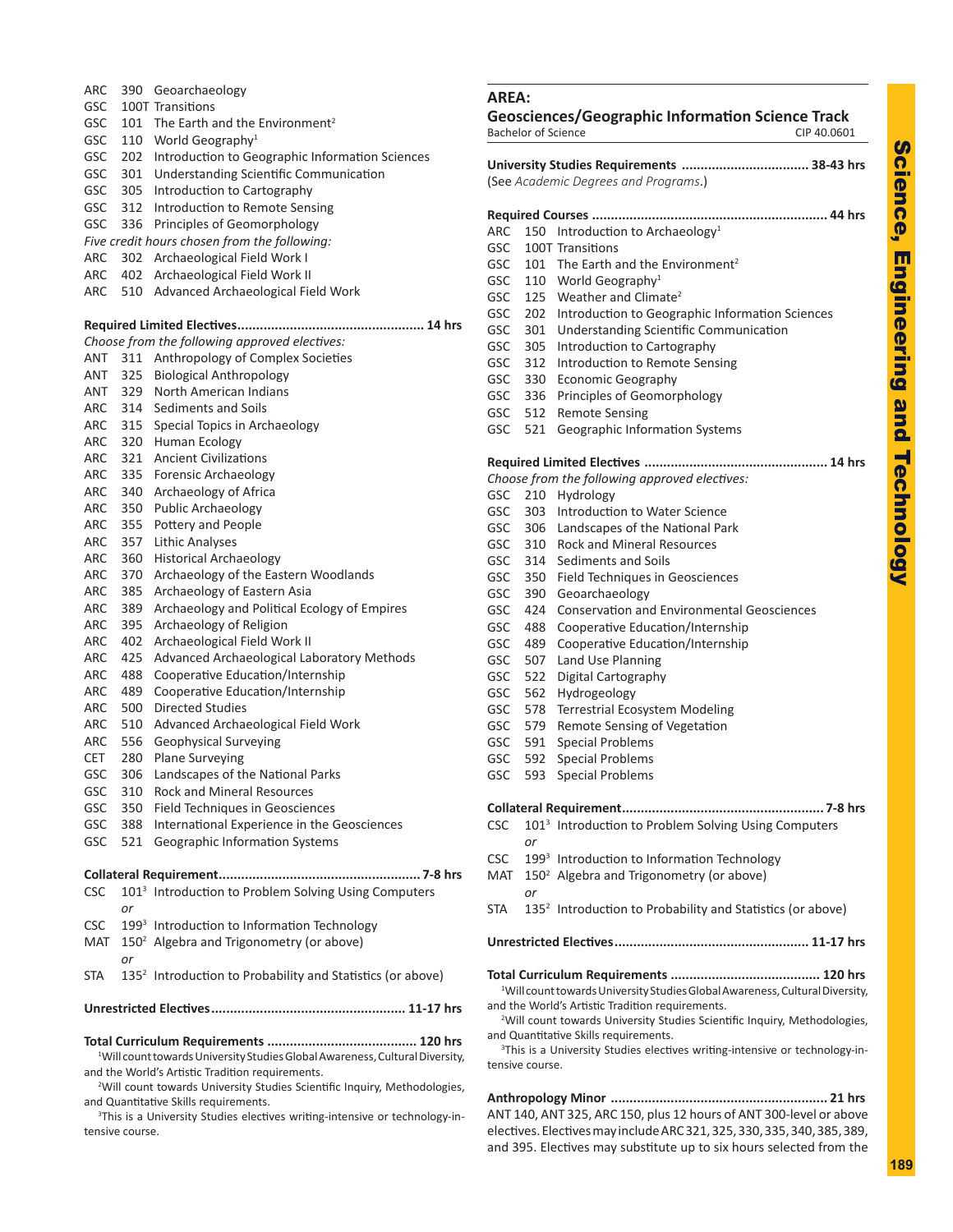ARC 390 Geoarchaeology
GSC 100T Transitions
GSC 101 The Earth and the Environment[2]
GSC 110 World Geography[1]
GSC 202 Introduction to Geographic Information Sciences
GSC 301 Understanding Scientific Communication
GSC 305 Introduction to Cartography
GSC 312 Introduction to Remote Sensing
GSC 336 Principles of Geomorphology

*Five credit hours chosen from the following:*

ARC 302 Archaeological Field Work I
ARC 402 Archaeological Field Work II
ARC 510 Advanced Archaeological Field Work

**Required Limited Electives.................................................. 14 hrs**

*Choose from the following approved electives:*

ANT 311 Anthropology of Complex Societies
ANT 325 Biological Anthropology
ANT 329 North American Indians
ARC 314 Sediments and Soils
ARC 315 Special Topics in Archaeology
ARC 320 Human Ecology
ARC 321 Ancient Civilizations
ARC 335 Forensic Archaeology
ARC 340 Archaeology of Africa
ARC 350 Public Archaeology
ARC 355 Pottery and People
ARC 357 Lithic Analyses
ARC 360 Historical Archaeology
ARC 370 Archaeology of the Eastern Woodlands
ARC 385 Archaeology of Eastern Asia
ARC 389 Archaeology and Political Ecology of Empires
ARC 395 Archaeology of Religion
ARC 402 Archaeological Field Work II
ARC 425 Advanced Archaeological Laboratory Methods
ARC 488 Cooperative Education/Internship
ARC 489 Cooperative Education/Internship
ARC 500 Directed Studies
ARC 510 Advanced Archaeological Field Work
ARC 556 Geophysical Surveying
CET 280 Plane Surveying
GSC 306 Landscapes of the National Parks
GSC 310 Rock and Mineral Resources
GSC 350 Field Techniques in Geosciences
GSC 388 International Experience in the Geosciences
GSC 521 Geographic Information Systems

**Collateral Requirement...................................................... 7-8 hrs**

CSC 101[3] Introduction to Problem Solving Using Computers
*or*
CSC 199[3] Introduction to Information Technology
MAT 150[2] Algebra and Trigonometry (or above)
*or*
STA 135[2] Introduction to Probability and Statistics (or above)

**Unrestricted Electives..................................................... 11-17 hrs**

**Total Curriculum Requirements ........................................ 120 hrs**

[1]Will count towards University Studies Global Awareness, Cultural Diversity, and the World's Artistic Tradition requirements.

[2]Will count towards University Studies Scientific Inquiry, Methodologies, and Quantitative Skills requirements.

[3]This is a University Studies electives writing-intensive or technology-intensive course.

## AREA: Geosciences/Geographic Information Science Track

Bachelor of Science — CIP 40.0601

**University Studies Requirements .................................. 38-43 hrs**

(See *Academic Degrees and Programs*.)

**Required Courses ............................................................... 44 hrs**

ARC 150 Introduction to Archaeology[1]
GSC 100T Transitions
GSC 101 The Earth and the Environment[2]
GSC 110 World Geography[1]
GSC 125 Weather and Climate[2]
GSC 202 Introduction to Geographic Information Sciences
GSC 301 Understanding Scientific Communication
GSC 305 Introduction to Cartography
GSC 312 Introduction to Remote Sensing
GSC 330 Economic Geography
GSC 336 Principles of Geomorphology
GSC 512 Remote Sensing
GSC 521 Geographic Information Systems

**Required Limited Electives ................................................ 14 hrs**

*Choose from the following approved electives:*

GSC 210 Hydrology
GSC 303 Introduction to Water Science
GSC 306 Landscapes of the National Park
GSC 310 Rock and Mineral Resources
GSC 314 Sediments and Soils
GSC 350 Field Techniques in Geosciences
GSC 390 Geoarchaeology
GSC 424 Conservation and Environmental Geosciences
GSC 488 Cooperative Education/Internship
GSC 489 Cooperative Education/Internship
GSC 507 Land Use Planning
GSC 522 Digital Cartography
GSC 562 Hydrogeology
GSC 578 Terrestrial Ecosystem Modeling
GSC 579 Remote Sensing of Vegetation
GSC 591 Special Problems
GSC 592 Special Problems
GSC 593 Special Problems

**Collateral Requirement...................................................... 7-8 hrs**

CSC 101[3] Introduction to Problem Solving Using Computers
*or*
CSC 199[3] Introduction to Information Technology
MAT 150[2] Algebra and Trigonometry (or above)
*or*
STA 135[2] Introduction to Probability and Statistics (or above)

**Unrestricted Electives..................................................... 11-17 hrs**

**Total Curriculum Requirements ........................................ 120 hrs**

[1]Will count towards University Studies Global Awareness, Cultural Diversity, and the World's Artistic Tradition requirements.

[2]Will count towards University Studies Scientific Inquiry, Methodologies, and Quantitative Skills requirements.

[3]This is a University Studies electives writing-intensive or technology-intensive course.

**Anthropology Minor ......................................................... 21 hrs**

ANT 140, ANT 325, ARC 150, plus 12 hours of ANT 300-level or above electives. Electives may include ARC 321, 325, 330, 335, 340, 385, 389, and 395. Electives may substitute up to six hours selected from the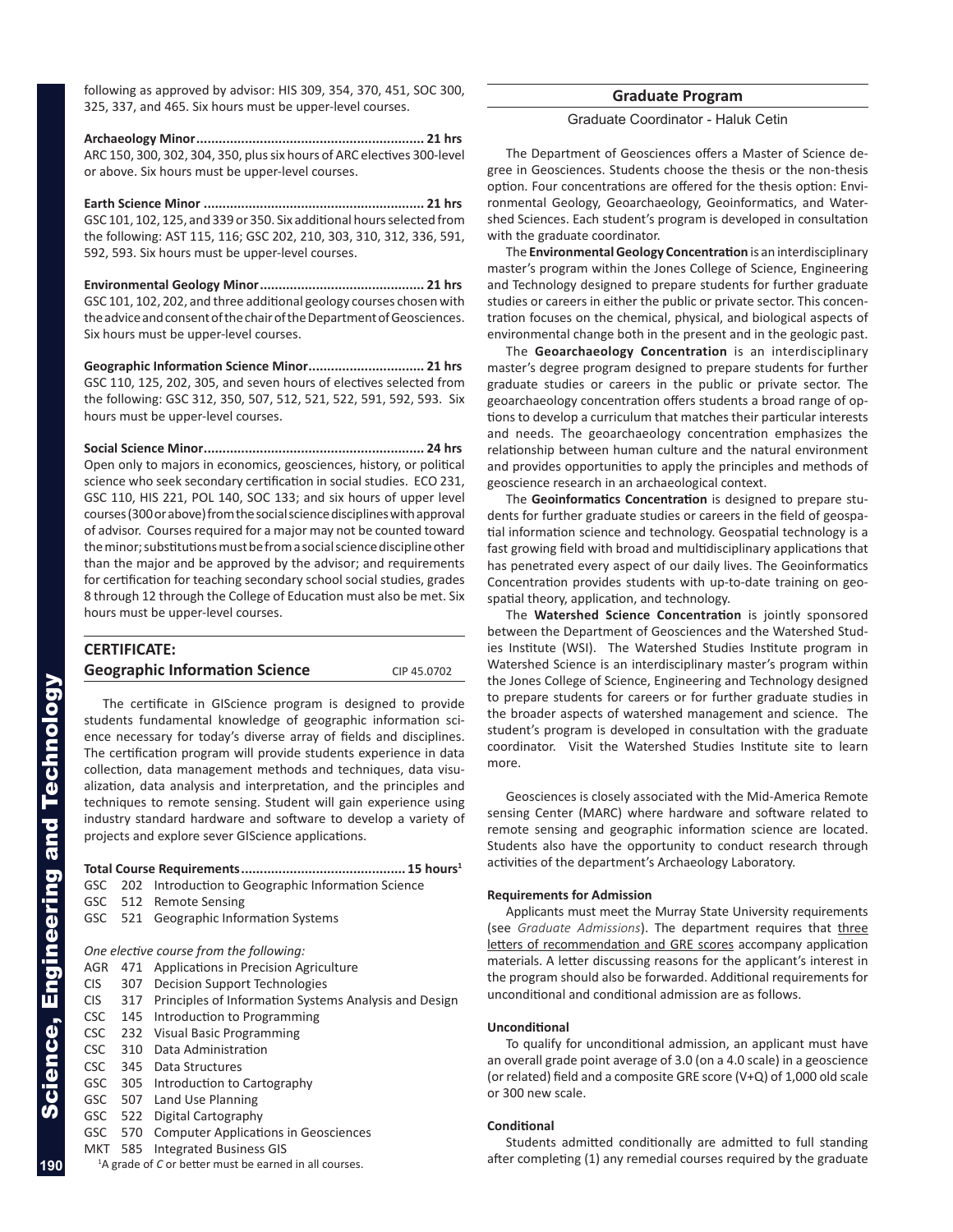following as approved by advisor: HIS 309, 354, 370, 451, SOC 300, 325, 337, and 465. Six hours must be upper-level courses.

**Archaeology Minor............................................................ 21 hrs**
ARC 150, 300, 302, 304, 350, plus six hours of ARC electives 300-level or above. Six hours must be upper-level courses.

**Earth Science Minor .......................................................... 21 hrs**
GSC 101, 102, 125, and 339 or 350. Six additional hours selected from the following: AST 115, 116; GSC 202, 210, 303, 310, 312, 336, 591, 592, 593. Six hours must be upper-level courses.

**Environmental Geology Minor........................................... 21 hrs**
GSC 101, 102, 202, and three additional geology courses chosen with the advice and consent of the chair of the Department of Geosciences. Six hours must be upper-level courses.

**Geographic Information Science Minor.............................. 21 hrs**
GSC 110, 125, 202, 305, and seven hours of electives selected from the following: GSC 312, 350, 507, 512, 521, 522, 591, 592, 593. Six hours must be upper-level courses.

**Social Science Minor.......................................................... 24 hrs**
Open only to majors in economics, geosciences, history, or political science who seek secondary certification in social studies. ECO 231, GSC 110, HIS 221, POL 140, SOC 133; and six hours of upper level courses (300 or above) from the social science disciplines with approval of advisor. Courses required for a major may not be counted toward the minor; substitutions must be from a social science discipline other than the major and be approved by the advisor; and requirements for certification for teaching secondary school social studies, grades 8 through 12 through the College of Education must also be met. Six hours must be upper-level courses.

## CERTIFICATE: Geographic Information Science

CIP 45.0702

The certificate in GIScience program is designed to provide students fundamental knowledge of geographic information science necessary for today's diverse array of fields and disciplines. The certification program will provide students experience in data collection, data management methods and techniques, data visualization, data analysis and interpretation, and the principles and techniques to remote sensing. Student will gain experience using industry standard hardware and software to develop a variety of projects and explore sever GIScience applications.

**Total Course Requirements............................................ 15 hours[1]**

GSC 202 Introduction to Geographic Information Science
GSC 512 Remote Sensing
GSC 521 Geographic Information Systems

*One elective course from the following:*

AGR 471 Applications in Precision Agriculture
CIS 307 Decision Support Technologies
CIS 317 Principles of Information Systems Analysis and Design
CSC 145 Introduction to Programming
CSC 232 Visual Basic Programming
CSC 310 Data Administration
CSC 345 Data Structures
GSC 305 Introduction to Cartography
GSC 507 Land Use Planning
GSC 522 Digital Cartography
GSC 570 Computer Applications in Geosciences
MKT 585 Integrated Business GIS

[1]A grade of *C* or better must be earned in all courses.

## Graduate Program

Graduate Coordinator - Haluk Cetin

The Department of Geosciences offers a Master of Science degree in Geosciences. Students choose the thesis or the non-thesis option. Four concentrations are offered for the thesis option: Environmental Geology, Geoarchaeology, Geoinformatics, and Watershed Sciences. Each student's program is developed in consultation with the graduate coordinator.

The **Environmental Geology Concentration** is an interdisciplinary master's program within the Jones College of Science, Engineering and Technology designed to prepare students for further graduate studies or careers in either the public or private sector. This concentration focuses on the chemical, physical, and biological aspects of environmental change both in the present and in the geologic past.

The **Geoarchaeology Concentration** is an interdisciplinary master's degree program designed to prepare students for further graduate studies or careers in the public or private sector. The geoarchaeology concentration offers students a broad range of options to develop a curriculum that matches their particular interests and needs. The geoarchaeology concentration emphasizes the relationship between human culture and the natural environment and provides opportunities to apply the principles and methods of geoscience research in an archaeological context.

The **Geoinformatics Concentration** is designed to prepare students for further graduate studies or careers in the field of geospatial information science and technology. Geospatial technology is a fast growing field with broad and multidisciplinary applications that has penetrated every aspect of our daily lives. The Geoinformatics Concentration provides students with up-to-date training on geospatial theory, application, and technology.

The **Watershed Science Concentration** is jointly sponsored between the Department of Geosciences and the Watershed Studies Institute (WSI). The Watershed Studies Institute program in Watershed Science is an interdisciplinary master's program within the Jones College of Science, Engineering and Technology designed to prepare students for careers or for further graduate studies in the broader aspects of watershed management and science. The student's program is developed in consultation with the graduate coordinator. Visit the Watershed Studies Institute site to learn more.

Geosciences is closely associated with the Mid-America Remote sensing Center (MARC) where hardware and software related to remote sensing and geographic information science are located. Students also have the opportunity to conduct research through activities of the department's Archaeology Laboratory.

#### Requirements for Admission

Applicants must meet the Murray State University requirements (see *Graduate Admissions*). The department requires that three letters of recommendation and GRE scores accompany application materials. A letter discussing reasons for the applicant's interest in the program should also be forwarded. Additional requirements for unconditional and conditional admission are as follows.

#### Unconditional

To qualify for unconditional admission, an applicant must have an overall grade point average of 3.0 (on a 4.0 scale) in a geoscience (or related) field and a composite GRE score (V+Q) of 1,000 old scale or 300 new scale.

#### Conditional

Students admitted conditionally are admitted to full standing after completing (1) any remedial courses required by the graduate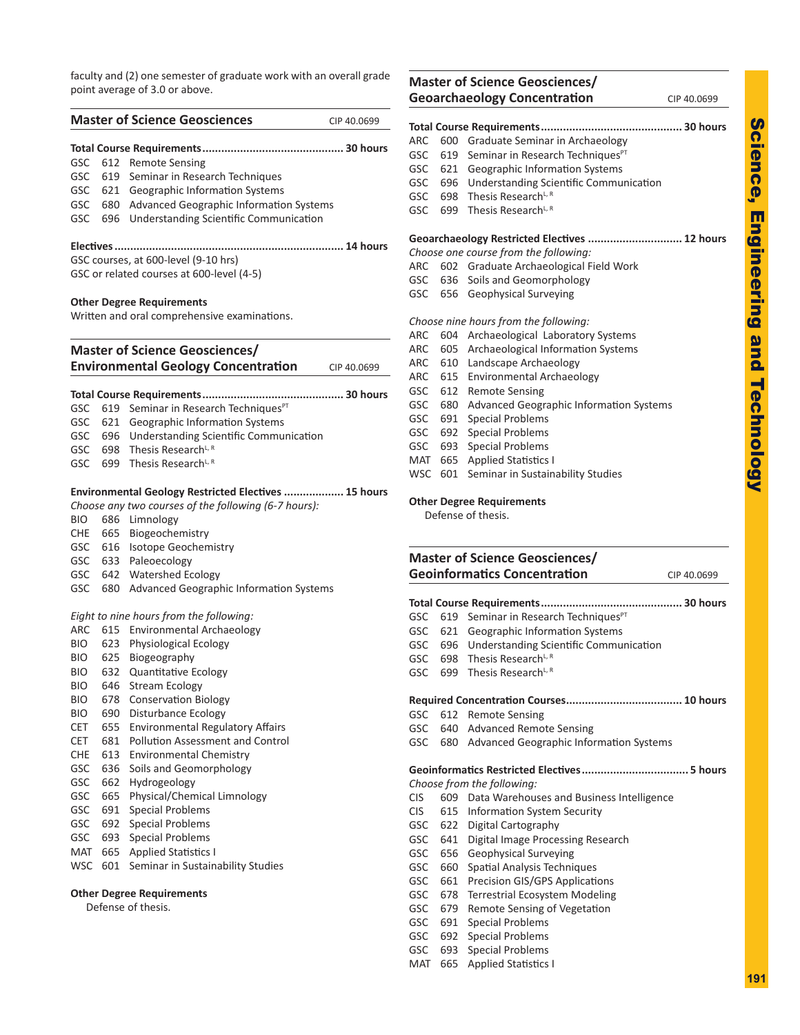faculty and (2) one semester of graduate work with an overall grade point average of 3.0 or above.

## Master of Science Geosciences

CIP 40.0699

**Total Course Requirements............................................ 30 hours**

GSC 612 Remote Sensing
GSC 619 Seminar in Research Techniques
GSC 621 Geographic Information Systems
GSC 680 Advanced Geographic Information Systems
GSC 696 Understanding Scientific Communication

**Electives........................................................................ 14 hours**

GSC courses, at 600-level (9-10 hrs)
GSC or related courses at 600-level (4-5)

**Other Degree Requirements**

Written and oral comprehensive examinations.

## Master of Science Geosciences/ Environmental Geology Concentration

CIP 40.0699

**Total Course Requirements............................................ 30 hours**

GSC 619 Seminar in Research Techniques[PT]
GSC 621 Geographic Information Systems
GSC 696 Understanding Scientific Communication
GSC 698 Thesis Research[L, R]
GSC 699 Thesis Research[L, R]

**Environmental Geology Restricted Electives .................. 15 hours**

*Choose any two courses of the following (6-7 hours):*

BIO 686 Limnology
CHE 665 Biogeochemistry
GSC 616 Isotope Geochemistry
GSC 633 Paleoecology
GSC 642 Watershed Ecology
GSC 680 Advanced Geographic Information Systems

*Eight to nine hours from the following:*

ARC 615 Environmental Archaeology
BIO 623 Physiological Ecology
BIO 625 Biogeography
BIO 632 Quantitative Ecology
BIO 646 Stream Ecology
BIO 678 Conservation Biology
BIO 690 Disturbance Ecology
CET 655 Environmental Regulatory Affairs
CET 681 Pollution Assessment and Control
CHE 613 Environmental Chemistry
GSC 636 Soils and Geomorphology
GSC 662 Hydrogeology
GSC 665 Physical/Chemical Limnology
GSC 691 Special Problems
GSC 692 Special Problems
GSC 693 Special Problems
MAT 665 Applied Statistics I
WSC 601 Seminar in Sustainability Studies

**Other Degree Requirements**

Defense of thesis.

## Master of Science Geosciences/ Geoarchaeology Concentration

CIP 40.0699

**Total Course Requirements............................................ 30 hours**

ARC 600 Graduate Seminar in Archaeology
GSC 619 Seminar in Research Techniques[PT]
GSC 621 Geographic Information Systems
GSC 696 Understanding Scientific Communication
GSC 698 Thesis Research[L, R]
GSC 699 Thesis Research[L, R]

**Geoarchaeology Restricted Electives .............................. 12 hours**

*Choose one course from the following:*

ARC 602 Graduate Archaeological Field Work
GSC 636 Soils and Geomorphology
GSC 656 Geophysical Surveying

*Choose nine hours from the following:*

ARC 604 Archaeological Laboratory Systems
ARC 605 Archaeological Information Systems
ARC 610 Landscape Archaeology
ARC 615 Environmental Archaeology
GSC 612 Remote Sensing
GSC 680 Advanced Geographic Information Systems
GSC 691 Special Problems
GSC 692 Special Problems
GSC 693 Special Problems
MAT 665 Applied Statistics I
WSC 601 Seminar in Sustainability Studies

**Other Degree Requirements**

Defense of thesis.

## Master of Science Geosciences/ Geoinformatics Concentration

CIP 40.0699

**Total Course Requirements............................................ 30 hours**

GSC 619 Seminar in Research Techniques[PT]
GSC 621 Geographic Information Systems
GSC 696 Understanding Scientific Communication
GSC 698 Thesis Research[L, R]
GSC 699 Thesis Research[L, R]

**Required Concentration Courses.................................... 10 hours**

GSC 612 Remote Sensing
GSC 640 Advanced Remote Sensing
GSC 680 Advanced Geographic Information Systems

**Geoinformatics Restricted Electives................................. 5 hours**

*Choose from the following:*

CIS 609 Data Warehouses and Business Intelligence
CIS 615 Information System Security
GSC 622 Digital Cartography
GSC 641 Digital Image Processing Research
GSC 656 Geophysical Surveying
GSC 660 Spatial Analysis Techniques
GSC 661 Precision GIS/GPS Applications
GSC 678 Terrestrial Ecosystem Modeling
GSC 679 Remote Sensing of Vegetation
GSC 691 Special Problems
GSC 692 Special Problems
GSC 693 Special Problems
MAT 665 Applied Statistics I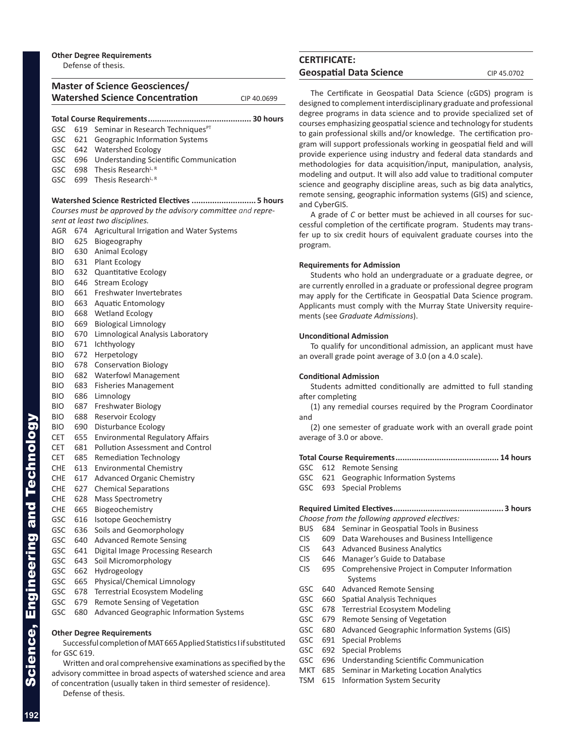**Other Degree Requirements**

Defense of thesis.

## Master of Science Geosciences/ Watershed Science Concentration

CIP 40.0699

**Total Course Requirements............................................ 30 hours**

GSC 619 Seminar in Research Techniques[PT]
GSC 621 Geographic Information Systems
GSC 642 Watershed Ecology
GSC 696 Understanding Scientific Communication
GSC 698 Thesis Research[L, R]
GSC 699 Thesis Research[L, R]

**Watershed Science Restricted Electives ............................ 5 hours**

*Courses must be approved by the advisory committee and represent at least two disciplines.*

AGR 674 Agricultural Irrigation and Water Systems
BIO 625 Biogeography
BIO 630 Animal Ecology
BIO 631 Plant Ecology
BIO 632 Quantitative Ecology
BIO 646 Stream Ecology
BIO 661 Freshwater Invertebrates
BIO 663 Aquatic Entomology
BIO 668 Wetland Ecology
BIO 669 Biological Limnology
BIO 670 Limnological Analysis Laboratory
BIO 671 Ichthyology
BIO 672 Herpetology
BIO 678 Conservation Biology
BIO 682 Waterfowl Management
BIO 683 Fisheries Management
BIO 686 Limnology
BIO 687 Freshwater Biology
BIO 688 Reservoir Ecology
BIO 690 Disturbance Ecology
CET 655 Environmental Regulatory Affairs
CET 681 Pollution Assessment and Control
CET 685 Remediation Technology
CHE 613 Environmental Chemistry
CHE 617 Advanced Organic Chemistry
CHE 627 Chemical Separations
CHE 628 Mass Spectrometry
CHE 665 Biogeochemistry
GSC 616 Isotope Geochemistry
GSC 636 Soils and Geomorphology
GSC 640 Advanced Remote Sensing
GSC 641 Digital Image Processing Research
GSC 643 Soil Micromorphology
GSC 662 Hydrogeology
GSC 665 Physical/Chemical Limnology
GSC 678 Terrestrial Ecosystem Modeling
GSC 679 Remote Sensing of Vegetation
GSC 680 Advanced Geographic Information Systems

**Other Degree Requirements**

Successful completion of MAT 665 Applied Statistics I if substituted for GSC 619.

Written and oral comprehensive examinations as specified by the advisory committee in broad aspects of watershed science and area of concentration (usually taken in third semester of residence).

Defense of thesis.

## CERTIFICATE: Geospatial Data Science

CIP 45.0702

The Certificate in Geospatial Data Science (cGDS) program is designed to complement interdisciplinary graduate and professional degree programs in data science and to provide specialized set of courses emphasizing geospatial science and technology for students to gain professional skills and/or knowledge. The certification program will support professionals working in geospatial field and will provide experience using industry and federal data standards and methodologies for data acquisition/input, manipulation, analysis, modeling and output. It will also add value to traditional computer science and geography discipline areas, such as big data analytics, remote sensing, geographic information systems (GIS) and science, and CyberGIS.

A grade of *C* or better must be achieved in all courses for successful completion of the certificate program. Students may transfer up to six credit hours of equivalent graduate courses into the program.

**Requirements for Admission**

Students who hold an undergraduate or a graduate degree, or are currently enrolled in a graduate or professional degree program may apply for the Certificate in Geospatial Data Science program. Applicants must comply with the Murray State University requirements (see *Graduate Admissions*).

**Unconditional Admission**

To qualify for unconditional admission, an applicant must have an overall grade point average of 3.0 (on a 4.0 scale).

**Conditional Admission**

Students admitted conditionally are admitted to full standing after completing

(1) any remedial courses required by the Program Coordinator and

(2) one semester of graduate work with an overall grade point average of 3.0 or above.

**Total Course Requirements............................................ 14 hours**

GSC 612 Remote Sensing
GSC 621 Geographic Information Systems
GSC 693 Special Problems

**Required Limited Electives............................................... 3 hours**

*Choose from the following approved electives:*

BUS 684 Seminar in Geospatial Tools in Business
CIS 609 Data Warehouses and Business Intelligence
CIS 643 Advanced Business Analytics
CIS 646 Manager's Guide to Database
CIS 695 Comprehensive Project in Computer Information Systems
GSC 640 Advanced Remote Sensing
GSC 660 Spatial Analysis Techniques
GSC 678 Terrestrial Ecosystem Modeling
GSC 679 Remote Sensing of Vegetation
GSC 680 Advanced Geographic Information Systems (GIS)
GSC 691 Special Problems
GSC 692 Special Problems
GSC 696 Understanding Scientific Communication
MKT 685 Seminar in Marketing Location Analytics
TSM 615 Information System Security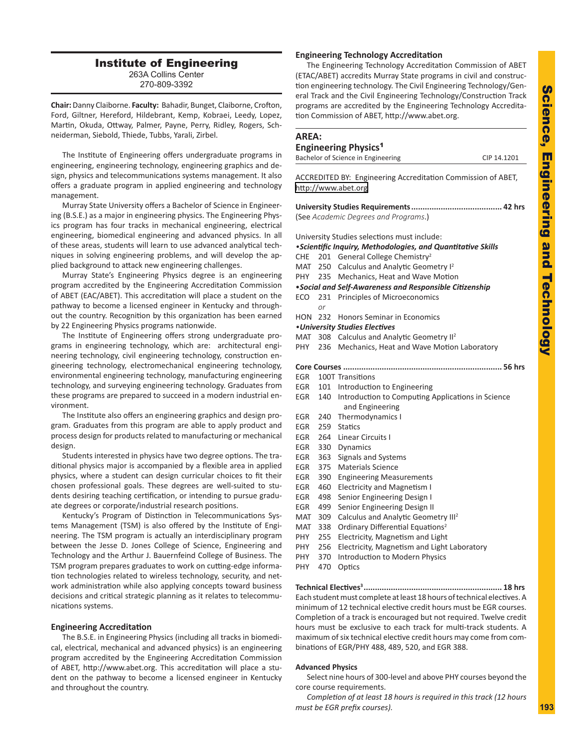# Institute of Engineering

263A Collins Center
270-809-3392

**Chair:** Danny Claiborne. **Faculty:** Bahadir, Bunget, Claiborne, Crofton, Ford, Giltner, Hereford, Hildebrant, Kemp, Kobraei, Leedy, Lopez, Martin, Okuda, Ottway, Palmer, Payne, Perry, Ridley, Rogers, Schneiderman, Siebold, Thiede, Tubbs, Yarali, Zirbel.

The Institute of Engineering offers undergraduate programs in engineering, engineering technology, engineering graphics and design, physics and telecommunications systems management. It also offers a graduate program in applied engineering and technology management.

Murray State University offers a Bachelor of Science in Engineering (B.S.E.) as a major in engineering physics. The Engineering Physics program has four tracks in mechanical engineering, electrical engineering, biomedical engineering and advanced physics. In all of these areas, students will learn to use advanced analytical techniques in solving engineering problems, and will develop the applied background to attack new engineering challenges.

Murray State's Engineering Physics degree is an engineering program accredited by the Engineering Accreditation Commission of ABET (EAC/ABET). This accreditation will place a student on the pathway to become a licensed engineer in Kentucky and throughout the country. Recognition by this organization has been earned by 22 Engineering Physics programs nationwide.

The Institute of Engineering offers strong undergraduate programs in engineering technology, which are: architectural engineering technology, civil engineering technology, construction engineering technology, electromechanical engineering technology, environmental engineering technology, manufacturing engineering technology, and surveying engineering technology. Graduates from these programs are prepared to succeed in a modern industrial environment.

The Institute also offers an engineering graphics and design program. Graduates from this program are able to apply product and process design for products related to manufacturing or mechanical design.

Students interested in physics have two degree options. The traditional physics major is accompanied by a flexible area in applied physics, where a student can design curricular choices to fit their chosen professional goals. These degrees are well-suited to students desiring teaching certification, or intending to pursue graduate degrees or corporate/industrial research positions.

Kentucky's Program of Distinction in Telecommunications Systems Management (TSM) is also offered by the Institute of Engineering. The TSM program is actually an interdisciplinary program between the Jesse D. Jones College of Science, Engineering and Technology and the Arthur J. Bauernfeind College of Business. The TSM program prepares graduates to work on cutting-edge information technologies related to wireless technology, security, and network administration while also applying concepts toward business decisions and critical strategic planning as it relates to telecommunications systems.

### Engineering Accreditation

The B.S.E. in Engineering Physics (including all tracks in biomedical, electrical, mechanical and advanced physics) is an engineering program accredited by the Engineering Accreditation Commission of ABET, http://www.abet.org. This accreditation will place a student on the pathway to become a licensed engineer in Kentucky and throughout the country.

### Engineering Technology Accreditation

The Engineering Technology Accreditation Commission of ABET (ETAC/ABET) accredits Murray State programs in civil and construction engineering technology. The Civil Engineering Technology/General Track and the Civil Engineering Technology/Construction Track programs are accredited by the Engineering Technology Accreditation Commission of ABET, http://www.abet.org.

## AREA:
## Engineering Physics[1]

Bachelor of Science in Engineering — CIP 14.1201

ACCREDITED BY: Engineering Accreditation Commission of ABET, http://www.abet.org

**University Studies Requirements ........................................ 42 hrs**
(See *Academic Degrees and Programs*.)

University Studies selections must include:

***•Scientific Inquiry, Methodologies, and Quantitative Skills***

CHE 201 General College Chemistry[2]
MAT 250 Calculus and Analytic Geometry I[2]
PHY 235 Mechanics, Heat and Wave Motion

***•Social and Self-Awareness and Responsible Citizenship***

ECO 231 Principles of Microeconomics
*or*
HON 232 Honors Seminar in Economics

***•University Studies Electives***

MAT 308 Calculus and Analytic Geometry II[2]
PHY 236 Mechanics, Heat and Wave Motion Laboratory

**Core Courses ..................................................................... 56 hrs**

EGR 100T Transitions
EGR 101 Introduction to Engineering
EGR 140 Introduction to Computing Applications in Science and Engineering
EGR 240 Thermodynamics I
EGR 259 Statics
EGR 264 Linear Circuits I
EGR 330 Dynamics
EGR 363 Signals and Systems
EGR 375 Materials Science
EGR 390 Engineering Measurements
EGR 460 Electricity and Magnetism I
EGR 498 Senior Engineering Design I
EGR 499 Senior Engineering Design II
MAT 309 Calculus and Analytic Geometry III[2]
MAT 338 Ordinary Differential Equations[2]
PHY 255 Electricity, Magnetism and Light
PHY 256 Electricity, Magnetism and Light Laboratory
PHY 370 Introduction to Modern Physics
PHY 470 Optics

**Technical Electives[3] ............................................................ 18 hrs**

Each student must complete at least 18 hours of technical electives. A minimum of 12 technical elective credit hours must be EGR courses. Completion of a track is encouraged but not required. Twelve credit hours must be exclusive to each track for multi-track students. A maximum of six technical elective credit hours may come from combinations of EGR/PHY 488, 489, 520, and EGR 388.

**Advanced Physics**

Select nine hours of 300-level and above PHY courses beyond the core course requirements.

*Completion of at least 18 hours is required in this track (12 hours must be EGR prefix courses).*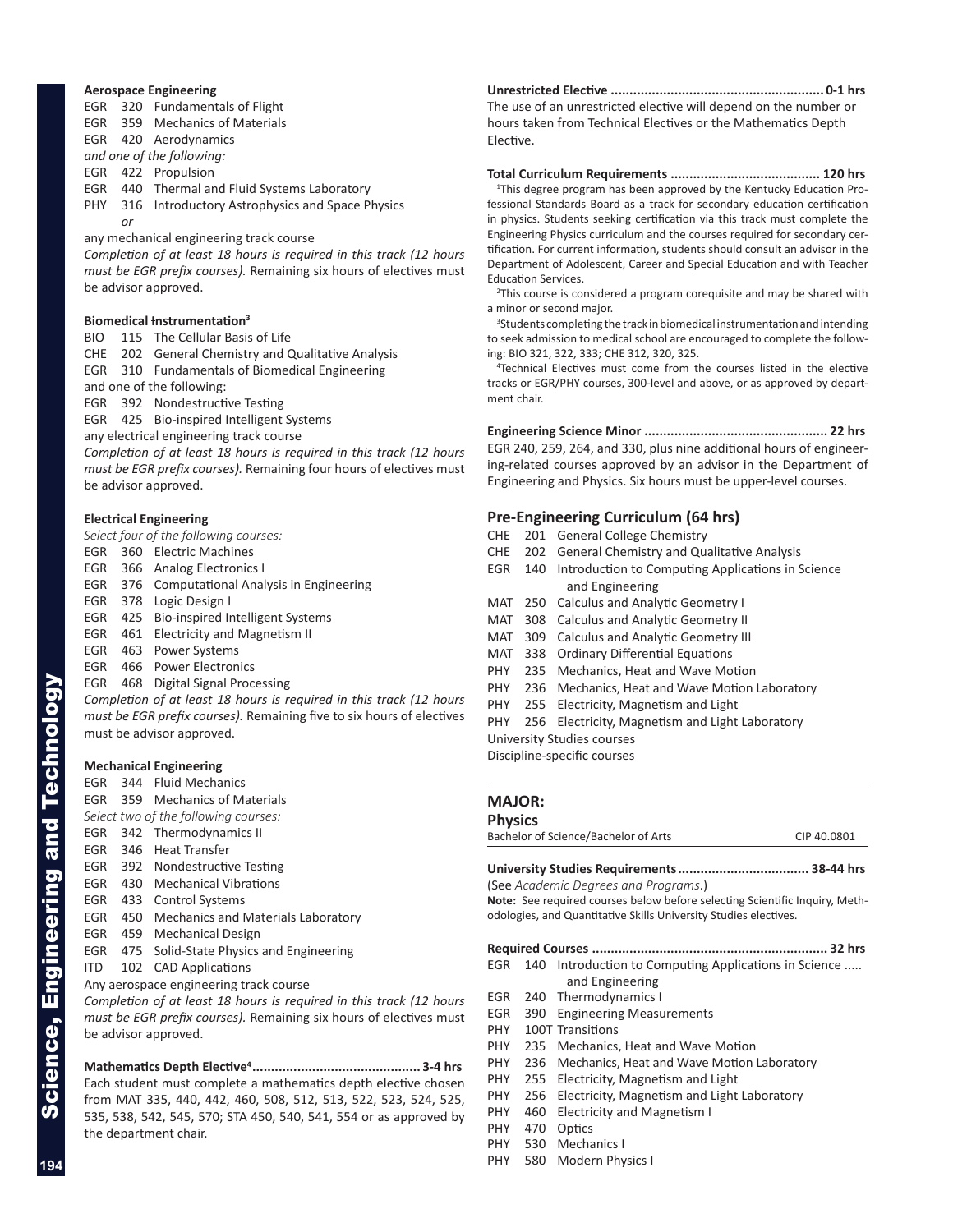**Aerospace Engineering**

EGR 320 Fundamentals of Flight
EGR 359 Mechanics of Materials
EGR 420 Aerodynamics

*and one of the following:*

EGR 422 Propulsion
EGR 440 Thermal and Fluid Systems Laboratory
PHY 316 Introductory Astrophysics and Space Physics
*or*
any mechanical engineering track course

*Completion of at least 18 hours is required in this track (12 hours must be EGR prefix courses).* Remaining six hours of electives must be advisor approved.

**Biomedical Instrumentation[3]**

BIO 115 The Cellular Basis of Life
CHE 202 General Chemistry and Qualitative Analysis
EGR 310 Fundamentals of Biomedical Engineering

and one of the following:

EGR 392 Nondestructive Testing
EGR 425 Bio-inspired Intelligent Systems
any electrical engineering track course

*Completion of at least 18 hours is required in this track (12 hours must be EGR prefix courses).* Remaining four hours of electives must be advisor approved.

**Electrical Engineering**

*Select four of the following courses:*

EGR 360 Electric Machines
EGR 366 Analog Electronics I
EGR 376 Computational Analysis in Engineering
EGR 378 Logic Design I
EGR 425 Bio-inspired Intelligent Systems
EGR 461 Electricity and Magnetism II
EGR 463 Power Systems
EGR 466 Power Electronics
EGR 468 Digital Signal Processing

*Completion of at least 18 hours is required in this track (12 hours must be EGR prefix courses).* Remaining five to six hours of electives must be advisor approved.

**Mechanical Engineering**

EGR 344 Fluid Mechanics
EGR 359 Mechanics of Materials

*Select two of the following courses:*

EGR 342 Thermodynamics II
EGR 346 Heat Transfer
EGR 392 Nondestructive Testing
EGR 430 Mechanical Vibrations
EGR 433 Control Systems
EGR 450 Mechanics and Materials Laboratory
EGR 459 Mechanical Design
EGR 475 Solid-State Physics and Engineering
ITD 102 CAD Applications
Any aerospace engineering track course

*Completion of at least 18 hours is required in this track (12 hours must be EGR prefix courses).* Remaining six hours of electives must be advisor approved.

**Mathematics Depth Elective[4] ............................................ 3-4 hrs**

Each student must complete a mathematics depth elective chosen from MAT 335, 440, 442, 460, 508, 512, 513, 522, 523, 524, 525, 535, 538, 542, 545, 570; STA 450, 540, 541, 554 or as approved by the department chair.

**Unrestricted Elective ........................................................ 0-1 hrs**

The use of an unrestricted elective will depend on the number or hours taken from Technical Electives or the Mathematics Depth Elective.

**Total Curriculum Requirements ....................................... 120 hrs**

[1]This degree program has been approved by the Kentucky Education Professional Standards Board as a track for secondary education certification in physics. Students seeking certification via this track must complete the Engineering Physics curriculum and the courses required for secondary certification. For current information, students should consult an advisor in the Department of Adolescent, Career and Special Education and with Teacher Education Services.

[2]This course is considered a program corequisite and may be shared with a minor or second major.

[3]Students completing the track in biomedical instrumentation and intending to seek admission to medical school are encouraged to complete the following: BIO 321, 322, 333; CHE 312, 320, 325.

[4]Technical Electives must come from the courses listed in the elective tracks or EGR/PHY courses, 300-level and above, or as approved by department chair.

**Engineering Science Minor ................................................ 22 hrs**

EGR 240, 259, 264, and 330, plus nine additional hours of engineering-related courses approved by an advisor in the Department of Engineering and Physics. Six hours must be upper-level courses.

## Pre-Engineering Curriculum (64 hrs)

CHE 201 General College Chemistry
CHE 202 General Chemistry and Qualitative Analysis
EGR 140 Introduction to Computing Applications in Science and Engineering
MAT 250 Calculus and Analytic Geometry I
MAT 308 Calculus and Analytic Geometry II
MAT 309 Calculus and Analytic Geometry III
MAT 338 Ordinary Differential Equations
PHY 235 Mechanics, Heat and Wave Motion
PHY 236 Mechanics, Heat and Wave Motion Laboratory
PHY 255 Electricity, Magnetism and Light
PHY 256 Electricity, Magnetism and Light Laboratory
University Studies courses
Discipline-specific courses

## MAJOR:
## Physics

Bachelor of Science/Bachelor of Arts — CIP 40.0801

**University Studies Requirements.................................. 38-44 hrs**

(See *Academic Degrees and Programs*.)

**Note:** See required courses below before selecting Scientific Inquiry, Methodologies, and Quantitative Skills University Studies electives.

**Required Courses ............................................................. 32 hrs**

EGR 140 Introduction to Computing Applications in Science ..... and Engineering
EGR 240 Thermodynamics I
EGR 390 Engineering Measurements
PHY 100T Transitions
PHY 235 Mechanics, Heat and Wave Motion
PHY 236 Mechanics, Heat and Wave Motion Laboratory
PHY 255 Electricity, Magnetism and Light
PHY 256 Electricity, Magnetism and Light Laboratory
PHY 460 Electricity and Magnetism I
PHY 470 Optics
PHY 530 Mechanics I
PHY 580 Modern Physics I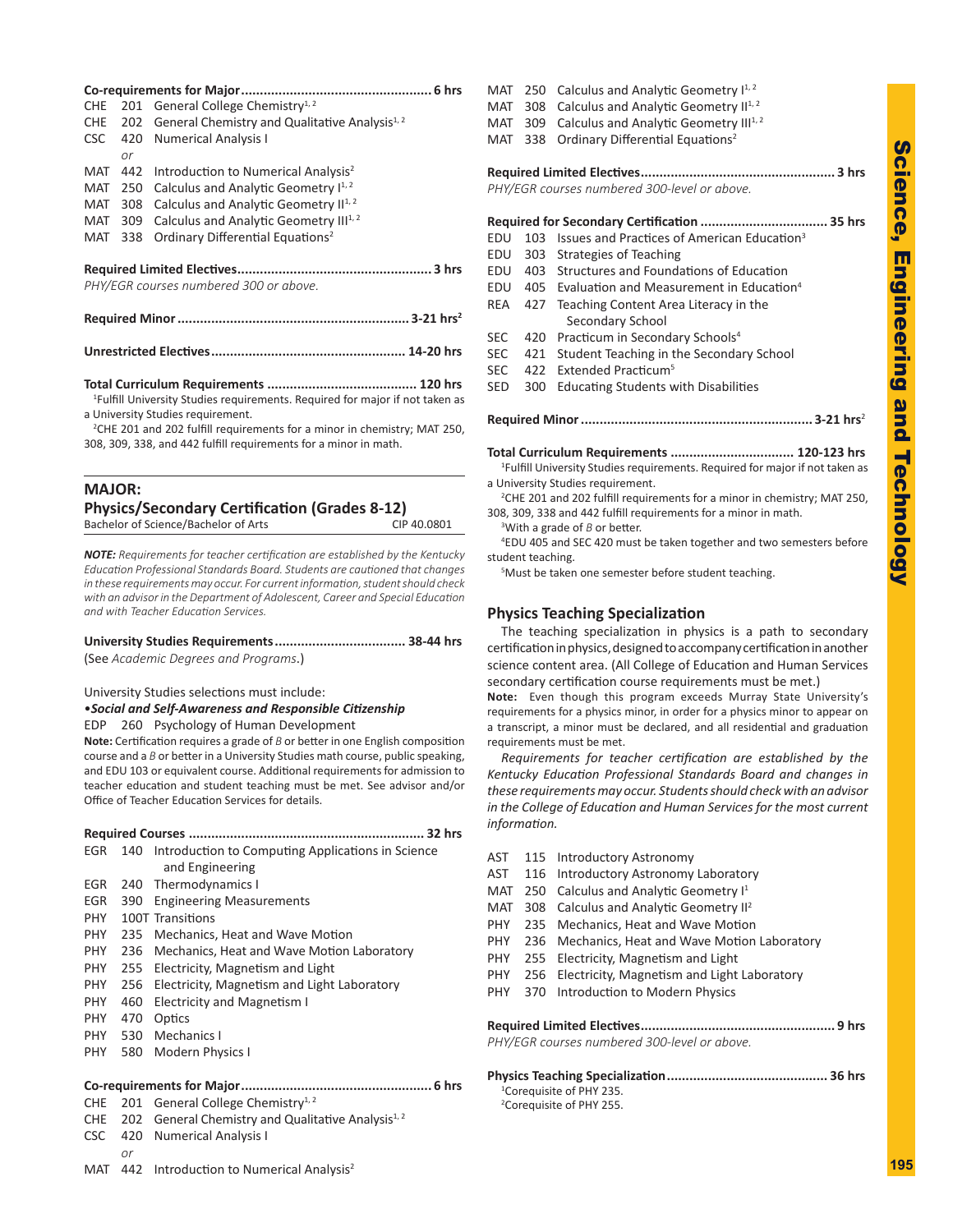**Co-requirements for Major.................................................. 6 hrs**

CHE 201 General College Chemistry[1,2]
CHE 202 General Chemistry and Qualitative Analysis[1,2]
CSC 420 Numerical Analysis I
*or*
MAT 442 Introduction to Numerical Analysis[2]
MAT 250 Calculus and Analytic Geometry I[1,2]
MAT 308 Calculus and Analytic Geometry II[1,2]
MAT 309 Calculus and Analytic Geometry III[1,2]
MAT 338 Ordinary Differential Equations[2]

**Required Limited Electives................................................... 3 hrs**

*PHY/EGR courses numbered 300 or above.*

**Required Minor ............................................................. 3-21 hrs[2]**

**Unrestricted Electives................................................... 14-20 hrs**

**Total Curriculum Requirements ....................................... 120 hrs**

[1]Fulfill University Studies requirements. Required for major if not taken as a University Studies requirement.

[2]CHE 201 and 202 fulfill requirements for a minor in chemistry; MAT 250, 308, 309, 338, and 442 fulfill requirements for a minor in math.

## MAJOR: Physics/Secondary Certification (Grades 8-12)

Bachelor of Science/Bachelor of Arts — CIP 40.0801

***NOTE:*** *Requirements for teacher certification are established by the Kentucky Education Professional Standards Board. Students are cautioned that changes in these requirements may occur. For current information, student should check with an advisor in the Department of Adolescent, Career and Special Education and with Teacher Education Services.*

**University Studies Requirements.................................. 38-44 hrs**

(See *Academic Degrees and Programs*.)

University Studies selections must include:

•***Social and Self-Awareness and Responsible Citizenship***

EDP 260 Psychology of Human Development

**Note:** Certification requires a grade of *B* or better in one English composition course and a *B* or better in a University Studies math course, public speaking, and EDU 103 or equivalent course. Additional requirements for admission to teacher education and student teaching must be met. See advisor and/or Office of Teacher Education Services for details.

**Required Courses .............................................................. 32 hrs**

EGR 140 Introduction to Computing Applications in Science and Engineering
EGR 240 Thermodynamics I
EGR 390 Engineering Measurements
PHY 100T Transitions
PHY 235 Mechanics, Heat and Wave Motion
PHY 236 Mechanics, Heat and Wave Motion Laboratory
PHY 255 Electricity, Magnetism and Light
PHY 256 Electricity, Magnetism and Light Laboratory
PHY 460 Electricity and Magnetism I
PHY 470 Optics
PHY 530 Mechanics I
PHY 580 Modern Physics I

**Co-requirements for Major.................................................. 6 hrs**

CHE 201 General College Chemistry[1,2]
CHE 202 General Chemistry and Qualitative Analysis[1,2]
CSC 420 Numerical Analysis I
*or*
MAT 442 Introduction to Numerical Analysis[2]
MAT 250 Calculus and Analytic Geometry I[1,2]
MAT 308 Calculus and Analytic Geometry II[1,2]
MAT 309 Calculus and Analytic Geometry III[1,2]
MAT 338 Ordinary Differential Equations[2]

**Required Limited Electives................................................... 3 hrs**

*PHY/EGR courses numbered 300-level or above.*

**Required for Secondary Certification ................................. 35 hrs**

EDU 103 Issues and Practices of American Education[3]
EDU 303 Strategies of Teaching
EDU 403 Structures and Foundations of Education
EDU 405 Evaluation and Measurement in Education[4]
REA 427 Teaching Content Area Literacy in the Secondary School
SEC 420 Practicum in Secondary Schools[4]
SEC 421 Student Teaching in the Secondary School
SEC 422 Extended Practicum[5]
SED 300 Educating Students with Disabilities

**Required Minor ............................................................. 3-21 hrs[2]**

**Total Curriculum Requirements ................................ 120-123 hrs**

[1]Fulfill University Studies requirements. Required for major if not taken as a University Studies requirement.

[2]CHE 201 and 202 fulfill requirements for a minor in chemistry; MAT 250, 308, 309, 338 and 442 fulfill requirements for a minor in math.

[3]With a grade of *B* or better.

[4]EDU 405 and SEC 420 must be taken together and two semesters before student teaching.

[5]Must be taken one semester before student teaching.

## Physics Teaching Specialization

The teaching specialization in physics is a path to secondary certification in physics, designed to accompany certification in another science content area. (All College of Education and Human Services secondary certification course requirements must be met.)

**Note:** Even though this program exceeds Murray State University's requirements for a physics minor, in order for a physics minor to appear on a transcript, a minor must be declared, and all residential and graduation requirements must be met.

*Requirements for teacher certification are established by the Kentucky Education Professional Standards Board and changes in these requirements may occur. Students should check with an advisor in the College of Education and Human Services for the most current information.*

AST 115 Introductory Astronomy
AST 116 Introductory Astronomy Laboratory
MAT 250 Calculus and Analytic Geometry I[1]
MAT 308 Calculus and Analytic Geometry II[2]
PHY 235 Mechanics, Heat and Wave Motion
PHY 236 Mechanics, Heat and Wave Motion Laboratory
PHY 255 Electricity, Magnetism and Light
PHY 256 Electricity, Magnetism and Light Laboratory
PHY 370 Introduction to Modern Physics

**Required Limited Electives................................................... 9 hrs**

*PHY/EGR courses numbered 300-level or above.*

**Physics Teaching Specialization.......................................... 36 hrs**

[1]Corequisite of PHY 235.

[2]Corequisite of PHY 255.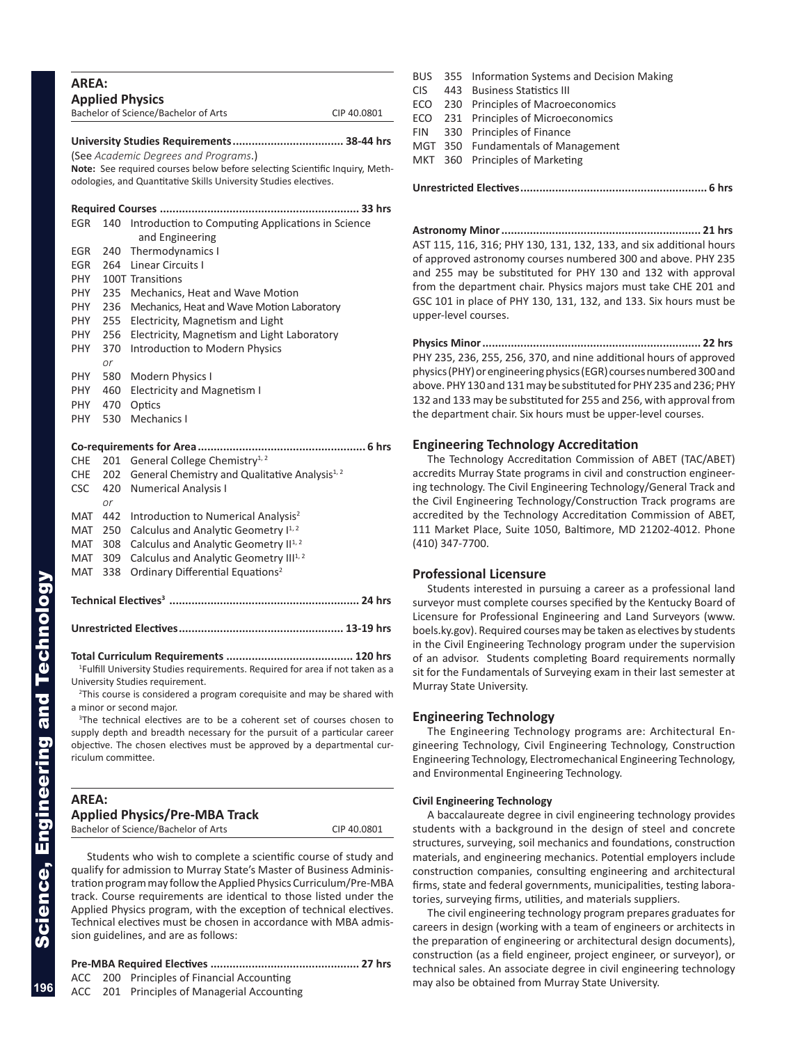## AREA: Applied Physics

Bachelor of Science/Bachelor of Arts CIP 40.0801

**University Studies Requirements .................................. 38-44 hrs**

(See *Academic Degrees and Programs*.)

**Note:** See required courses below before selecting Scientific Inquiry, Methodologies, and Quantitative Skills University Studies electives.

**Required Courses ............................................................. 33 hrs**

- EGR 140 Introduction to Computing Applications in Science and Engineering
- EGR 240 Thermodynamics I
- EGR 264 Linear Circuits I
- PHY 100T Transitions
- PHY 235 Mechanics, Heat and Wave Motion
- PHY 236 Mechanics, Heat and Wave Motion Laboratory
- PHY 255 Electricity, Magnetism and Light
- PHY 256 Electricity, Magnetism and Light Laboratory
- PHY 370 Introduction to Modern Physics
  *or*
- PHY 580 Modern Physics I
- PHY 460 Electricity and Magnetism I
- PHY 470 Optics
- PHY 530 Mechanics I

**Co-requirements for Area ................................................... 6 hrs**

- CHE 201 General College Chemistry[1, 2]
- CHE 202 General Chemistry and Qualitative Analysis[1, 2]
- CSC 420 Numerical Analysis I
  *or*
- MAT 442 Introduction to Numerical Analysis[2]
- MAT 250 Calculus and Analytic Geometry I[1, 2]
- MAT 308 Calculus and Analytic Geometry II[1, 2]
- MAT 309 Calculus and Analytic Geometry III[1, 2]
- MAT 338 Ordinary Differential Equations[2]

**Technical Electives[3] .......................................................... 24 hrs**

**Unrestricted Electives .................................................. 13-19 hrs**

**Total Curriculum Requirements ....................................... 120 hrs**

[1]Fulfill University Studies requirements. Required for area if not taken as a University Studies requirement.

[2]This course is considered a program corequisite and may be shared with a minor or second major.

[3]The technical electives are to be a coherent set of courses chosen to supply depth and breadth necessary for the pursuit of a particular career objective. The chosen electives must be approved by a departmental curriculum committee.

## AREA: Applied Physics/Pre-MBA Track

Bachelor of Science/Bachelor of Arts CIP 40.0801

Students who wish to complete a scientific course of study and qualify for admission to Murray State's Master of Business Administration program may follow the Applied Physics Curriculum/Pre-MBA track. Course requirements are identical to those listed under the Applied Physics program, with the exception of technical electives. Technical electives must be chosen in accordance with MBA admission guidelines, and are as follows:

**Pre-MBA Required Electives ............................................. 27 hrs**

- ACC 200 Principles of Financial Accounting
- ACC 201 Principles of Managerial Accounting
- BUS 355 Information Systems and Decision Making
- CIS 443 Business Statistics III
- ECO 230 Principles of Macroeconomics
- ECO 231 Principles of Microeconomics
- FIN 330 Principles of Finance
- MGT 350 Fundamentals of Management
- MKT 360 Principles of Marketing

**Unrestricted Electives ......................................................... 6 hrs**

**Astronomy Minor ............................................................. 21 hrs**

AST 115, 116, 316; PHY 130, 131, 132, 133, and six additional hours of approved astronomy courses numbered 300 and above. PHY 235 and 255 may be substituted for PHY 130 and 132 with approval from the department chair. Physics majors must take CHE 201 and GSC 101 in place of PHY 130, 131, 132, and 133. Six hours must be upper-level courses.

**Physics Minor ................................................................... 22 hrs**

PHY 235, 236, 255, 256, 370, and nine additional hours of approved physics (PHY) or engineering physics (EGR) courses numbered 300 and above. PHY 130 and 131 may be substituted for PHY 235 and 236; PHY 132 and 133 may be substituted for 255 and 256, with approval from the department chair. Six hours must be upper-level courses.

### Engineering Technology Accreditation

The Technology Accreditation Commission of ABET (TAC/ABET) accredits Murray State programs in civil and construction engineering technology. The Civil Engineering Technology/General Track and the Civil Engineering Technology/Construction Track programs are accredited by the Technology Accreditation Commission of ABET, 111 Market Place, Suite 1050, Baltimore, MD 21202-4012. Phone (410) 347-7700.

### Professional Licensure

Students interested in pursuing a career as a professional land surveyor must complete courses specified by the Kentucky Board of Licensure for Professional Engineering and Land Surveyors (www.boels.ky.gov). Required courses may be taken as electives by students in the Civil Engineering Technology program under the supervision of an advisor. Students completing Board requirements normally sit for the Fundamentals of Surveying exam in their last semester at Murray State University.

### Engineering Technology

The Engineering Technology programs are: Architectural Engineering Technology, Civil Engineering Technology, Construction Engineering Technology, Electromechanical Engineering Technology, and Environmental Engineering Technology.

#### Civil Engineering Technology

A baccalaureate degree in civil engineering technology provides students with a background in the design of steel and concrete structures, surveying, soil mechanics and foundations, construction materials, and engineering mechanics. Potential employers include construction companies, consulting engineering and architectural firms, state and federal governments, municipalities, testing laboratories, surveying firms, utilities, and materials suppliers.

The civil engineering technology program prepares graduates for careers in design (working with a team of engineers or architects in the preparation of engineering or architectural design documents), construction (as a field engineer, project engineer, or surveyor), or technical sales. An associate degree in civil engineering technology may also be obtained from Murray State University.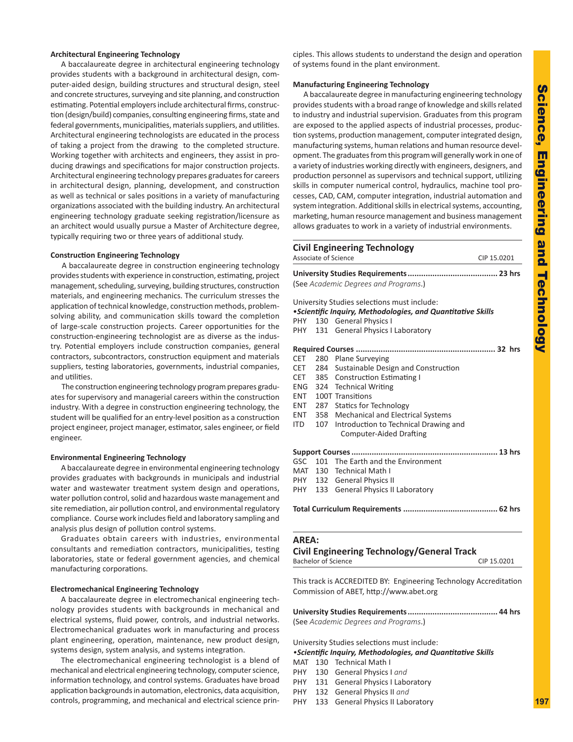### Architectural Engineering Technology

A baccalaureate degree in architectural engineering technology provides students with a background in architectural design, computer-aided design, building structures and structural design, steel and concrete structures, surveying and site planning, and construction estimating. Potential employers include architectural firms, construction (design/build) companies, consulting engineering firms, state and federal governments, municipalities, materials suppliers, and utilities. Architectural engineering technologists are educated in the process of taking a project from the drawing to the completed structure. Working together with architects and engineers, they assist in producing drawings and specifications for major construction projects. Architectural engineering technology prepares graduates for careers in architectural design, planning, development, and construction as well as technical or sales positions in a variety of manufacturing organizations associated with the building industry. An architectural engineering technology graduate seeking registration/licensure as an architect would usually pursue a Master of Architecture degree, typically requiring two or three years of additional study.

### Construction Engineering Technology

A baccalaureate degree in construction engineering technology provides students with experience in construction, estimating, project management, scheduling, surveying, building structures, construction materials, and engineering mechanics. The curriculum stresses the application of technical knowledge, construction methods, problem-solving ability, and communication skills toward the completion of large-scale construction projects. Career opportunities for the construction-engineering technologist are as diverse as the industry. Potential employers include construction companies, general contractors, subcontractors, construction equipment and materials suppliers, testing laboratories, governments, industrial companies, and utilities.

The construction engineering technology program prepares graduates for supervisory and managerial careers within the construction industry. With a degree in construction engineering technology, the student will be qualified for an entry-level position as a construction project engineer, project manager, estimator, sales engineer, or field engineer.

### Environmental Engineering Technology

A baccalaureate degree in environmental engineering technology provides graduates with backgrounds in municipals and industrial water and wastewater treatment system design and operations, water pollution control, solid and hazardous waste management and site remediation, air pollution control, and environmental regulatory compliance. Course work includes field and laboratory sampling and analysis plus design of pollution control systems.

Graduates obtain careers with industries, environmental consultants and remediation contractors, municipalities, testing laboratories, state or federal government agencies, and chemical manufacturing corporations.

### Electromechanical Engineering Technology

A baccalaureate degree in electromechanical engineering technology provides students with backgrounds in mechanical and electrical systems, fluid power, controls, and industrial networks. Electromechanical graduates work in manufacturing and process plant engineering, operation, maintenance, new product design, systems design, system analysis, and systems integration.

The electromechanical engineering technologist is a blend of mechanical and electrical engineering technology, computer science, information technology, and control systems. Graduates have broad application backgrounds in automation, electronics, data acquisition, controls, programming, and mechanical and electrical science principles. This allows students to understand the design and operation of systems found in the plant environment.

### Manufacturing Engineering Technology

A baccalaureate degree in manufacturing engineering technology provides students with a broad range of knowledge and skills related to industry and industrial supervision. Graduates from this program are exposed to the applied aspects of industrial processes, production systems, production management, computer integrated design, manufacturing systems, human relations and human resource development. The graduates from this program will generally work in one of a variety of industries working directly with engineers, designers, and production personnel as supervisors and technical support, utilizing skills in computer numerical control, hydraulics, machine tool processes, CAD, CAM, computer integration, industrial automation and system integration. Additional skills in electrical systems, accounting, marketing, human resource management and business management allows graduates to work in a variety of industrial environments.

## Civil Engineering Technology

Associate of Science — CIP 15.0201

**University Studies Requirements........................................ 23 hrs**
(See *Academic Degrees and Programs*.)

University Studies selections must include:
•***Scientific Inquiry, Methodologies, and Quantitative Skills***
PHY 130 General Physics I
PHY 131 General Physics I Laboratory

**Required Courses ............................................................. 32 hrs**
CET 280 Plane Surveying
CET 284 Sustainable Design and Construction
CET 385 Construction Estimating I
ENG 324 Technical Writing
ENT 100T Transitions
ENT 287 Statics for Technology
ENT 358 Mechanical and Electrical Systems
ITD 107 Introduction to Technical Drawing and Computer-Aided Drafting

**Support Courses ................................................................ 13 hrs**
GSC 101 The Earth and the Environment
MAT 130 Technical Math I
PHY 132 General Physics II
PHY 133 General Physics II Laboratory

**Total Curriculum Requirements .......................................... 62 hrs**

## AREA:
## Civil Engineering Technology/General Track

Bachelor of Science — CIP 15.0201

This track is ACCREDITED BY: Engineering Technology Accreditation Commission of ABET, http://www.abet.org

**University Studies Requirements........................................ 44 hrs**
(See *Academic Degrees and Programs*.)

University Studies selections must include:
•***Scientific Inquiry, Methodologies, and Quantitative Skills***
MAT 130 Technical Math I
PHY 130 General Physics I *and*
PHY 131 General Physics I Laboratory
PHY 132 General Physics II *and*
PHY 133 General Physics II Laboratory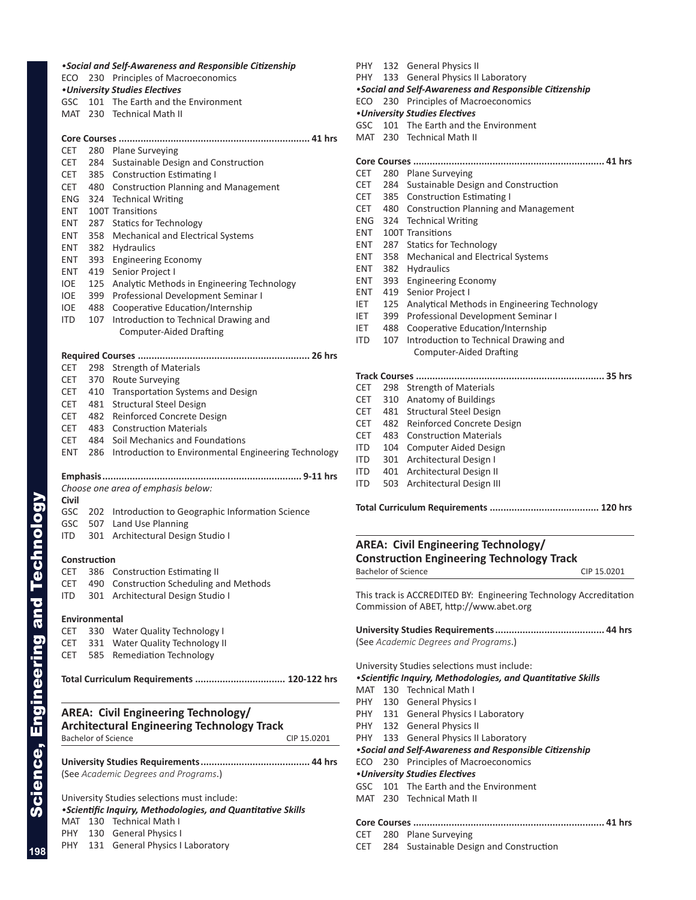*•Social and Self-Awareness and Responsible Citizenship*

ECO 230 Principles of Macroeconomics

*•University Studies Electives*

GSC 101 The Earth and the Environment
MAT 230 Technical Math II

**Core Courses ..................................................................... 41 hrs**

CET 280 Plane Surveying
CET 284 Sustainable Design and Construction
CET 385 Construction Estimating I
CET 480 Construction Planning and Management
ENG 324 Technical Writing
ENT 100T Transitions
ENT 287 Statics for Technology
ENT 358 Mechanical and Electrical Systems
ENT 382 Hydraulics
ENT 393 Engineering Economy
ENT 419 Senior Project I
IOE 125 Analytic Methods in Engineering Technology
IOE 399 Professional Development Seminar I
IOE 488 Cooperative Education/Internship
ITD 107 Introduction to Technical Drawing and Computer-Aided Drafting

**Required Courses .............................................................. 26 hrs**

CET 298 Strength of Materials
CET 370 Route Surveying
CET 410 Transportation Systems and Design
CET 481 Structural Steel Design
CET 482 Reinforced Concrete Design
CET 483 Construction Materials
CET 484 Soil Mechanics and Foundations
ENT 286 Introduction to Environmental Engineering Technology

**Emphasis........................................................................ 9-11 hrs**

*Choose one area of emphasis below:*

**Civil**

GSC 202 Introduction to Geographic Information Science
GSC 507 Land Use Planning
ITD 301 Architectural Design Studio I

**Construction**

CET 386 Construction Estimating II
CET 490 Construction Scheduling and Methods
ITD 301 Architectural Design Studio I

**Environmental**

CET 330 Water Quality Technology I
CET 331 Water Quality Technology II
CET 585 Remediation Technology

**Total Curriculum Requirements ................................ 120-122 hrs**

## AREA: Civil Engineering Technology/ Architectural Engineering Technology Track

Bachelor of Science CIP 15.0201

**University Studies Requirements....................................... 44 hrs**

(See *Academic Degrees and Programs*.)

University Studies selections must include:

*•Scientific Inquiry, Methodologies, and Quantitative Skills*

MAT 130 Technical Math I
PHY 130 General Physics I
PHY 131 General Physics I Laboratory
PHY 132 General Physics II
PHY 133 General Physics II Laboratory

*•Social and Self-Awareness and Responsible Citizenship*

ECO 230 Principles of Macroeconomics

*•University Studies Electives*

GSC 101 The Earth and the Environment
MAT 230 Technical Math II

**Core Courses ..................................................................... 41 hrs**

CET 280 Plane Surveying
CET 284 Sustainable Design and Construction
CET 385 Construction Estimating I
CET 480 Construction Planning and Management
ENG 324 Technical Writing
ENT 100T Transitions
ENT 287 Statics for Technology
ENT 358 Mechanical and Electrical Systems
ENT 382 Hydraulics
ENT 393 Engineering Economy
ENT 419 Senior Project I
IET 125 Analytical Methods in Engineering Technology
IET 399 Professional Development Seminar I
IET 488 Cooperative Education/Internship
ITD 107 Introduction to Technical Drawing and Computer-Aided Drafting

**Track Courses ................................................................... 35 hrs**

CET 298 Strength of Materials
CET 310 Anatomy of Buildings
CET 481 Structural Steel Design
CET 482 Reinforced Concrete Design
CET 483 Construction Materials
ITD 104 Computer Aided Design
ITD 301 Architectural Design I
ITD 401 Architectural Design II
ITD 503 Architectural Design III

**Total Curriculum Requirements ....................................... 120 hrs**

## AREA: Civil Engineering Technology/ Construction Engineering Technology Track

Bachelor of Science CIP 15.0201

This track is ACCREDITED BY: Engineering Technology Accreditation Commission of ABET, http://www.abet.org

**University Studies Requirements....................................... 44 hrs**

(See *Academic Degrees and Programs*.)

University Studies selections must include:

*•Scientific Inquiry, Methodologies, and Quantitative Skills*

MAT 130 Technical Math I
PHY 130 General Physics I
PHY 131 General Physics I Laboratory
PHY 132 General Physics II
PHY 133 General Physics II Laboratory

*•Social and Self-Awareness and Responsible Citizenship*

ECO 230 Principles of Macroeconomics

*•University Studies Electives*

GSC 101 The Earth and the Environment
MAT 230 Technical Math II

**Core Courses ..................................................................... 41 hrs**

CET 280 Plane Surveying
CET 284 Sustainable Design and Construction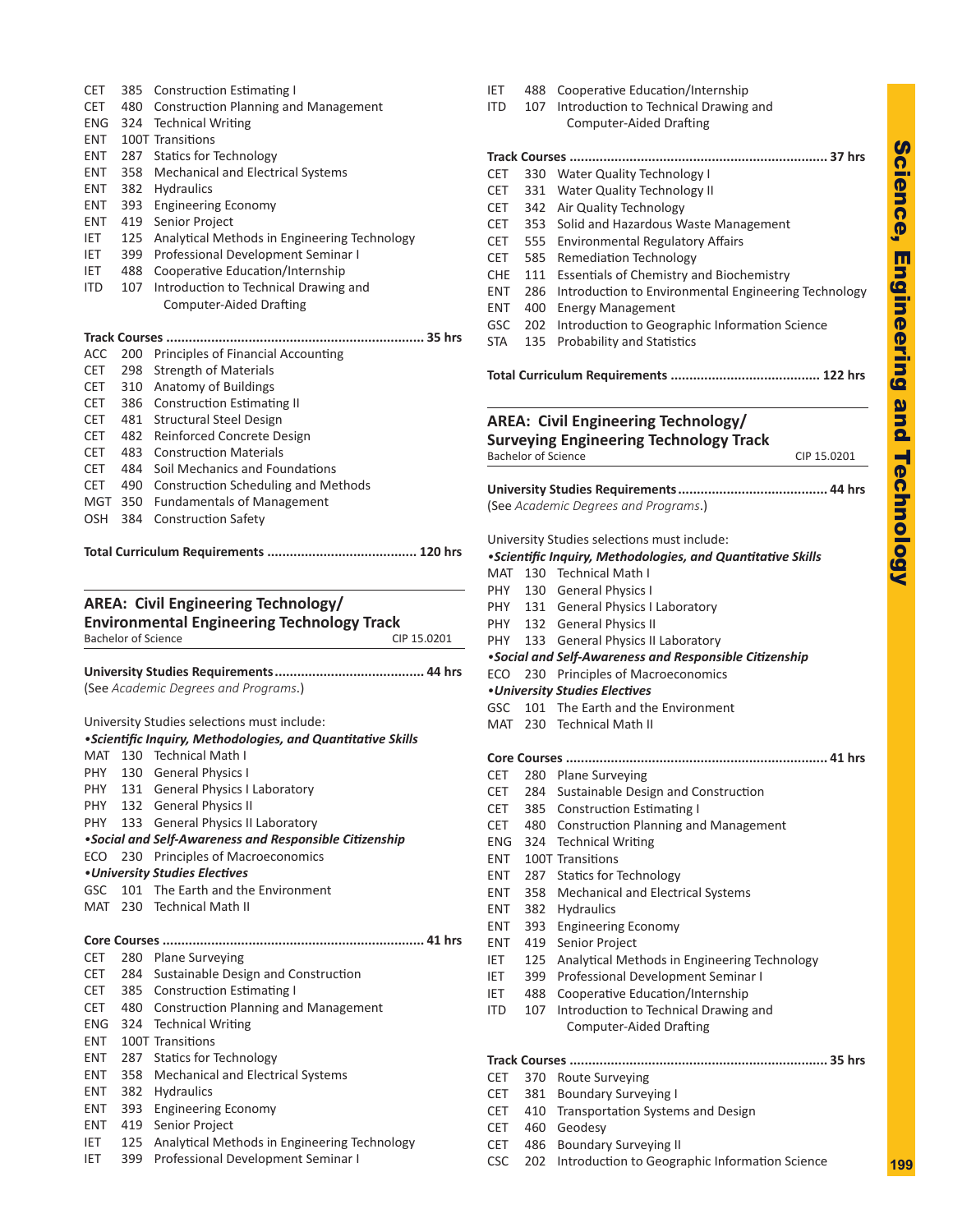CET 385 Construction Estimating I
CET 480 Construction Planning and Management
ENG 324 Technical Writing
ENT 100T Transitions
ENT 287 Statics for Technology
ENT 358 Mechanical and Electrical Systems
ENT 382 Hydraulics
ENT 393 Engineering Economy
ENT 419 Senior Project
IET 125 Analytical Methods in Engineering Technology
IET 399 Professional Development Seminar I
IET 488 Cooperative Education/Internship
ITD 107 Introduction to Technical Drawing and Computer-Aided Drafting

**Track Courses ....................................................................... 35 hrs**

ACC 200 Principles of Financial Accounting
CET 298 Strength of Materials
CET 310 Anatomy of Buildings
CET 386 Construction Estimating II
CET 481 Structural Steel Design
CET 482 Reinforced Concrete Design
CET 483 Construction Materials
CET 484 Soil Mechanics and Foundations
CET 490 Construction Scheduling and Methods
MGT 350 Fundamentals of Management
OSH 384 Construction Safety

**Total Curriculum Requirements ........................................ 120 hrs**

## AREA: Civil Engineering Technology/ Environmental Engineering Technology Track

Bachelor of Science — CIP 15.0201

**University Studies Requirements........................................ 44 hrs**

(See *Academic Degrees and Programs*.)

University Studies selections must include:

***•Scientific Inquiry, Methodologies, and Quantitative Skills***

MAT 130 Technical Math I
PHY 130 General Physics I
PHY 131 General Physics I Laboratory
PHY 132 General Physics II
PHY 133 General Physics II Laboratory

***•Social and Self-Awareness and Responsible Citizenship***

ECO 230 Principles of Macroeconomics

***•University Studies Electives***

GSC 101 The Earth and the Environment
MAT 230 Technical Math II

**Core Courses ....................................................................... 41 hrs**

CET 280 Plane Surveying
CET 284 Sustainable Design and Construction
CET 385 Construction Estimating I
CET 480 Construction Planning and Management
ENG 324 Technical Writing
ENT 100T Transitions
ENT 287 Statics for Technology
ENT 358 Mechanical and Electrical Systems
ENT 382 Hydraulics
ENT 393 Engineering Economy
ENT 419 Senior Project
IET 125 Analytical Methods in Engineering Technology
IET 399 Professional Development Seminar I
IET 488 Cooperative Education/Internship
ITD 107 Introduction to Technical Drawing and Computer-Aided Drafting

**Track Courses ....................................................................... 37 hrs**

CET 330 Water Quality Technology I
CET 331 Water Quality Technology II
CET 342 Air Quality Technology
CET 353 Solid and Hazardous Waste Management
CET 555 Environmental Regulatory Affairs
CET 585 Remediation Technology
CHE 111 Essentials of Chemistry and Biochemistry
ENT 286 Introduction to Environmental Engineering Technology
ENT 400 Energy Management
GSC 202 Introduction to Geographic Information Science
STA 135 Probability and Statistics

**Total Curriculum Requirements ........................................ 122 hrs**

## AREA: Civil Engineering Technology/ Surveying Engineering Technology Track

Bachelor of Science — CIP 15.0201

**University Studies Requirements........................................ 44 hrs**

(See *Academic Degrees and Programs*.)

University Studies selections must include:

***•Scientific Inquiry, Methodologies, and Quantitative Skills***

MAT 130 Technical Math I
PHY 130 General Physics I
PHY 131 General Physics I Laboratory
PHY 132 General Physics II
PHY 133 General Physics II Laboratory

***•Social and Self-Awareness and Responsible Citizenship***

ECO 230 Principles of Macroeconomics

***•University Studies Electives***

GSC 101 The Earth and the Environment
MAT 230 Technical Math II

**Core Courses ....................................................................... 41 hrs**

CET 280 Plane Surveying
CET 284 Sustainable Design and Construction
CET 385 Construction Estimating I
CET 480 Construction Planning and Management
ENG 324 Technical Writing
ENT 100T Transitions
ENT 287 Statics for Technology
ENT 358 Mechanical and Electrical Systems
ENT 382 Hydraulics
ENT 393 Engineering Economy
ENT 419 Senior Project
IET 125 Analytical Methods in Engineering Technology
IET 399 Professional Development Seminar I
IET 488 Cooperative Education/Internship
ITD 107 Introduction to Technical Drawing and Computer-Aided Drafting

**Track Courses ....................................................................... 35 hrs**

CET 370 Route Surveying
CET 381 Boundary Surveying I
CET 410 Transportation Systems and Design
CET 460 Geodesy
CET 486 Boundary Surveying II
CSC 202 Introduction to Geographic Information Science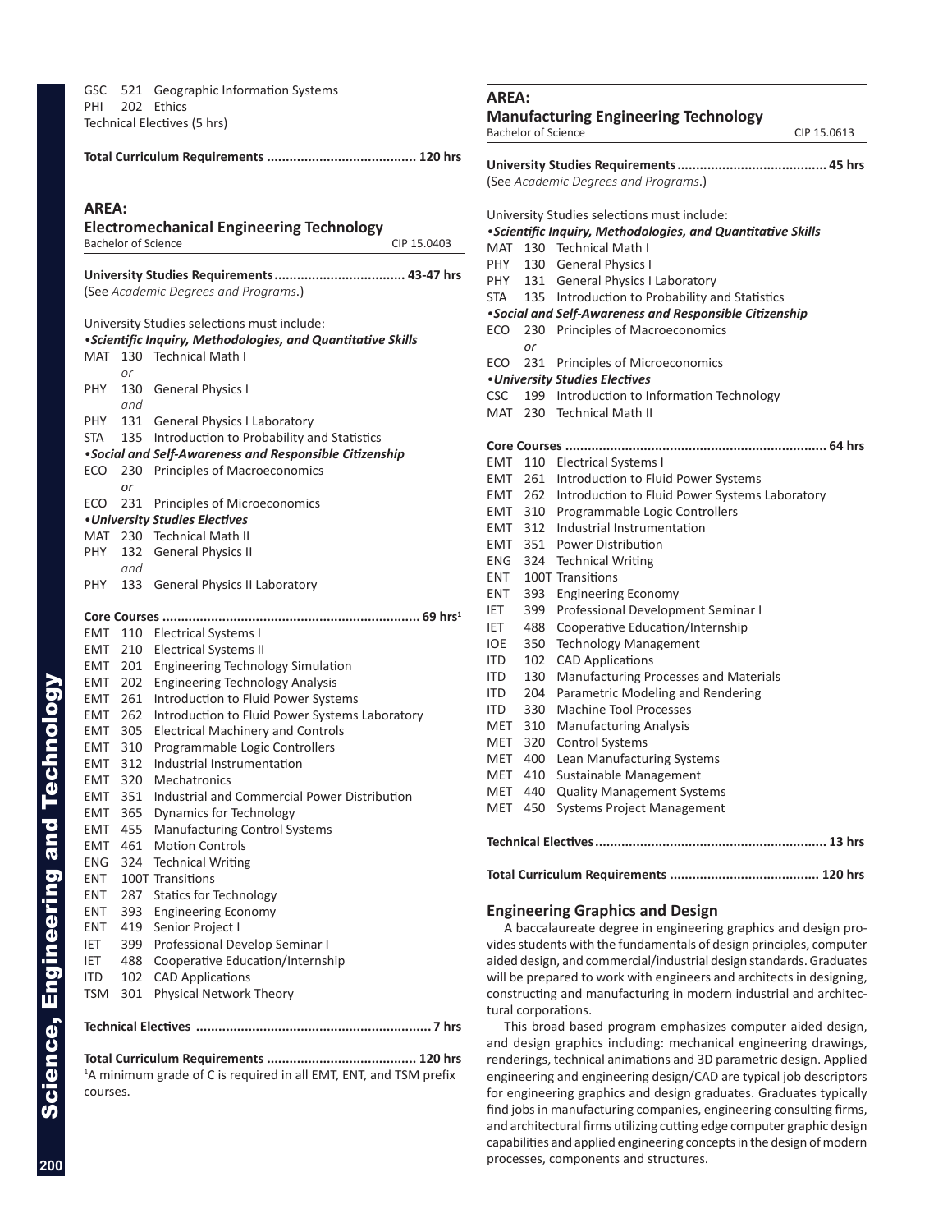GSC 521 Geographic Information Systems
PHI 202 Ethics
Technical Electives (5 hrs)

**Total Curriculum Requirements ....................................... 120 hrs**

## AREA:
## Electromechanical Engineering Technology

Bachelor of Science — CIP 15.0403

**University Studies Requirements .................................. 43-47 hrs**
(See *Academic Degrees and Programs*.)

University Studies selections must include:

***•Scientific Inquiry, Methodologies, and Quantitative Skills***

MAT 130 Technical Math I
*or*
PHY 130 General Physics I
*and*
PHY 131 General Physics I Laboratory
STA 135 Introduction to Probability and Statistics

***•Social and Self-Awareness and Responsible Citizenship***

ECO 230 Principles of Macroeconomics
*or*
ECO 231 Principles of Microeconomics

***•University Studies Electives***

MAT 230 Technical Math II
PHY 132 General Physics II
*and*
PHY 133 General Physics II Laboratory

**Core Courses ................................................................... 69 hrs[1]**

EMT 110 Electrical Systems I
EMT 210 Electrical Systems II
EMT 201 Engineering Technology Simulation
EMT 202 Engineering Technology Analysis
EMT 261 Introduction to Fluid Power Systems
EMT 262 Introduction to Fluid Power Systems Laboratory
EMT 305 Electrical Machinery and Controls
EMT 310 Programmable Logic Controllers
EMT 312 Industrial Instrumentation
EMT 320 Mechatronics
EMT 351 Industrial and Commercial Power Distribution
EMT 365 Dynamics for Technology
EMT 455 Manufacturing Control Systems
EMT 461 Motion Controls
ENG 324 Technical Writing
ENT 100T Transitions
ENT 287 Statics for Technology
ENT 393 Engineering Economy
ENT 419 Senior Project I
IET 399 Professional Develop Seminar I
IET 488 Cooperative Education/Internship
ITD 102 CAD Applications
TSM 301 Physical Network Theory

**Technical Electives .............................................................. 7 hrs**

**Total Curriculum Requirements ....................................... 120 hrs**

[1]A minimum grade of C is required in all EMT, ENT, and TSM prefix courses.

## AREA:
## Manufacturing Engineering Technology

Bachelor of Science — CIP 15.0613

**University Studies Requirements ....................................... 45 hrs**
(See *Academic Degrees and Programs*.)

University Studies selections must include:

***•Scientific Inquiry, Methodologies, and Quantitative Skills***

MAT 130 Technical Math I
PHY 130 General Physics I
PHY 131 General Physics I Laboratory
STA 135 Introduction to Probability and Statistics

***•Social and Self-Awareness and Responsible Citizenship***

ECO 230 Principles of Macroeconomics
*or*
ECO 231 Principles of Microeconomics

***•University Studies Electives***

CSC 199 Introduction to Information Technology
MAT 230 Technical Math II

**Core Courses ..................................................................... 64 hrs**

EMT 110 Electrical Systems I
EMT 261 Introduction to Fluid Power Systems
EMT 262 Introduction to Fluid Power Systems Laboratory
EMT 310 Programmable Logic Controllers
EMT 312 Industrial Instrumentation
EMT 351 Power Distribution
ENG 324 Technical Writing
ENT 100T Transitions
ENT 393 Engineering Economy
IET 399 Professional Development Seminar I
IET 488 Cooperative Education/Internship
IOE 350 Technology Management
ITD 102 CAD Applications
ITD 130 Manufacturing Processes and Materials
ITD 204 Parametric Modeling and Rendering
ITD 330 Machine Tool Processes
MET 310 Manufacturing Analysis
MET 320 Control Systems
MET 400 Lean Manufacturing Systems
MET 410 Sustainable Management
MET 440 Quality Management Systems
MET 450 Systems Project Management

**Technical Electives ............................................................ 13 hrs**

**Total Curriculum Requirements ....................................... 120 hrs**

### Engineering Graphics and Design

A baccalaureate degree in engineering graphics and design provides students with the fundamentals of design principles, computer aided design, and commercial/industrial design standards. Graduates will be prepared to work with engineers and architects in designing, constructing and manufacturing in modern industrial and architectural corporations.

This broad based program emphasizes computer aided design, and design graphics including: mechanical engineering drawings, renderings, technical animations and 3D parametric design. Applied engineering and engineering design/CAD are typical job descriptors for engineering graphics and design graduates. Graduates typically find jobs in manufacturing companies, engineering consulting firms, and architectural firms utilizing cutting edge computer graphic design capabilities and applied engineering concepts in the design of modern processes, components and structures.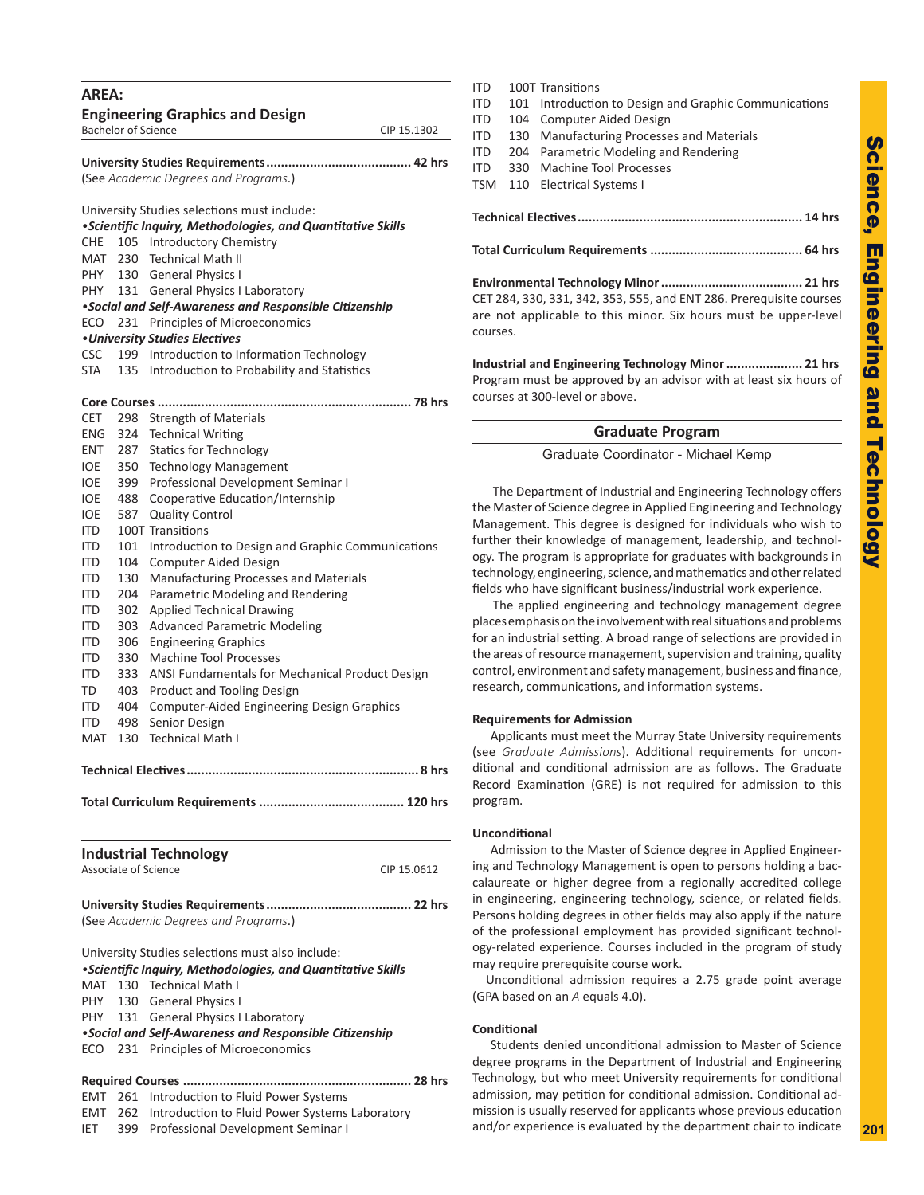## AREA:

## Engineering Graphics and Design

Bachelor of Science — CIP 15.1302

**University Studies Requirements....................................... 42 hrs**
(See *Academic Degrees and Programs*.)

University Studies selections must include:

***•Scientific Inquiry, Methodologies, and Quantitative Skills***

CHE 105 Introductory Chemistry
MAT 230 Technical Math II
PHY 130 General Physics I
PHY 131 General Physics I Laboratory

***•Social and Self-Awareness and Responsible Citizenship***

ECO 231 Principles of Microeconomics

***•University Studies Electives***

CSC 199 Introduction to Information Technology
STA 135 Introduction to Probability and Statistics

**Core Courses ..................................................................... 78 hrs**

CET 298 Strength of Materials
ENG 324 Technical Writing
ENT 287 Statics for Technology
IOE 350 Technology Management
IOE 399 Professional Development Seminar I
IOE 488 Cooperative Education/Internship
IOE 587 Quality Control
ITD 100T Transitions
ITD 101 Introduction to Design and Graphic Communications
ITD 104 Computer Aided Design
ITD 130 Manufacturing Processes and Materials
ITD 204 Parametric Modeling and Rendering
ITD 302 Applied Technical Drawing
ITD 303 Advanced Parametric Modeling
ITD 306 Engineering Graphics
ITD 330 Machine Tool Processes
ITD 333 ANSI Fundamentals for Mechanical Product Design
TD 403 Product and Tooling Design
ITD 404 Computer-Aided Engineering Design Graphics
ITD 498 Senior Design
MAT 130 Technical Math I

**Technical Electives............................................................... 8 hrs**

**Total Curriculum Requirements ....................................... 120 hrs**

## Industrial Technology

Associate of Science — CIP 15.0612

**University Studies Requirements....................................... 22 hrs**
(See *Academic Degrees and Programs*.)

University Studies selections must also include:

***•Scientific Inquiry, Methodologies, and Quantitative Skills***

MAT 130 Technical Math I
PHY 130 General Physics I
PHY 131 General Physics I Laboratory

***•Social and Self-Awareness and Responsible Citizenship***

ECO 231 Principles of Microeconomics

**Required Courses ............................................................. 28 hrs**

EMT 261 Introduction to Fluid Power Systems
EMT 262 Introduction to Fluid Power Systems Laboratory
IET 399 Professional Development Seminar I
ITD 100T Transitions
ITD 101 Introduction to Design and Graphic Communications
ITD 104 Computer Aided Design
ITD 130 Manufacturing Processes and Materials
ITD 204 Parametric Modeling and Rendering
ITD 330 Machine Tool Processes
TSM 110 Electrical Systems I

**Technical Electives............................................................. 14 hrs**

**Total Curriculum Requirements ......................................... 64 hrs**

**Environmental Technology Minor ....................................... 21 hrs**
CET 284, 330, 331, 342, 353, 555, and ENT 286. Prerequisite courses are not applicable to this minor. Six hours must be upper-level courses.

**Industrial and Engineering Technology Minor ..................... 21 hrs**
Program must be approved by an advisor with at least six hours of courses at 300-level or above.

## Graduate Program

Graduate Coordinator - Michael Kemp

The Department of Industrial and Engineering Technology offers the Master of Science degree in Applied Engineering and Technology Management. This degree is designed for individuals who wish to further their knowledge of management, leadership, and technology. The program is appropriate for graduates with backgrounds in technology, engineering, science, and mathematics and other related fields who have significant business/industrial work experience.

The applied engineering and technology management degree places emphasis on the involvement with real situations and problems for an industrial setting. A broad range of selections are provided in the areas of resource management, supervision and training, quality control, environment and safety management, business and finance, research, communications, and information systems.

**Requirements for Admission**

Applicants must meet the Murray State University requirements (see *Graduate Admissions*). Additional requirements for unconditional and conditional admission are as follows. The Graduate Record Examination (GRE) is not required for admission to this program.

**Unconditional**

Admission to the Master of Science degree in Applied Engineering and Technology Management is open to persons holding a baccalaureate or higher degree from a regionally accredited college in engineering, engineering technology, science, or related fields. Persons holding degrees in other fields may also apply if the nature of the professional employment has provided significant technology-related experience. Courses included in the program of study may require prerequisite course work.

Unconditional admission requires a 2.75 grade point average (GPA based on an *A* equals 4.0).

**Conditional**

Students denied unconditional admission to Master of Science degree programs in the Department of Industrial and Engineering Technology, but who meet University requirements for conditional admission, may petition for conditional admission. Conditional admission is usually reserved for applicants whose previous education and/or experience is evaluated by the department chair to indicate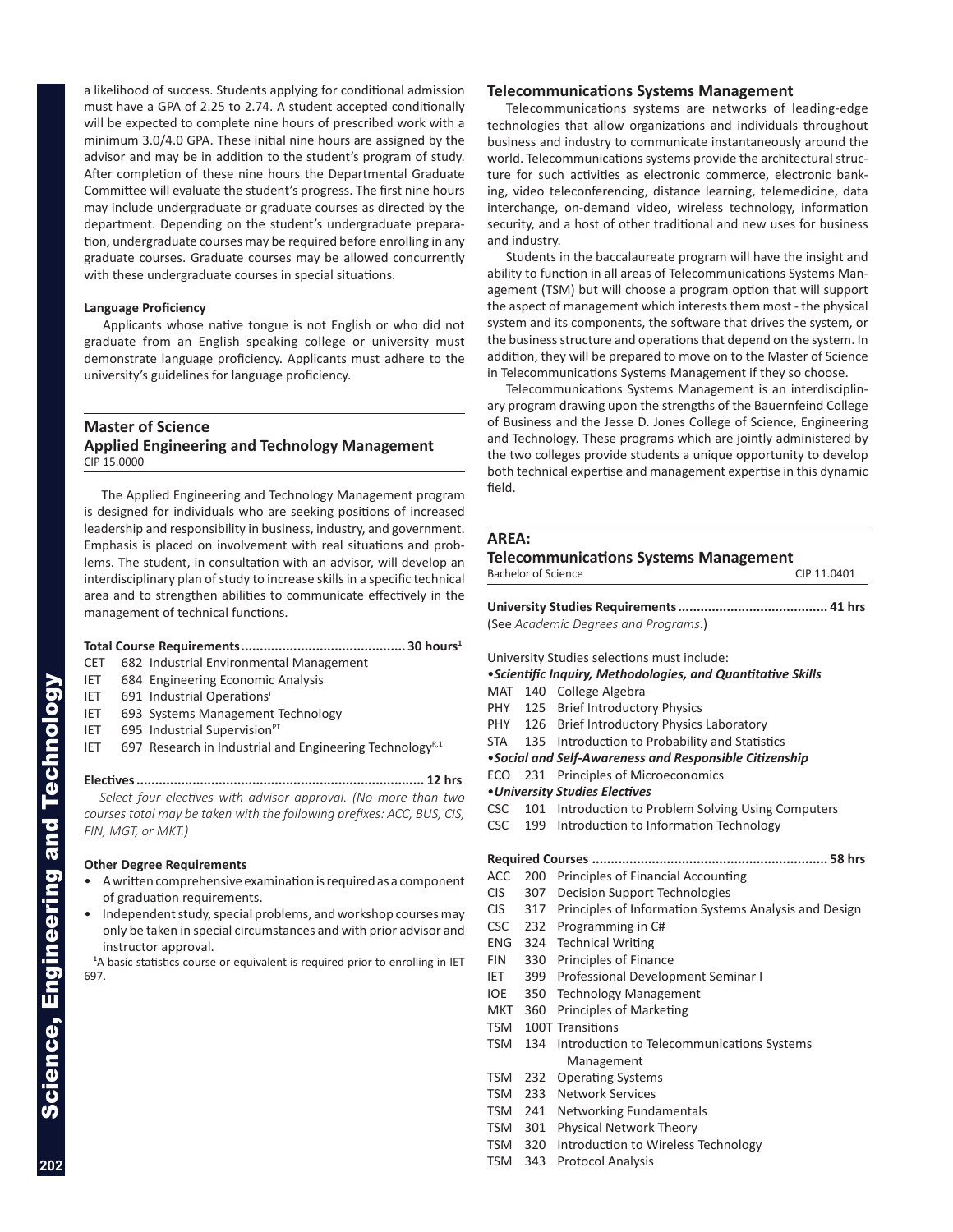a likelihood of success. Students applying for conditional admission must have a GPA of 2.25 to 2.74. A student accepted conditionally will be expected to complete nine hours of prescribed work with a minimum 3.0/4.0 GPA. These initial nine hours are assigned by the advisor and may be in addition to the student's program of study. After completion of these nine hours the Departmental Graduate Committee will evaluate the student's progress. The first nine hours may include undergraduate or graduate courses as directed by the department. Depending on the student's undergraduate preparation, undergraduate courses may be required before enrolling in any graduate courses. Graduate courses may be allowed concurrently with these undergraduate courses in special situations.

**Language Proficiency**

Applicants whose native tongue is not English or who did not graduate from an English speaking college or university must demonstrate language proficiency. Applicants must adhere to the university's guidelines for language proficiency.

## Master of Science
## Applied Engineering and Technology Management

CIP 15.0000

The Applied Engineering and Technology Management program is designed for individuals who are seeking positions of increased leadership and responsibility in business, industry, and government. Emphasis is placed on involvement with real situations and problems. The student, in consultation with an advisor, will develop an interdisciplinary plan of study to increase skills in a specific technical area and to strengthen abilities to communicate effectively in the management of technical functions.

**Total Course Requirements........................................... 30 hours[1]**

- CET 682 Industrial Environmental Management
- IET 684 Engineering Economic Analysis
- IET 691 Industrial Operations[L]
- IET 693 Systems Management Technology
- IET 695 Industrial Supervision[PT]
- IET 697 Research in Industrial and Engineering Technology[R,1]

**Electives ............................................................................ 12 hrs**

*Select four electives with advisor approval. (No more than two courses total may be taken with the following prefixes: ACC, BUS, CIS, FIN, MGT, or MKT.)*

**Other Degree Requirements**

- A written comprehensive examination is required as a component of graduation requirements.
- Independent study, special problems, and workshop courses may only be taken in special circumstances and with prior advisor and instructor approval.

[1]A basic statistics course or equivalent is required prior to enrolling in IET 697.

### Telecommunications Systems Management

Telecommunications systems are networks of leading-edge technologies that allow organizations and individuals throughout business and industry to communicate instantaneously around the world. Telecommunications systems provide the architectural structure for such activities as electronic commerce, electronic banking, video teleconferencing, distance learning, telemedicine, data interchange, on-demand video, wireless technology, information security, and a host of other traditional and new uses for business and industry.

Students in the baccalaureate program will have the insight and ability to function in all areas of Telecommunications Systems Management (TSM) but will choose a program option that will support the aspect of management which interests them most - the physical system and its components, the software that drives the system, or the business structure and operations that depend on the system. In addition, they will be prepared to move on to the Master of Science in Telecommunications Systems Management if they so choose.

Telecommunications Systems Management is an interdisciplinary program drawing upon the strengths of the Bauernfeind College of Business and the Jesse D. Jones College of Science, Engineering and Technology. These programs which are jointly administered by the two colleges provide students a unique opportunity to develop both technical expertise and management expertise in this dynamic field.

## AREA:
## Telecommunications Systems Management

Bachelor of Science — CIP 11.0401

**University Studies Requirements........................................ 41 hrs**

(See *Academic Degrees and Programs*.)

University Studies selections must include:

•***Scientific Inquiry, Methodologies, and Quantitative Skills***

- MAT 140 College Algebra
- PHY 125 Brief Introductory Physics
- PHY 126 Brief Introductory Physics Laboratory
- STA 135 Introduction to Probability and Statistics

•***Social and Self-Awareness and Responsible Citizenship***

- ECO 231 Principles of Microeconomics

•***University Studies Electives***

- CSC 101 Introduction to Problem Solving Using Computers
- CSC 199 Introduction to Information Technology

**Required Courses .............................................................. 58 hrs**

- ACC 200 Principles of Financial Accounting
- CIS 307 Decision Support Technologies
- CIS 317 Principles of Information Systems Analysis and Design
- CSC 232 Programming in C#
- ENG 324 Technical Writing
- FIN 330 Principles of Finance
- IET 399 Professional Development Seminar I
- IOE 350 Technology Management
- MKT 360 Principles of Marketing
- TSM 100T Transitions
- TSM 134 Introduction to Telecommunications Systems Management
- TSM 232 Operating Systems
- TSM 233 Network Services
- TSM 241 Networking Fundamentals
- TSM 301 Physical Network Theory
- TSM 320 Introduction to Wireless Technology
- TSM 343 Protocol Analysis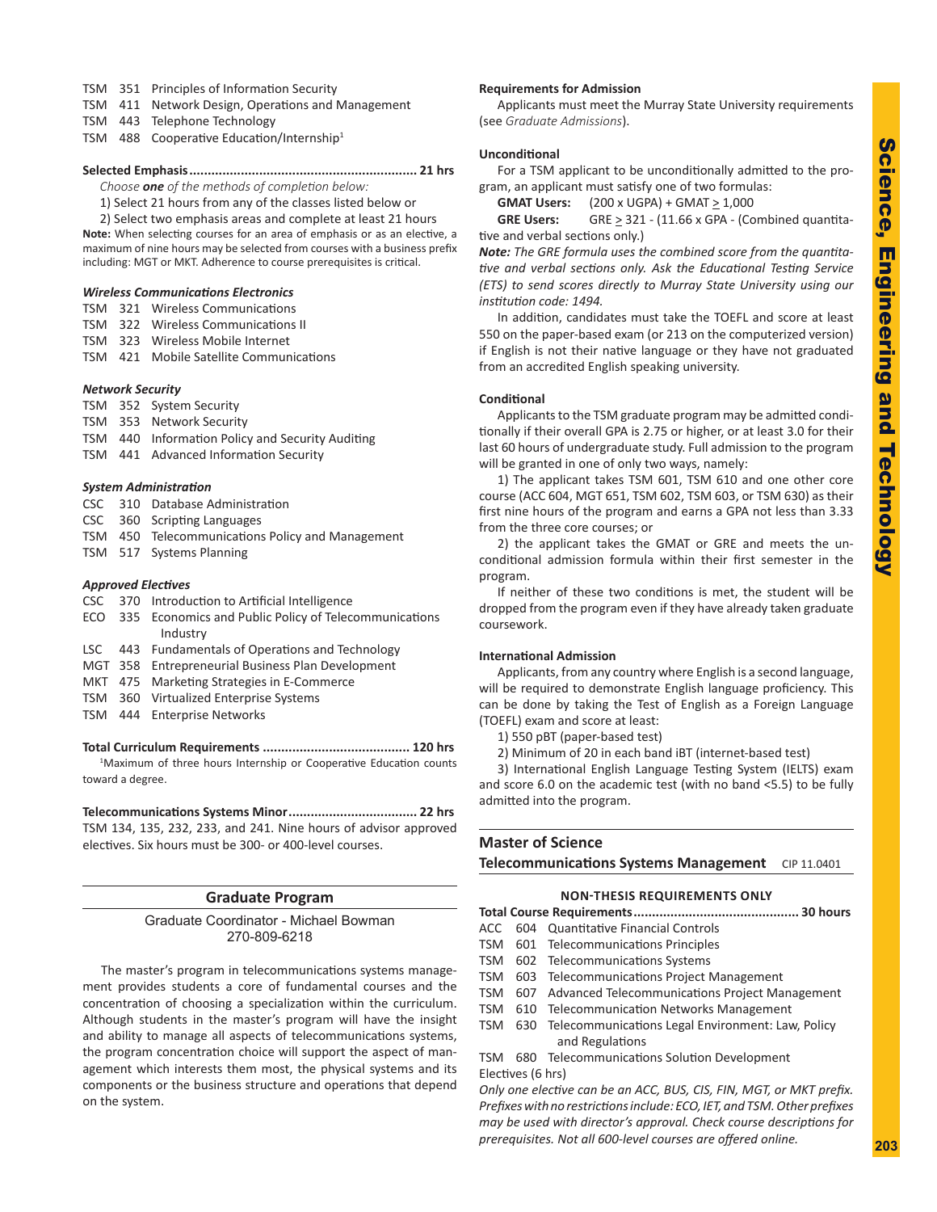TSM 351 Principles of Information Security
TSM 411 Network Design, Operations and Management
TSM 443 Telephone Technology
TSM 488 Cooperative Education/Internship[1]

**Selected Emphasis............................................................ 21 hrs**

*Choose **one** of the methods of completion below:*

1) Select 21 hours from any of the classes listed below or

2) Select two emphasis areas and complete at least 21 hours

**Note:** When selecting courses for an area of emphasis or as an elective, a maximum of nine hours may be selected from courses with a business prefix including: MGT or MKT. Adherence to course prerequisites is critical.

***Wireless Communications Electronics***

TSM 321 Wireless Communications
TSM 322 Wireless Communications II
TSM 323 Wireless Mobile Internet
TSM 421 Mobile Satellite Communications

***Network Security***

TSM 352 System Security
TSM 353 Network Security
TSM 440 Information Policy and Security Auditing
TSM 441 Advanced Information Security

***System Administration***

CSC 310 Database Administration
CSC 360 Scripting Languages
TSM 450 Telecommunications Policy and Management
TSM 517 Systems Planning

***Approved Electives***

CSC 370 Introduction to Artificial Intelligence
ECO 335 Economics and Public Policy of Telecommunications Industry
LSC 443 Fundamentals of Operations and Technology
MGT 358 Entrepreneurial Business Plan Development
MKT 475 Marketing Strategies in E-Commerce
TSM 360 Virtualized Enterprise Systems
TSM 444 Enterprise Networks

**Total Curriculum Requirements ....................................... 120 hrs**

[1]Maximum of three hours Internship or Cooperative Education counts toward a degree.

**Telecommunications Systems Minor.................................. 22 hrs**

TSM 134, 135, 232, 233, and 241. Nine hours of advisor approved electives. Six hours must be 300- or 400-level courses.

## Graduate Program

Graduate Coordinator - Michael Bowman
270-809-6218

The master's program in telecommunications systems management provides students a core of fundamental courses and the concentration of choosing a specialization within the curriculum. Although students in the master's program will have the insight and ability to manage all aspects of telecommunications systems, the program concentration choice will support the aspect of management which interests them most, the physical systems and its components or the business structure and operations that depend on the system.

**Requirements for Admission**

Applicants must meet the Murray State University requirements (see *Graduate Admissions*).

**Unconditional**

For a TSM applicant to be unconditionally admitted to the program, an applicant must satisfy one of two formulas:

**GMAT Users:** (200 x UGPA) + GMAT ≥ 1,000

**GRE Users:** GRE ≥ 321 - (11.66 x GPA - (Combined quantitative and verbal sections only.)

***Note:*** *The GRE formula uses the combined score from the quantitative and verbal sections only. Ask the Educational Testing Service (ETS) to send scores directly to Murray State University using our institution code: 1494.*

In addition, candidates must take the TOEFL and score at least 550 on the paper-based exam (or 213 on the computerized version) if English is not their native language or they have not graduated from an accredited English speaking university.

**Conditional**

Applicants to the TSM graduate program may be admitted conditionally if their overall GPA is 2.75 or higher, or at least 3.0 for their last 60 hours of undergraduate study. Full admission to the program will be granted in one of only two ways, namely:

1) The applicant takes TSM 601, TSM 610 and one other core course (ACC 604, MGT 651, TSM 602, TSM 603, or TSM 630) as their first nine hours of the program and earns a GPA not less than 3.33 from the three core courses; or

2) the applicant takes the GMAT or GRE and meets the unconditional admission formula within their first semester in the program.

If neither of these two conditions is met, the student will be dropped from the program even if they have already taken graduate coursework.

**International Admission**

Applicants, from any country where English is a second language, will be required to demonstrate English language proficiency. This can be done by taking the Test of English as a Foreign Language (TOEFL) exam and score at least:

1) 550 pBT (paper-based test)

2) Minimum of 20 in each band iBT (internet-based test)

3) International English Language Testing System (IELTS) exam and score 6.0 on the academic test (with no band <5.5) to be fully admitted into the program.

## Master of Science
## Telecommunications Systems Management CIP 11.0401

**NON-THESIS REQUIREMENTS ONLY**

**Total Course Requirements............................................ 30 hours**

ACC 604 Quantitative Financial Controls
TSM 601 Telecommunications Principles
TSM 602 Telecommunications Systems
TSM 603 Telecommunications Project Management
TSM 607 Advanced Telecommunications Project Management
TSM 610 Telecommunication Networks Management
TSM 630 Telecommunications Legal Environment: Law, Policy and Regulations
TSM 680 Telecommunications Solution Development
Electives (6 hrs)

*Only one elective can be an ACC, BUS, CIS, FIN, MGT, or MKT prefix. Prefixes with no restrictions include: ECO, IET, and TSM. Other prefixes may be used with director's approval. Check course descriptions for prerequisites. Not all 600-level courses are offered online.*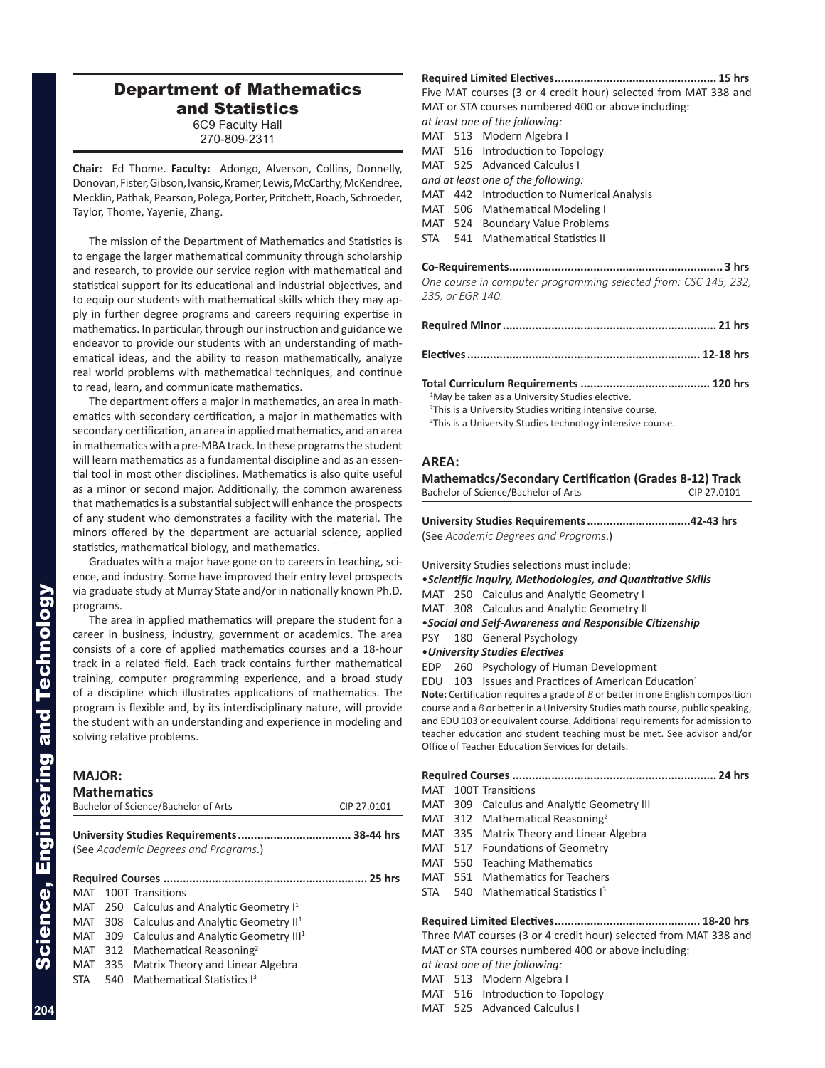# Department of Mathematics and Statistics

6C9 Faculty Hall
270-809-2311

**Chair:** Ed Thome. **Faculty:** Adongo, Alverson, Collins, Donnelly, Donovan, Fister, Gibson, Ivansic, Kramer, Lewis, McCarthy, McKendree, Mecklin, Pathak, Pearson, Polega, Porter, Pritchett, Roach, Schroeder, Taylor, Thome, Yayenie, Zhang.

The mission of the Department of Mathematics and Statistics is to engage the larger mathematical community through scholarship and research, to provide our service region with mathematical and statistical support for its educational and industrial objectives, and to equip our students with mathematical skills which they may apply in further degree programs and careers requiring expertise in mathematics. In particular, through our instruction and guidance we endeavor to provide our students with an understanding of mathematical ideas, and the ability to reason mathematically, analyze real world problems with mathematical techniques, and continue to read, learn, and communicate mathematics.

The department offers a major in mathematics, an area in mathematics with secondary certification, a major in mathematics with secondary certification, an area in applied mathematics, and an area in mathematics with a pre-MBA track. In these programs the student will learn mathematics as a fundamental discipline and as an essential tool in most other disciplines. Mathematics is also quite useful as a minor or second major. Additionally, the common awareness that mathematics is a substantial subject will enhance the prospects of any student who demonstrates a facility with the material. The minors offered by the department are actuarial science, applied statistics, mathematical biology, and mathematics.

Graduates with a major have gone on to careers in teaching, science, and industry. Some have improved their entry level prospects via graduate study at Murray State and/or in nationally known Ph.D. programs.

The area in applied mathematics will prepare the student for a career in business, industry, government or academics. The area consists of a core of applied mathematics courses and a 18-hour track in a related field. Each track contains further mathematical training, computer programming experience, and a broad study of a discipline which illustrates applications of mathematics. The program is flexible and, by its interdisciplinary nature, will provide the student with an understanding and experience in modeling and solving relative problems.

## MAJOR:
## Mathematics

Bachelor of Science/Bachelor of Arts — CIP 27.0101

**University Studies Requirements .................................. 38-44 hrs**
(See *Academic Degrees and Programs*.)

**Required Courses ............................................................ 25 hrs**

- MAT 100T Transitions
- MAT 250 Calculus and Analytic Geometry I[1]
- MAT 308 Calculus and Analytic Geometry II[1]
- MAT 309 Calculus and Analytic Geometry III[1]
- MAT 312 Mathematical Reasoning[2]
- MAT 335 Matrix Theory and Linear Algebra
- STA 540 Mathematical Statistics I[3]

**Required Limited Electives................................................ 15 hrs**
Five MAT courses (3 or 4 credit hour) selected from MAT 338 and MAT or STA courses numbered 400 or above including:

*at least one of the following:*

- MAT 513 Modern Algebra I
- MAT 516 Introduction to Topology
- MAT 525 Advanced Calculus I

*and at least one of the following:*

- MAT 442 Introduction to Numerical Analysis
- MAT 506 Mathematical Modeling I
- MAT 524 Boundary Value Problems
- STA 541 Mathematical Statistics II

**Co-Requirements................................................................ 3 hrs**
*One course in computer programming selected from: CSC 145, 232, 235, or EGR 140.*

**Required Minor ................................................................ 21 hrs**

**Electives ...................................................................... 12-18 hrs**

**Total Curriculum Requirements ....................................... 120 hrs**

[1]May be taken as a University Studies elective.
[2]This is a University Studies writing intensive course.
[3]This is a University Studies technology intensive course.

## AREA:
## Mathematics/Secondary Certification (Grades 8-12) Track

Bachelor of Science/Bachelor of Arts — CIP 27.0101

**University Studies Requirements...............................42-43 hrs**
(See *Academic Degrees and Programs*.)

University Studies selections must include:

•***Scientific Inquiry, Methodologies, and Quantitative Skills***

- MAT 250 Calculus and Analytic Geometry I
- MAT 308 Calculus and Analytic Geometry II

•***Social and Self-Awareness and Responsible Citizenship***

- PSY 180 General Psychology

•***University Studies Electives***

- EDP 260 Psychology of Human Development
- EDU 103 Issues and Practices of American Education[1]

**Note:** Certification requires a grade of *B* or better in one English composition course and a *B* or better in a University Studies math course, public speaking, and EDU 103 or equivalent course. Additional requirements for admission to teacher education and student teaching must be met. See advisor and/or Office of Teacher Education Services for details.

**Required Courses ............................................................. 24 hrs**

- MAT 100T Transitions
- MAT 309 Calculus and Analytic Geometry III
- MAT 312 Mathematical Reasoning[2]
- MAT 335 Matrix Theory and Linear Algebra
- MAT 517 Foundations of Geometry
- MAT 550 Teaching Mathematics
- MAT 551 Mathematics for Teachers
- STA 540 Mathematical Statistics I[3]

**Required Limited Electives........................................... 18-20 hrs**
Three MAT courses (3 or 4 credit hour) selected from MAT 338 and MAT or STA courses numbered 400 or above including:

*at least one of the following:*

- MAT 513 Modern Algebra I
- MAT 516 Introduction to Topology
- MAT 525 Advanced Calculus I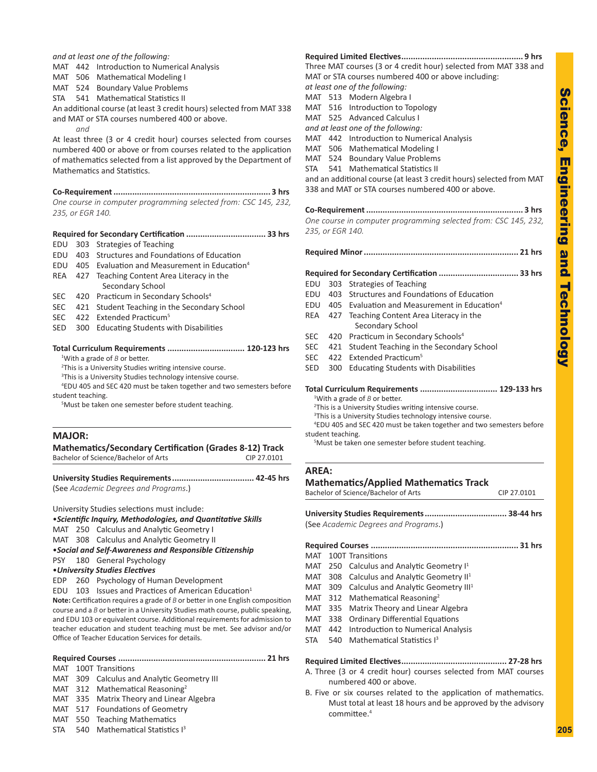*and at least one of the following:*

MAT 442 Introduction to Numerical Analysis
MAT 506 Mathematical Modeling I
MAT 524 Boundary Value Problems
STA 541 Mathematical Statistics II

An additional course (at least 3 credit hours) selected from MAT 338 and MAT or STA courses numbered 400 or above.

*and*

At least three (3 or 4 credit hour) courses selected from courses numbered 400 or above or from courses related to the application of mathematics selected from a list approved by the Department of Mathematics and Statistics.

**Co-Requirement .................................................................. 3 hrs**

*One course in computer programming selected from: CSC 145, 232, 235, or EGR 140.*

**Required for Secondary Certification ................................. 33 hrs**

EDU 303 Strategies of Teaching
EDU 403 Structures and Foundations of Education
EDU 405 Evaluation and Measurement in Education[4]
REA 427 Teaching Content Area Literacy in the Secondary School
SEC 420 Practicum in Secondary Schools[4]
SEC 421 Student Teaching in the Secondary School
SEC 422 Extended Practicum[5]
SED 300 Educating Students with Disabilities

**Total Curriculum Requirements ................................ 120-123 hrs**

[1]With a grade of *B* or better.
[2]This is a University Studies writing intensive course.
[3]This is a University Studies technology intensive course.
[4]EDU 405 and SEC 420 must be taken together and two semesters before student teaching.
[5]Must be taken one semester before student teaching.

## MAJOR:

### Mathematics/Secondary Certification (Grades 8-12) Track

Bachelor of Science/Bachelor of Arts CIP 27.0101

**University Studies Requirements.................................. 42-45 hrs**

(See *Academic Degrees and Programs*.)

University Studies selections must include:

•***Scientific Inquiry, Methodologies, and Quantitative Skills***

MAT 250 Calculus and Analytic Geometry I
MAT 308 Calculus and Analytic Geometry II

•***Social and Self-Awareness and Responsible Citizenship***

PSY 180 General Psychology

•***University Studies Electives***

EDP 260 Psychology of Human Development
EDU 103 Issues and Practices of American Education[1]

**Note:** Certification requires a grade of *B* or better in one English composition course and a *B* or better in a University Studies math course, public speaking, and EDU 103 or equivalent course. Additional requirements for admission to teacher education and student teaching must be met. See advisor and/or Office of Teacher Education Services for details.

**Required Courses .............................................................. 21 hrs**

MAT 100T Transitions
MAT 309 Calculus and Analytic Geometry III
MAT 312 Mathematical Reasoning[2]
MAT 335 Matrix Theory and Linear Algebra
MAT 517 Foundations of Geometry
MAT 550 Teaching Mathematics
STA 540 Mathematical Statistics I[3]

**Required Limited Electives................................................... 9 hrs**

Three MAT courses (3 or 4 credit hour) selected from MAT 338 and MAT or STA courses numbered 400 or above including:

*at least one of the following:*

MAT 513 Modern Algebra I
MAT 516 Introduction to Topology
MAT 525 Advanced Calculus I

*and at least one of the following:*

MAT 442 Introduction to Numerical Analysis
MAT 506 Mathematical Modeling I
MAT 524 Boundary Value Problems
STA 541 Mathematical Statistics II

and an additional course (at least 3 credit hours) selected from MAT 338 and MAT or STA courses numbered 400 or above.

**Co-Requirement .................................................................. 3 hrs**

*One course in computer programming selected from: CSC 145, 232, 235, or EGR 140.*

**Required Minor ................................................................. 21 hrs**

**Required for Secondary Certification ................................. 33 hrs**

EDU 303 Strategies of Teaching
EDU 403 Structures and Foundations of Education
EDU 405 Evaluation and Measurement in Education[4]
REA 427 Teaching Content Area Literacy in the Secondary School
SEC 420 Practicum in Secondary Schools[4]
SEC 421 Student Teaching in the Secondary School
SEC 422 Extended Practicum[5]
SED 300 Educating Students with Disabilities

**Total Curriculum Requirements ................................ 129-133 hrs**

[1]With a grade of *B* or better.
[2]This is a University Studies writing intensive course.
[3]This is a University Studies technology intensive course.
[4]EDU 405 and SEC 420 must be taken together and two semesters before student teaching.
[5]Must be taken one semester before student teaching.

## AREA:

### Mathematics/Applied Mathematics Track

Bachelor of Science/Bachelor of Arts CIP 27.0101

**University Studies Requirements.................................. 38-44 hrs**

(See *Academic Degrees and Programs*.)

**Required Courses .............................................................. 31 hrs**

MAT 100T Transitions
MAT 250 Calculus and Analytic Geometry I[1]
MAT 308 Calculus and Analytic Geometry II[1]
MAT 309 Calculus and Analytic Geometry III[1]
MAT 312 Mathematical Reasoning[2]
MAT 335 Matrix Theory and Linear Algebra
MAT 338 Ordinary Differential Equations
MAT 442 Introduction to Numerical Analysis
STA 540 Mathematical Statistics I[3]

**Required Limited Electives............................................ 27-28 hrs**

A. Three (3 or 4 credit hour) courses selected from MAT courses numbered 400 or above.
B. Five or six courses related to the application of mathematics. Must total at least 18 hours and be approved by the advisory committee.[4]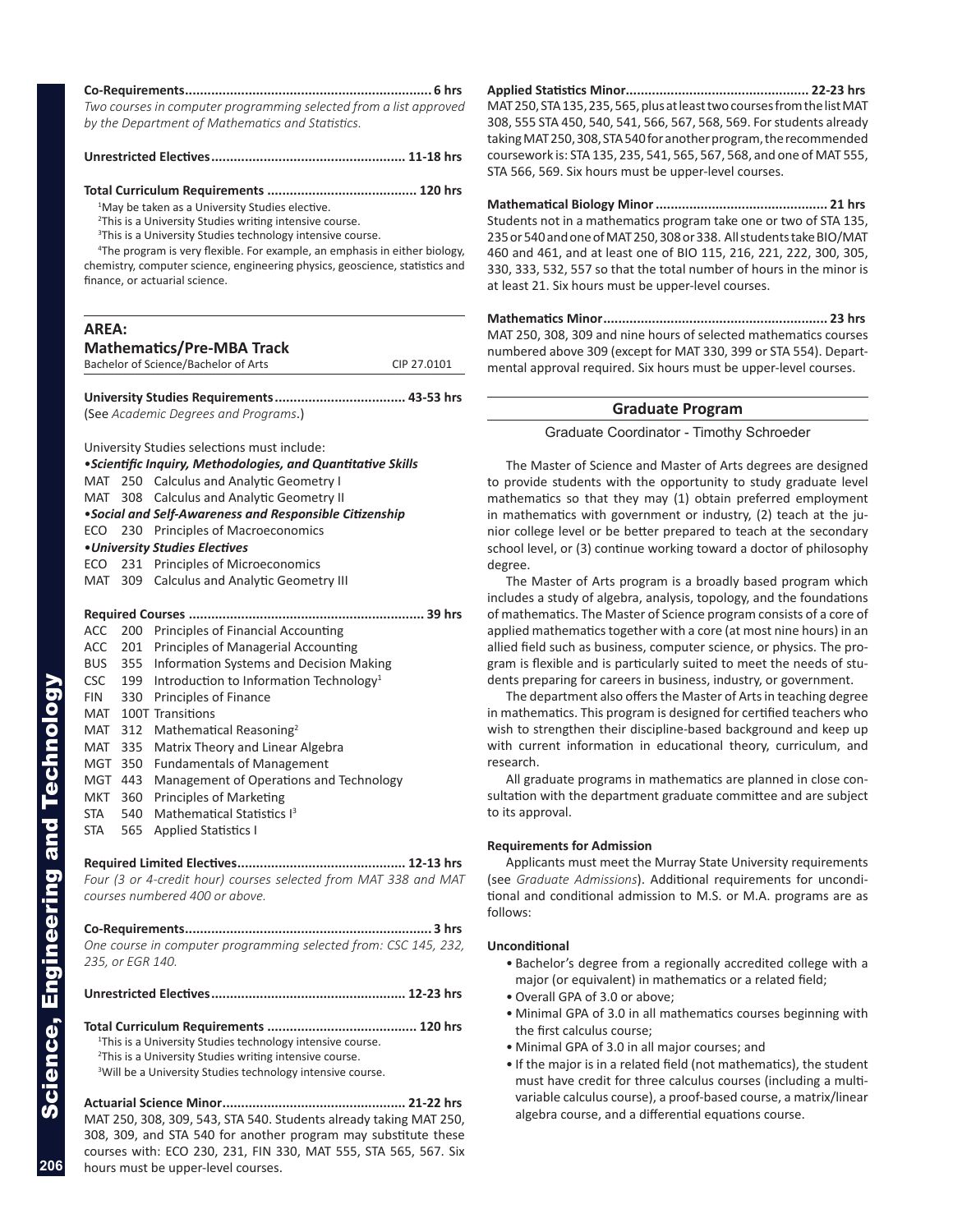**Co-Requirements................................................................. 6 hrs**
*Two courses in computer programming selected from a list approved by the Department of Mathematics and Statistics.*

**Unrestricted Electives................................................... 11-18 hrs**

**Total Curriculum Requirements ....................................... 120 hrs**

[1]May be taken as a University Studies elective.
[2]This is a University Studies writing intensive course.
[3]This is a University Studies technology intensive course.
[4]The program is very flexible. For example, an emphasis in either biology, chemistry, computer science, engineering physics, geoscience, statistics and finance, or actuarial science.

## AREA:
## Mathematics/Pre-MBA Track

Bachelor of Science/Bachelor of Arts CIP 27.0101

**University Studies Requirements.................................. 43-53 hrs**
(See *Academic Degrees and Programs*.)

University Studies selections must include:

- ***Scientific Inquiry, Methodologies, and Quantitative Skills***

MAT 250 Calculus and Analytic Geometry I
MAT 308 Calculus and Analytic Geometry II

- ***Social and Self-Awareness and Responsible Citizenship***

ECO 230 Principles of Macroeconomics

- ***University Studies Electives***

ECO 231 Principles of Microeconomics
MAT 309 Calculus and Analytic Geometry III

**Required Courses ............................................................. 39 hrs**

ACC 200 Principles of Financial Accounting
ACC 201 Principles of Managerial Accounting
BUS 355 Information Systems and Decision Making
CSC 199 Introduction to Information Technology[1]
FIN 330 Principles of Finance
MAT 100T Transitions
MAT 312 Mathematical Reasoning[2]
MAT 335 Matrix Theory and Linear Algebra
MGT 350 Fundamentals of Management
MGT 443 Management of Operations and Technology
MKT 360 Principles of Marketing
STA 540 Mathematical Statistics I[3]
STA 565 Applied Statistics I

**Required Limited Electives............................................ 12-13 hrs**
*Four (3 or 4-credit hour) courses selected from MAT 338 and MAT courses numbered 400 or above.*

**Co-Requirements................................................................. 3 hrs**
*One course in computer programming selected from: CSC 145, 232, 235, or EGR 140.*

**Unrestricted Electives................................................... 12-23 hrs**

**Total Curriculum Requirements ....................................... 120 hrs**

[1]This is a University Studies technology intensive course.
[2]This is a University Studies writing intensive course.
[3]Will be a University Studies technology intensive course.

**Actuarial Science Minor................................................ 21-22 hrs**
MAT 250, 308, 309, 543, STA 540. Students already taking MAT 250, 308, 309, and STA 540 for another program may substitute these courses with: ECO 230, 231, FIN 330, MAT 555, STA 565, 567. Six hours must be upper-level courses.

**Applied Statistics Minor................................................ 22-23 hrs**
MAT 250, STA 135, 235, 565, plus at least two courses from the list MAT 308, 555 STA 450, 540, 541, 566, 567, 568, 569. For students already taking MAT 250, 308, STA 540 for another program, the recommended coursework is: STA 135, 235, 541, 565, 567, 568, and one of MAT 555, STA 566, 569. Six hours must be upper-level courses.

**Mathematical Biology Minor ............................................. 21 hrs**
Students not in a mathematics program take one or two of STA 135, 235 or 540 and one of MAT 250, 308 or 338. All students take BIO/MAT 460 and 461, and at least one of BIO 115, 216, 221, 222, 300, 305, 330, 333, 532, 557 so that the total number of hours in the minor is at least 21. Six hours must be upper-level courses.

**Mathematics Minor........................................................... 23 hrs**
MAT 250, 308, 309 and nine hours of selected mathematics courses numbered above 309 (except for MAT 330, 399 or STA 554). Departmental approval required. Six hours must be upper-level courses.

## Graduate Program

Graduate Coordinator - Timothy Schroeder

The Master of Science and Master of Arts degrees are designed to provide students with the opportunity to study graduate level mathematics so that they may (1) obtain preferred employment in mathematics with government or industry, (2) teach at the junior college level or be better prepared to teach at the secondary school level, or (3) continue working toward a doctor of philosophy degree.

The Master of Arts program is a broadly based program which includes a study of algebra, analysis, topology, and the foundations of mathematics. The Master of Science program consists of a core of applied mathematics together with a core (at most nine hours) in an allied field such as business, computer science, or physics. The program is flexible and is particularly suited to meet the needs of students preparing for careers in business, industry, or government.

The department also offers the Master of Arts in teaching degree in mathematics. This program is designed for certified teachers who wish to strengthen their discipline-based background and keep up with current information in educational theory, curriculum, and research.

All graduate programs in mathematics are planned in close consultation with the department graduate committee and are subject to its approval.

**Requirements for Admission**

Applicants must meet the Murray State University requirements (see *Graduate Admissions*). Additional requirements for unconditional and conditional admission to M.S. or M.A. programs are as follows:

**Unconditional**

- Bachelor's degree from a regionally accredited college with a major (or equivalent) in mathematics or a related field;
- Overall GPA of 3.0 or above;
- Minimal GPA of 3.0 in all mathematics courses beginning with the first calculus course;
- Minimal GPA of 3.0 in all major courses; and
- If the major is in a related field (not mathematics), the student must have credit for three calculus courses (including a multivariable calculus course), a proof-based course, a matrix/linear algebra course, and a differential equations course.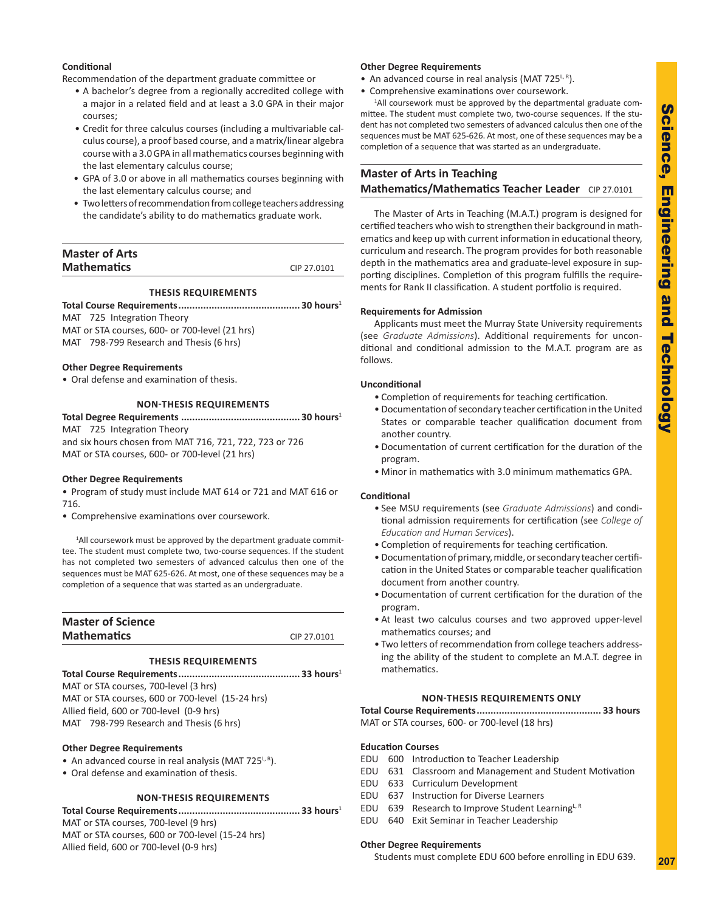**Conditional**

Recommendation of the department graduate committee or

- A bachelor's degree from a regionally accredited college with a major in a related field and at least a 3.0 GPA in their major courses;
- Credit for three calculus courses (including a multivariable calculus course), a proof based course, and a matrix/linear algebra course with a 3.0 GPA in all mathematics courses beginning with the last elementary calculus course;
- GPA of 3.0 or above in all mathematics courses beginning with the last elementary calculus course; and
- Two letters of recommendation from college teachers addressing the candidate's ability to do mathematics graduate work.

## Master of Arts Mathematics

CIP 27.0101

### THESIS REQUIREMENTS

**Total Course Requirements............................................ 30 hours**[1]

MAT 725 Integration Theory

MAT or STA courses, 600- or 700-level (21 hrs)

MAT 798-799 Research and Thesis (6 hrs)

**Other Degree Requirements**

- Oral defense and examination of thesis.

### NON-THESIS REQUIREMENTS

**Total Degree Requirements ........................................... 30 hours**[1]

MAT 725 Integration Theory

and six hours chosen from MAT 716, 721, 722, 723 or 726

MAT or STA courses, 600- or 700-level (21 hrs)

**Other Degree Requirements**

- Program of study must include MAT 614 or 721 and MAT 616 or 716.
- Comprehensive examinations over coursework.

[1]All coursework must be approved by the department graduate committee. The student must complete two, two-course sequences. If the student has not completed two semesters of advanced calculus then one of the sequences must be MAT 625-626. At most, one of these sequences may be a completion of a sequence that was started as an undergraduate.

## Master of Science Mathematics

CIP 27.0101

### THESIS REQUIREMENTS

**Total Course Requirements............................................ 33 hours**[1]

MAT or STA courses, 700-level (3 hrs)

MAT or STA courses, 600 or 700-level (15-24 hrs)

Allied field, 600 or 700-level (0-9 hrs)

MAT 798-799 Research and Thesis (6 hrs)

**Other Degree Requirements**

- An advanced course in real analysis (MAT 725[L, R]).
- Oral defense and examination of thesis.

### NON-THESIS REQUIREMENTS

**Total Course Requirements............................................ 33 hours**[1]

MAT or STA courses, 700-level (9 hrs)

MAT or STA courses, 600 or 700-level (15-24 hrs)

Allied field, 600 or 700-level (0-9 hrs)

**Other Degree Requirements**

- An advanced course in real analysis (MAT 725[L, R]).
- Comprehensive examinations over coursework.

[1]All coursework must be approved by the departmental graduate committee. The student must complete two, two-course sequences. If the student has not completed two semesters of advanced calculus then one of the sequences must be MAT 625-626. At most, one of these sequences may be a completion of a sequence that was started as an undergraduate.

## Master of Arts in Teaching Mathematics/Mathematics Teacher Leader

CIP 27.0101

The Master of Arts in Teaching (M.A.T.) program is designed for certified teachers who wish to strengthen their background in mathematics and keep up with current information in educational theory, curriculum and research. The program provides for both reasonable depth in the mathematics area and graduate-level exposure in supporting disciplines. Completion of this program fulfills the requirements for Rank II classification. A student portfolio is required.

**Requirements for Admission**

Applicants must meet the Murray State University requirements (see *Graduate Admissions*). Additional requirements for unconditional and conditional admission to the M.A.T. program are as follows.

**Unconditional**

- Completion of requirements for teaching certification.
- Documentation of secondary teacher certification in the United States or comparable teacher qualification document from another country.
- Documentation of current certification for the duration of the program.
- Minor in mathematics with 3.0 minimum mathematics GPA.

**Conditional**

- See MSU requirements (see *Graduate Admissions*) and conditional admission requirements for certification (see *College of Education and Human Services*).
- Completion of requirements for teaching certification.
- Documentation of primary, middle, or secondary teacher certification in the United States or comparable teacher qualification document from another country.
- Documentation of current certification for the duration of the program.
- At least two calculus courses and two approved upper-level mathematics courses; and
- Two letters of recommendation from college teachers addressing the ability of the student to complete an M.A.T. degree in mathematics.

### NON-THESIS REQUIREMENTS ONLY

**Total Course Requirements............................................. 33 hours**

MAT or STA courses, 600- or 700-level (18 hrs)

**Education Courses**

EDU 600 Introduction to Teacher Leadership

EDU 631 Classroom and Management and Student Motivation

EDU 633 Curriculum Development

EDU 637 Instruction for Diverse Learners

EDU 639 Research to Improve Student Learning[L, R]

EDU 640 Exit Seminar in Teacher Leadership

**Other Degree Requirements**

Students must complete EDU 600 before enrolling in EDU 639.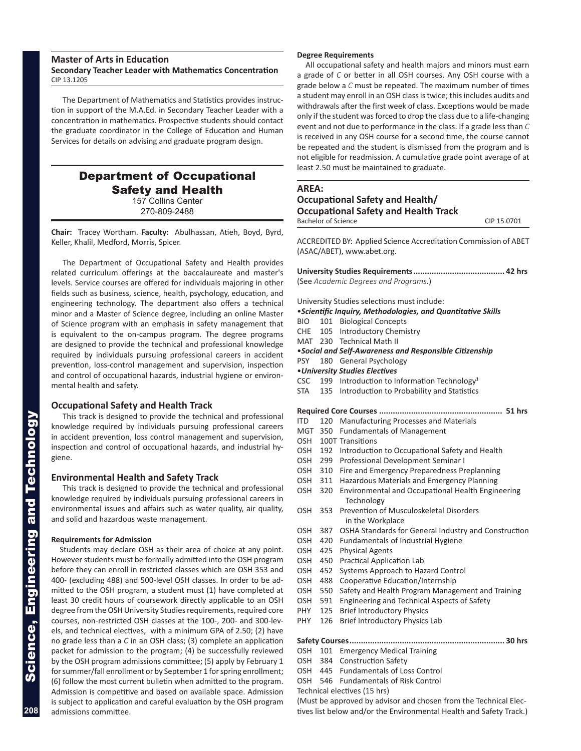## Master of Arts in Education
**Secondary Teacher Leader with Mathematics Concentration**
CIP 13.1205

The Department of Mathematics and Statistics provides instruction in support of the M.A.Ed. in Secondary Teacher Leader with a concentration in mathematics. Prospective students should contact the graduate coordinator in the College of Education and Human Services for details on advising and graduate program design.

# Department of Occupational Safety and Health
157 Collins Center
270-809-2488

**Chair:** Tracey Wortham. **Faculty:** Abulhassan, Atieh, Boyd, Byrd, Keller, Khalil, Medford, Morris, Spicer.

The Department of Occupational Safety and Health provides related curriculum offerings at the baccalaureate and master's levels. Service courses are offered for individuals majoring in other fields such as business, science, health, psychology, education, and engineering technology. The department also offers a technical minor and a Master of Science degree, including an online Master of Science program with an emphasis in safety management that is equivalent to the on-campus program. The degree programs are designed to provide the technical and professional knowledge required by individuals pursuing professional careers in accident prevention, loss-control management and supervision, inspection and control of occupational hazards, industrial hygiene or environmental health and safety.

### Occupational Safety and Health Track
This track is designed to provide the technical and professional knowledge required by individuals pursuing professional careers in accident prevention, loss control management and supervision, inspection and control of occupational hazards, and industrial hygiene.

### Environmental Health and Safety Track
This track is designed to provide the technical and professional knowledge required by individuals pursuing professional careers in environmental issues and affairs such as water quality, air quality, and solid and hazardous waste management.

#### Requirements for Admission
Students may declare OSH as their area of choice at any point. However students must be formally admitted into the OSH program before they can enroll in restricted classes which are OSH 353 and 400- (excluding 488) and 500-level OSH classes. In order to be admitted to the OSH program, a student must (1) have completed at least 30 credit hours of coursework directly applicable to an OSH degree from the OSH University Studies requirements, required core courses, non-restricted OSH classes at the 100-, 200- and 300-levels, and technical electives, with a minimum GPA of 2.50; (2) have no grade less than a *C* in an OSH class; (3) complete an application packet for admission to the program; (4) be successfully reviewed by the OSH program admissions committee; (5) apply by February 1 for summer/fall enrollment or by September 1 for spring enrollment; (6) follow the most current bulletin when admitted to the program. Admission is competitive and based on available space. Admission is subject to application and careful evaluation by the OSH program admissions committee.

#### Degree Requirements
All occupational safety and health majors and minors must earn a grade of *C* or better in all OSH courses. Any OSH course with a grade below a *C* must be repeated. The maximum number of times a student may enroll in an OSH class is twice; this includes audits and withdrawals after the first week of class. Exceptions would be made only if the student was forced to drop the class due to a life-changing event and not due to performance in the class. If a grade less than *C* is received in any OSH course for a second time, the course cannot be repeated and the student is dismissed from the program and is not eligible for readmission. A cumulative grade point average of at least 2.50 must be maintained to graduate.

## AREA:
## Occupational Safety and Health/ Occupational Safety and Health Track
Bachelor of Science — CIP 15.0701

ACCREDITED BY: Applied Science Accreditation Commission of ABET (ASAC/ABET), www.abet.org.

**University Studies Requirements........................................ 42 hrs**
(See *Academic Degrees and Programs*.)

University Studies selections must include:

•***Scientific Inquiry, Methodologies, and Quantitative Skills***
- BIO 101 Biological Concepts
- CHE 105 Introductory Chemistry
- MAT 230 Technical Math II

•***Social and Self-Awareness and Responsible Citizenship***
- PSY 180 General Psychology

•***University Studies Electives***
- CSC 199 Introduction to Information Technology[1]
- STA 135 Introduction to Probability and Statistics

**Required Core Courses ...................................................... 51 hrs**
- ITD 120 Manufacturing Processes and Materials
- MGT 350 Fundamentals of Management
- OSH 100T Transitions
- OSH 192 Introduction to Occupational Safety and Health
- OSH 299 Professional Development Seminar I
- OSH 310 Fire and Emergency Preparedness Preplanning
- OSH 311 Hazardous Materials and Emergency Planning
- OSH 320 Environmental and Occupational Health Engineering Technology
- OSH 353 Prevention of Musculoskeletal Disorders in the Workplace
- OSH 387 OSHA Standards for General Industry and Construction
- OSH 420 Fundamentals of Industrial Hygiene
- OSH 425 Physical Agents
- OSH 450 Practical Application Lab
- OSH 452 Systems Approach to Hazard Control
- OSH 488 Cooperative Education/Internship
- OSH 550 Safety and Health Program Management and Training
- OSH 591 Engineering and Technical Aspects of Safety
- PHY 125 Brief Introductory Physics
- PHY 126 Brief Introductory Physics Lab

**Safety Courses.................................................................... 30 hrs**
- OSH 101 Emergency Medical Training
- OSH 384 Construction Safety
- OSH 445 Fundamentals of Loss Control
- OSH 546 Fundamentals of Risk Control
- Technical electives (15 hrs)

(Must be approved by advisor and chosen from the Technical Electives list below and/or the Environmental Health and Safety Track.)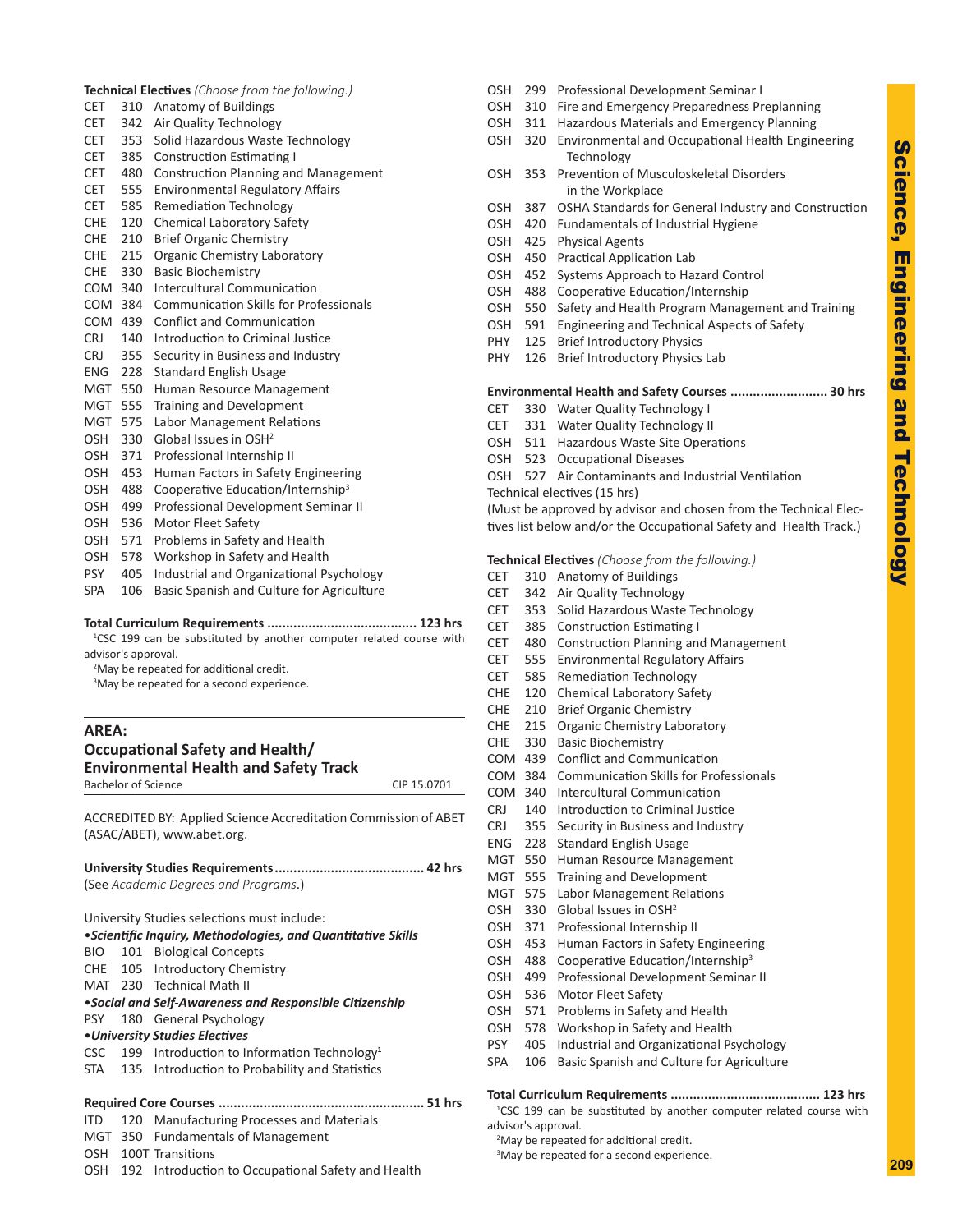**Technical Electives** *(Choose from the following.)*

CET 310 Anatomy of Buildings
CET 342 Air Quality Technology
CET 353 Solid Hazardous Waste Technology
CET 385 Construction Estimating I
CET 480 Construction Planning and Management
CET 555 Environmental Regulatory Affairs
CET 585 Remediation Technology
CHE 120 Chemical Laboratory Safety
CHE 210 Brief Organic Chemistry
CHE 215 Organic Chemistry Laboratory
CHE 330 Basic Biochemistry
COM 340 Intercultural Communication
COM 384 Communication Skills for Professionals
COM 439 Conflict and Communication
CRJ 140 Introduction to Criminal Justice
CRJ 355 Security in Business and Industry
ENG 228 Standard English Usage
MGT 550 Human Resource Management
MGT 555 Training and Development
MGT 575 Labor Management Relations
OSH 330 Global Issues in OSH[2]
OSH 371 Professional Internship II
OSH 453 Human Factors in Safety Engineering
OSH 488 Cooperative Education/Internship[3]
OSH 499 Professional Development Seminar II
OSH 536 Motor Fleet Safety
OSH 571 Problems in Safety and Health
OSH 578 Workshop in Safety and Health
PSY 405 Industrial and Organizational Psychology
SPA 106 Basic Spanish and Culture for Agriculture

**Total Curriculum Requirements ....................................... 123 hrs**

[1]CSC 199 can be substituted by another computer related course with advisor's approval.
[2]May be repeated for additional credit.
[3]May be repeated for a second experience.

## AREA:
## Occupational Safety and Health/ Environmental Health and Safety Track

Bachelor of Science — CIP 15.0701

ACCREDITED BY: Applied Science Accreditation Commission of ABET (ASAC/ABET), www.abet.org.

**University Studies Requirements....................................... 42 hrs**
(See *Academic Degrees and Programs*.)

University Studies selections must include:

***•Scientific Inquiry, Methodologies, and Quantitative Skills***
BIO 101 Biological Concepts
CHE 105 Introductory Chemistry
MAT 230 Technical Math II

***•Social and Self-Awareness and Responsible Citizenship***
PSY 180 General Psychology

***•University Studies Electives***
CSC 199 Introduction to Information Technology[1]
STA 135 Introduction to Probability and Statistics

**Required Core Courses ...................................................... 51 hrs**

ITD 120 Manufacturing Processes and Materials
MGT 350 Fundamentals of Management
OSH 100T Transitions
OSH 192 Introduction to Occupational Safety and Health
OSH 299 Professional Development Seminar I
OSH 310 Fire and Emergency Preparedness Preplanning
OSH 311 Hazardous Materials and Emergency Planning
OSH 320 Environmental and Occupational Health Engineering Technology
OSH 353 Prevention of Musculoskeletal Disorders in the Workplace
OSH 387 OSHA Standards for General Industry and Construction
OSH 420 Fundamentals of Industrial Hygiene
OSH 425 Physical Agents
OSH 450 Practical Application Lab
OSH 452 Systems Approach to Hazard Control
OSH 488 Cooperative Education/Internship
OSH 550 Safety and Health Program Management and Training
OSH 591 Engineering and Technical Aspects of Safety
PHY 125 Brief Introductory Physics
PHY 126 Brief Introductory Physics Lab

**Environmental Health and Safety Courses .......................... 30 hrs**

CET 330 Water Quality Technology I
CET 331 Water Quality Technology II
OSH 511 Hazardous Waste Site Operations
OSH 523 Occupational Diseases
OSH 527 Air Contaminants and Industrial Ventilation

Technical electives (15 hrs)
(Must be approved by advisor and chosen from the Technical Electives list below and/or the Occupational Safety and Health Track.)

**Technical Electives** *(Choose from the following.)*

CET 310 Anatomy of Buildings
CET 342 Air Quality Technology
CET 353 Solid Hazardous Waste Technology
CET 385 Construction Estimating I
CET 480 Construction Planning and Management
CET 555 Environmental Regulatory Affairs
CET 585 Remediation Technology
CHE 120 Chemical Laboratory Safety
CHE 210 Brief Organic Chemistry
CHE 215 Organic Chemistry Laboratory
CHE 330 Basic Biochemistry
COM 439 Conflict and Communication
COM 384 Communication Skills for Professionals
COM 340 Intercultural Communication
CRJ 140 Introduction to Criminal Justice
CRJ 355 Security in Business and Industry
ENG 228 Standard English Usage
MGT 550 Human Resource Management
MGT 555 Training and Development
MGT 575 Labor Management Relations
OSH 330 Global Issues in OSH[2]
OSH 371 Professional Internship II
OSH 453 Human Factors in Safety Engineering
OSH 488 Cooperative Education/Internship[3]
OSH 499 Professional Development Seminar II
OSH 536 Motor Fleet Safety
OSH 571 Problems in Safety and Health
OSH 578 Workshop in Safety and Health
PSY 405 Industrial and Organizational Psychology
SPA 106 Basic Spanish and Culture for Agriculture

**Total Curriculum Requirements ....................................... 123 hrs**

[1]CSC 199 can be substituted by another computer related course with advisor's approval.
[2]May be repeated for additional credit.
[3]May be repeated for a second experience.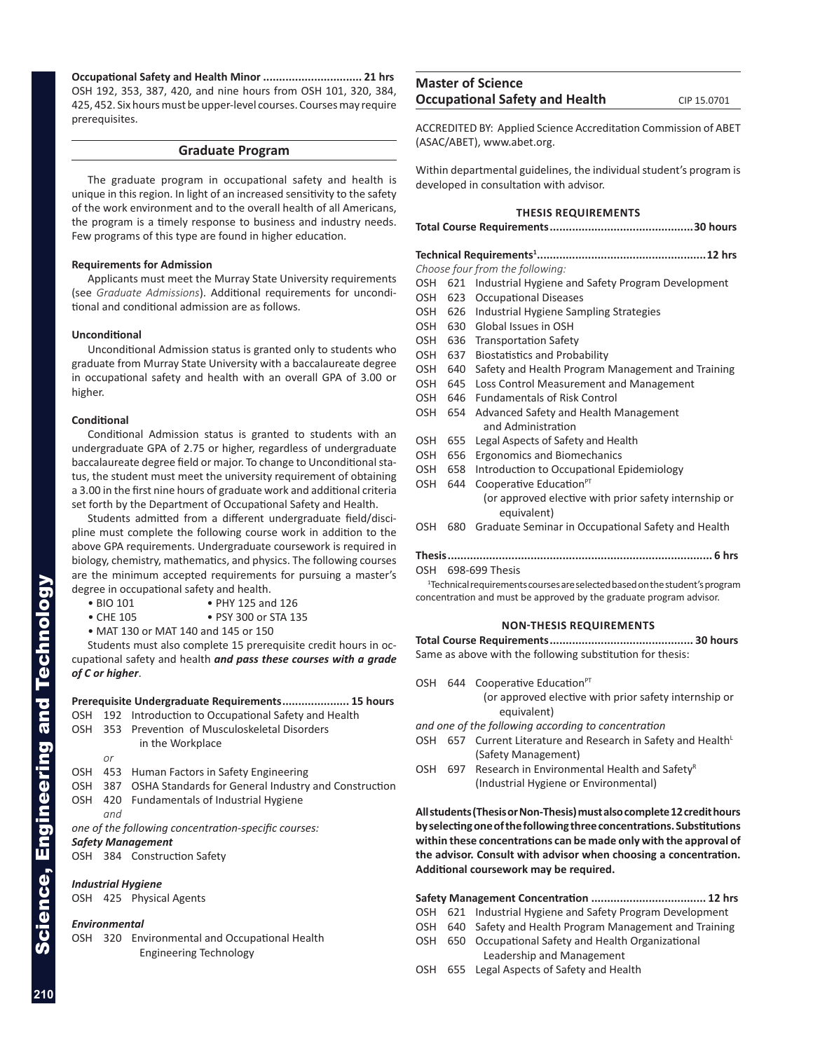**Occupational Safety and Health Minor .............................. 21 hrs**
OSH 192, 353, 387, 420, and nine hours from OSH 101, 320, 384, 425, 452. Six hours must be upper-level courses. Courses may require prerequisites.

## Graduate Program

The graduate program in occupational safety and health is unique in this region. In light of an increased sensitivity to the safety of the work environment and to the overall health of all Americans, the program is a timely response to business and industry needs. Few programs of this type are found in higher education.

**Requirements for Admission**

Applicants must meet the Murray State University requirements (see *Graduate Admissions*). Additional requirements for unconditional and conditional admission are as follows.

**Unconditional**

Unconditional Admission status is granted only to students who graduate from Murray State University with a baccalaureate degree in occupational safety and health with an overall GPA of 3.00 or higher.

**Conditional**

Conditional Admission status is granted to students with an undergraduate GPA of 2.75 or higher, regardless of undergraduate baccalaureate degree field or major. To change to Unconditional status, the student must meet the university requirement of obtaining a 3.00 in the first nine hours of graduate work and additional criteria set forth by the Department of Occupational Safety and Health.

Students admitted from a different undergraduate field/discipline must complete the following course work in addition to the above GPA requirements. Undergraduate coursework is required in biology, chemistry, mathematics, and physics. The following courses are the minimum accepted requirements for pursuing a master's degree in occupational safety and health.

- BIO 101
- PHY 125 and 126
- CHE 105
- PSY 300 or STA 135
- MAT 130 or MAT 140 and 145 or 150

Students must also complete 15 prerequisite credit hours in occupational safety and health ***and pass these courses with a grade of C or higher***.

**Prerequisite Undergraduate Requirements..................... 15 hours**

OSH 192 Introduction to Occupational Safety and Health
OSH 353 Prevention of Musculoskeletal Disorders in the Workplace
*or*
OSH 453 Human Factors in Safety Engineering
OSH 387 OSHA Standards for General Industry and Construction
OSH 420 Fundamentals of Industrial Hygiene
*and*
*one of the following concentration-specific courses:*

***Safety Management***
OSH 384 Construction Safety

***Industrial Hygiene***
OSH 425 Physical Agents

***Environmental***
OSH 320 Environmental and Occupational Health Engineering Technology

## Master of Science Occupational Safety and Health

CIP 15.0701

ACCREDITED BY: Applied Science Accreditation Commission of ABET (ASAC/ABET), www.abet.org.

Within departmental guidelines, the individual student's program is developed in consultation with advisor.

### THESIS REQUIREMENTS

**Total Course Requirements............................................30 hours**

**Technical Requirements[1]....................................................12 hrs**
*Choose four from the following:*

OSH 621 Industrial Hygiene and Safety Program Development
OSH 623 Occupational Diseases
OSH 626 Industrial Hygiene Sampling Strategies
OSH 630 Global Issues in OSH
OSH 636 Transportation Safety
OSH 637 Biostatistics and Probability
OSH 640 Safety and Health Program Management and Training
OSH 645 Loss Control Measurement and Management
OSH 646 Fundamentals of Risk Control
OSH 654 Advanced Safety and Health Management and Administration
OSH 655 Legal Aspects of Safety and Health
OSH 656 Ergonomics and Biomechanics
OSH 658 Introduction to Occupational Epidemiology
OSH 644 Cooperative Education[PT] (or approved elective with prior safety internship or equivalent)
OSH 680 Graduate Seminar in Occupational Safety and Health

**Thesis.................................................................................... 6 hrs**
OSH 698-699 Thesis

[1]Technical requirements courses are selected based on the student's program concentration and must be approved by the graduate program advisor.

### NON-THESIS REQUIREMENTS

**Total Course Requirements............................................ 30 hours**
Same as above with the following substitution for thesis:

OSH 644 Cooperative Education[PT] (or approved elective with prior safety internship or equivalent)

*and one of the following according to concentration*

OSH 657 Current Literature and Research in Safety and Health[L] (Safety Management)
OSH 697 Research in Environmental Health and Safety[R] (Industrial Hygiene or Environmental)

**All students (Thesis or Non-Thesis) must also complete 12 credit hours by selecting one of the following three concentrations. Substitutions within these concentrations can be made only with the approval of the advisor. Consult with advisor when choosing a concentration. Additional coursework may be required.**

**Safety Management Concentration .................................... 12 hrs**

OSH 621 Industrial Hygiene and Safety Program Development
OSH 640 Safety and Health Program Management and Training
OSH 650 Occupational Safety and Health Organizational Leadership and Management
OSH 655 Legal Aspects of Safety and Health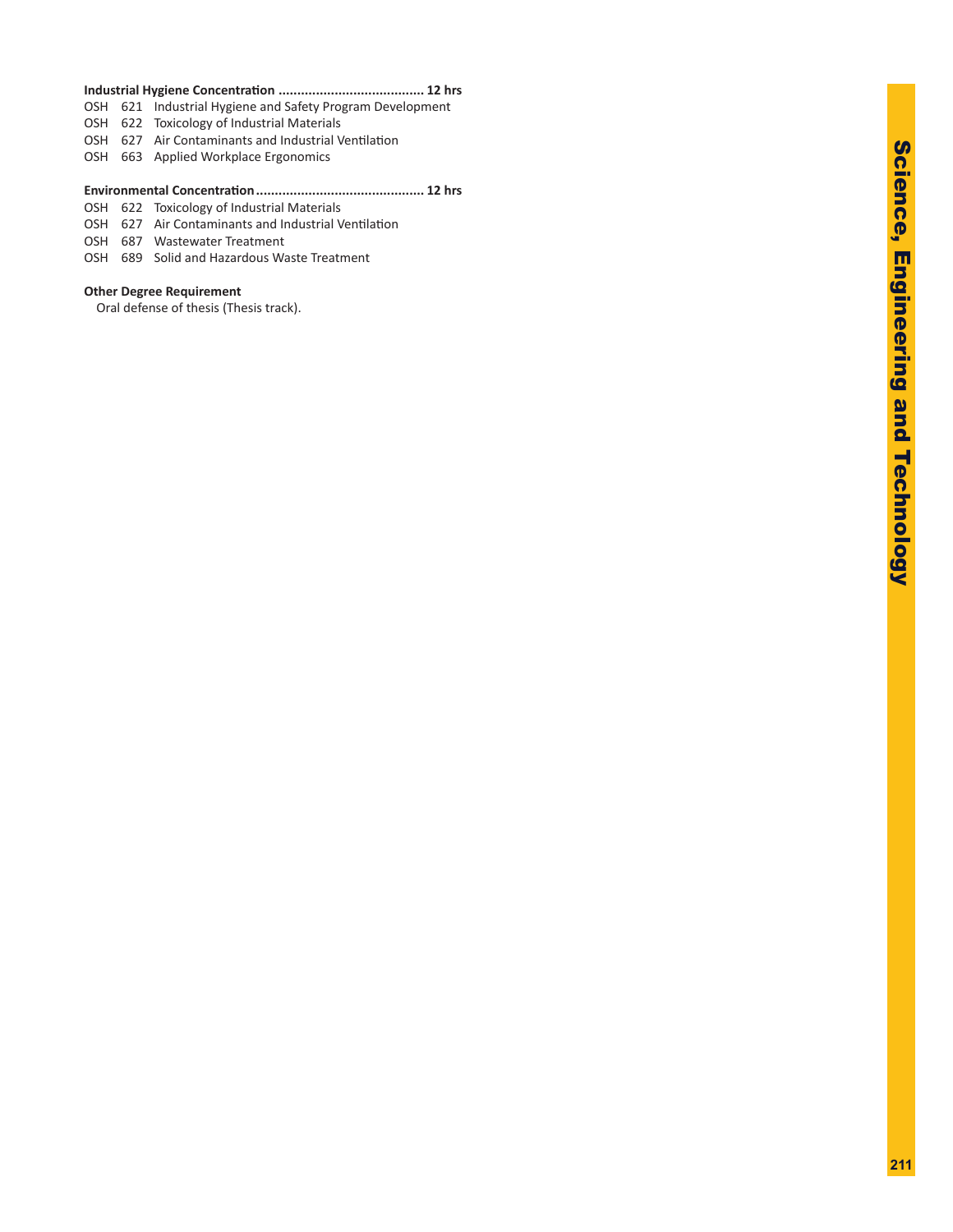**Industrial Hygiene Concentration ....................................... 12 hrs**

OSH 621 Industrial Hygiene and Safety Program Development
OSH 622 Toxicology of Industrial Materials
OSH 627 Air Contaminants and Industrial Ventilation
OSH 663 Applied Workplace Ergonomics

**Environmental Concentration ............................................ 12 hrs**

OSH 622 Toxicology of Industrial Materials
OSH 627 Air Contaminants and Industrial Ventilation
OSH 687 Wastewater Treatment
OSH 689 Solid and Hazardous Waste Treatment

**Other Degree Requirement**

Oral defense of thesis (Thesis track).